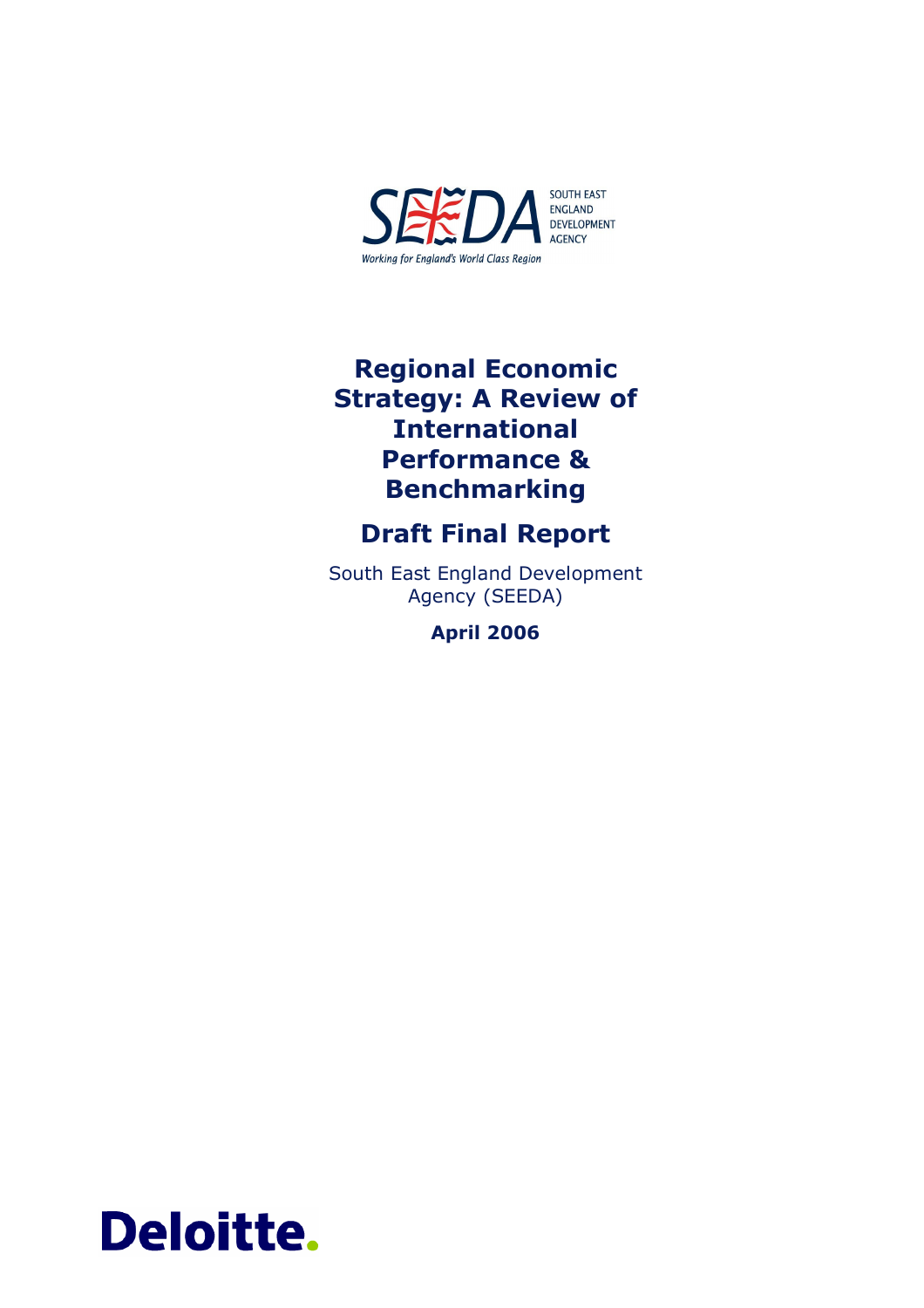SOUTH EAST ENGLAND DEVELOPMENT AGENCY

Working for England's World Class Region

# Regional Economic Strategy: A Review of International Performance & Benchmarking

## Draft Final Report

South East England Development Agency (SEEDA)

**April 2006**

Deloitte.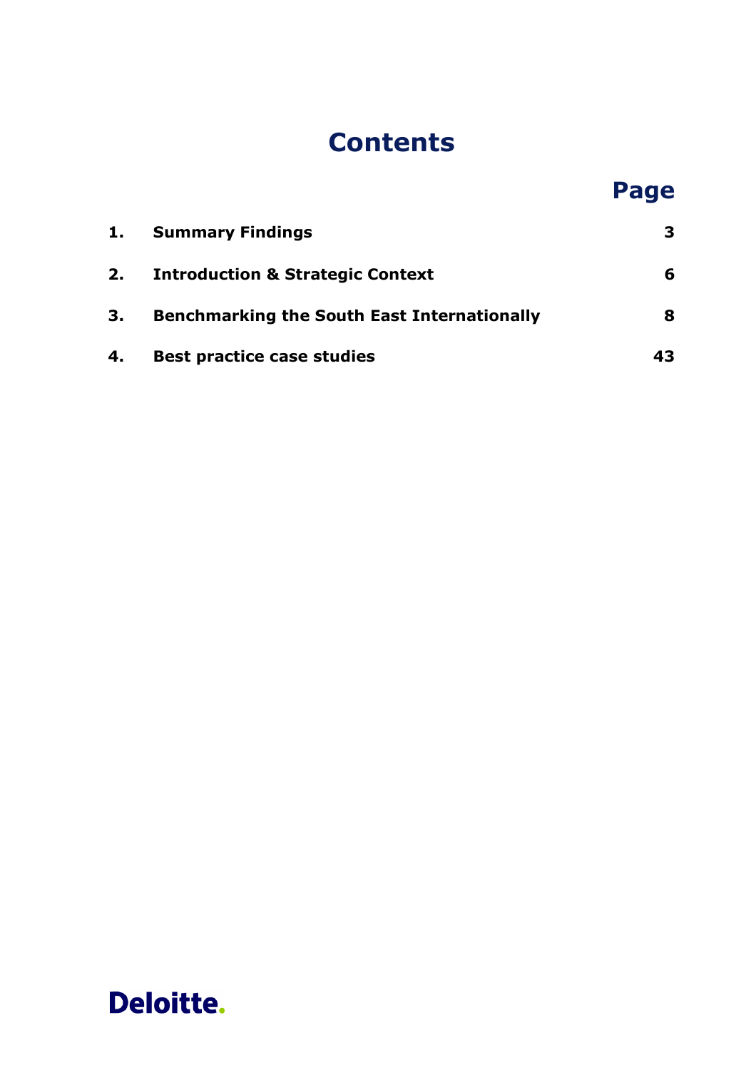# Contents

| | | Page |
|---|---|---|
| 1. | Summary Findings | 3 |
| 2. | Introduction & Strategic Context | 6 |
| 3. | Benchmarking the South East Internationally | 8 |
| 4. | Best practice case studies | 43 |

Deloitte.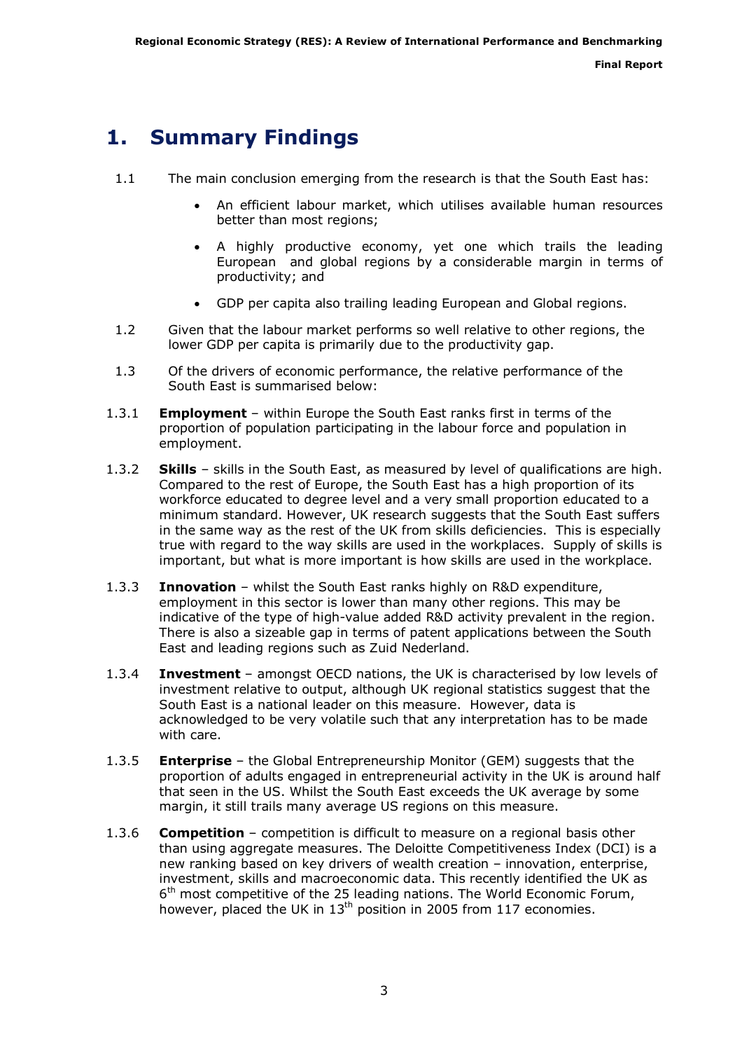# 1. Summary Findings

1.1 The main conclusion emerging from the research is that the South East has:

- An efficient labour market, which utilises available human resources better than most regions;
- A highly productive economy, yet one which trails the leading European and global regions by a considerable margin in terms of productivity; and
- GDP per capita also trailing leading European and Global regions.

1.2 Given that the labour market performs so well relative to other regions, the lower GDP per capita is primarily due to the productivity gap.

1.3 Of the drivers of economic performance, the relative performance of the South East is summarised below:

1.3.1 **Employment** – within Europe the South East ranks first in terms of the proportion of population participating in the labour force and population in employment.

1.3.2 **Skills** – skills in the South East, as measured by level of qualifications are high. Compared to the rest of Europe, the South East has a high proportion of its workforce educated to degree level and a very small proportion educated to a minimum standard. However, UK research suggests that the South East suffers in the same way as the rest of the UK from skills deficiencies. This is especially true with regard to the way skills are used in the workplaces. Supply of skills is important, but what is more important is how skills are used in the workplace.

1.3.3 **Innovation** – whilst the South East ranks highly on R&D expenditure, employment in this sector is lower than many other regions. This may be indicative of the type of high-value added R&D activity prevalent in the region. There is also a sizeable gap in terms of patent applications between the South East and leading regions such as Zuid Nederland.

1.3.4 **Investment** – amongst OECD nations, the UK is characterised by low levels of investment relative to output, although UK regional statistics suggest that the South East is a national leader on this measure. However, data is acknowledged to be very volatile such that any interpretation has to be made with care.

1.3.5 **Enterprise** – the Global Entrepreneurship Monitor (GEM) suggests that the proportion of adults engaged in entrepreneurial activity in the UK is around half that seen in the US. Whilst the South East exceeds the UK average by some margin, it still trails many average US regions on this measure.

1.3.6 **Competition** – competition is difficult to measure on a regional basis other than using aggregate measures. The Deloitte Competitiveness Index (DCI) is a new ranking based on key drivers of wealth creation – innovation, enterprise, investment, skills and macroeconomic data. This recently identified the UK as 6th most competitive of the 25 leading nations. The World Economic Forum, however, placed the UK in 13th position in 2005 from 117 economies.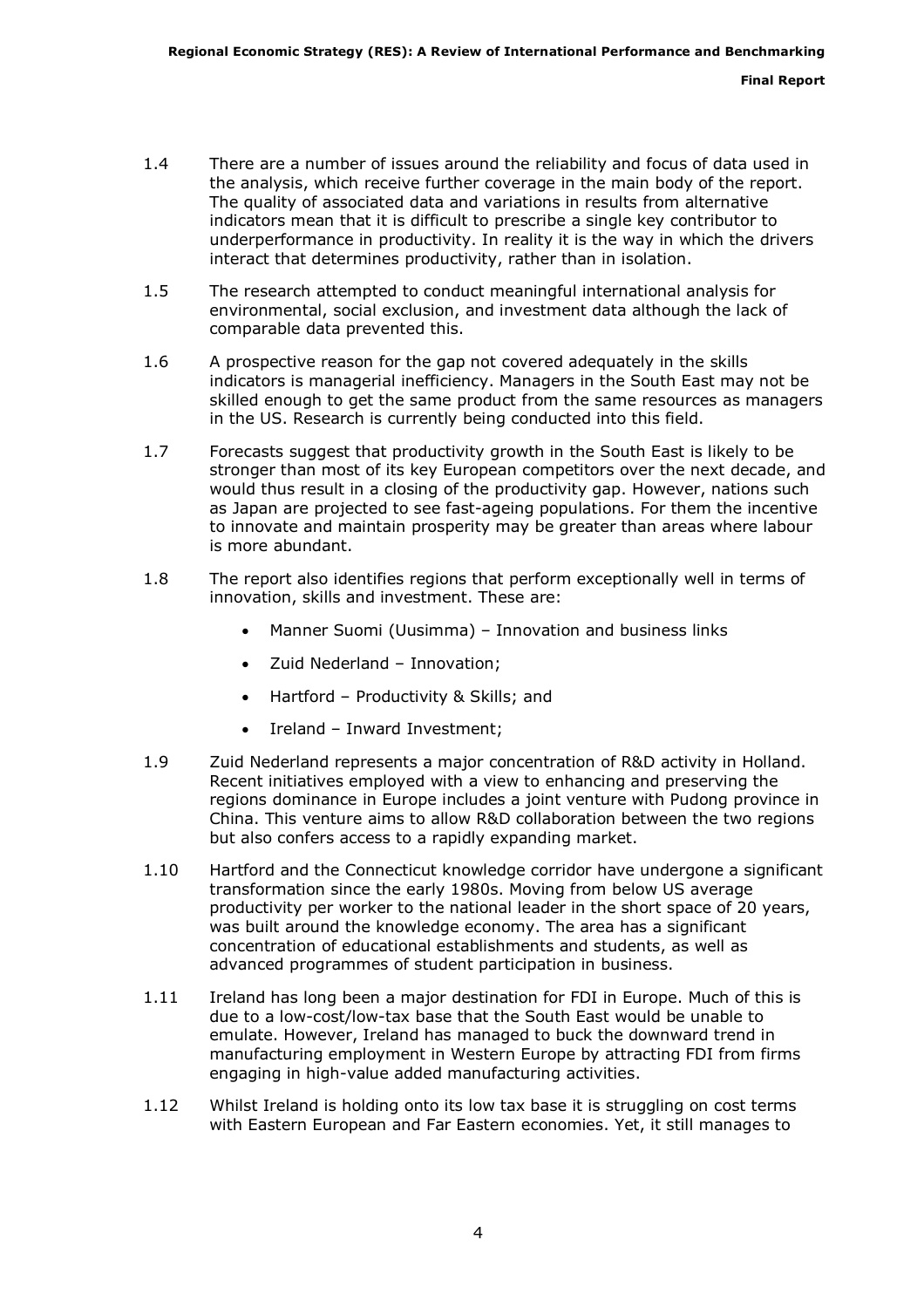1.4 There are a number of issues around the reliability and focus of data used in the analysis, which receive further coverage in the main body of the report. The quality of associated data and variations in results from alternative indicators mean that it is difficult to prescribe a single key contributor to underperformance in productivity. In reality it is the way in which the drivers interact that determines productivity, rather than in isolation.

1.5 The research attempted to conduct meaningful international analysis for environmental, social exclusion, and investment data although the lack of comparable data prevented this.

1.6 A prospective reason for the gap not covered adequately in the skills indicators is managerial inefficiency. Managers in the South East may not be skilled enough to get the same product from the same resources as managers in the US. Research is currently being conducted into this field.

1.7 Forecasts suggest that productivity growth in the South East is likely to be stronger than most of its key European competitors over the next decade, and would thus result in a closing of the productivity gap. However, nations such as Japan are projected to see fast-ageing populations. For them the incentive to innovate and maintain prosperity may be greater than areas where labour is more abundant.

1.8 The report also identifies regions that perform exceptionally well in terms of innovation, skills and investment. These are:

- Manner Suomi (Uusimma) – Innovation and business links
- Zuid Nederland – Innovation;
- Hartford – Productivity & Skills; and
- Ireland – Inward Investment;

1.9 Zuid Nederland represents a major concentration of R&D activity in Holland. Recent initiatives employed with a view to enhancing and preserving the regions dominance in Europe includes a joint venture with Pudong province in China. This venture aims to allow R&D collaboration between the two regions but also confers access to a rapidly expanding market.

1.10 Hartford and the Connecticut knowledge corridor have undergone a significant transformation since the early 1980s. Moving from below US average productivity per worker to the national leader in the short space of 20 years, was built around the knowledge economy. The area has a significant concentration of educational establishments and students, as well as advanced programmes of student participation in business.

1.11 Ireland has long been a major destination for FDI in Europe. Much of this is due to a low-cost/low-tax base that the South East would be unable to emulate. However, Ireland has managed to buck the downward trend in manufacturing employment in Western Europe by attracting FDI from firms engaging in high-value added manufacturing activities.

1.12 Whilst Ireland is holding onto its low tax base it is struggling on cost terms with Eastern European and Far Eastern economies. Yet, it still manages to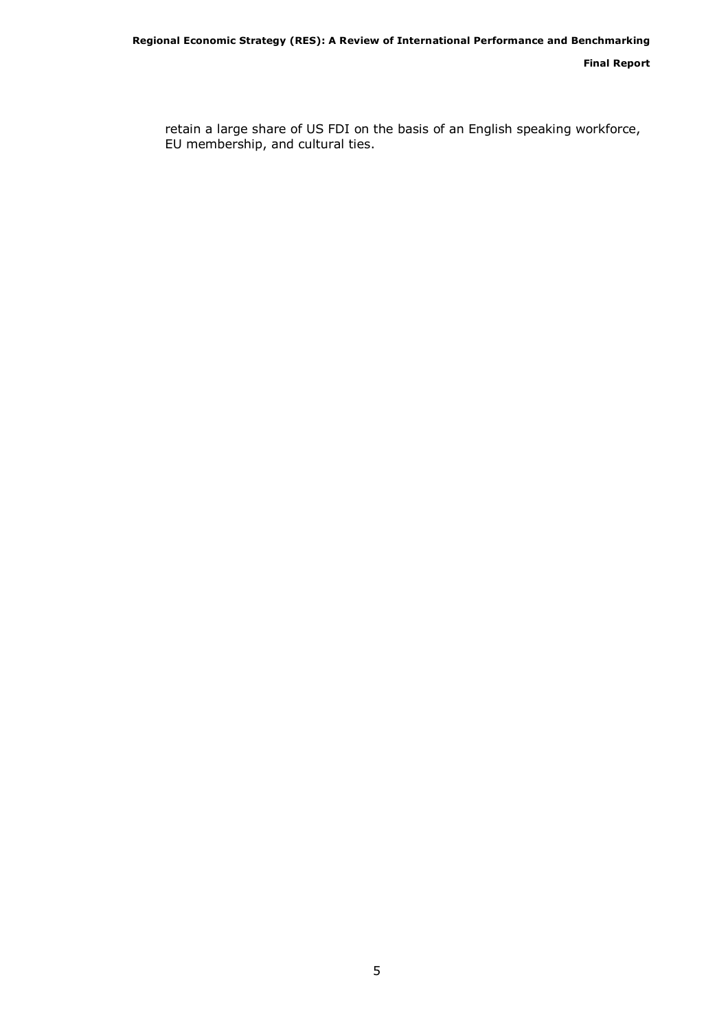retain a large share of US FDI on the basis of an English speaking workforce, EU membership, and cultural ties.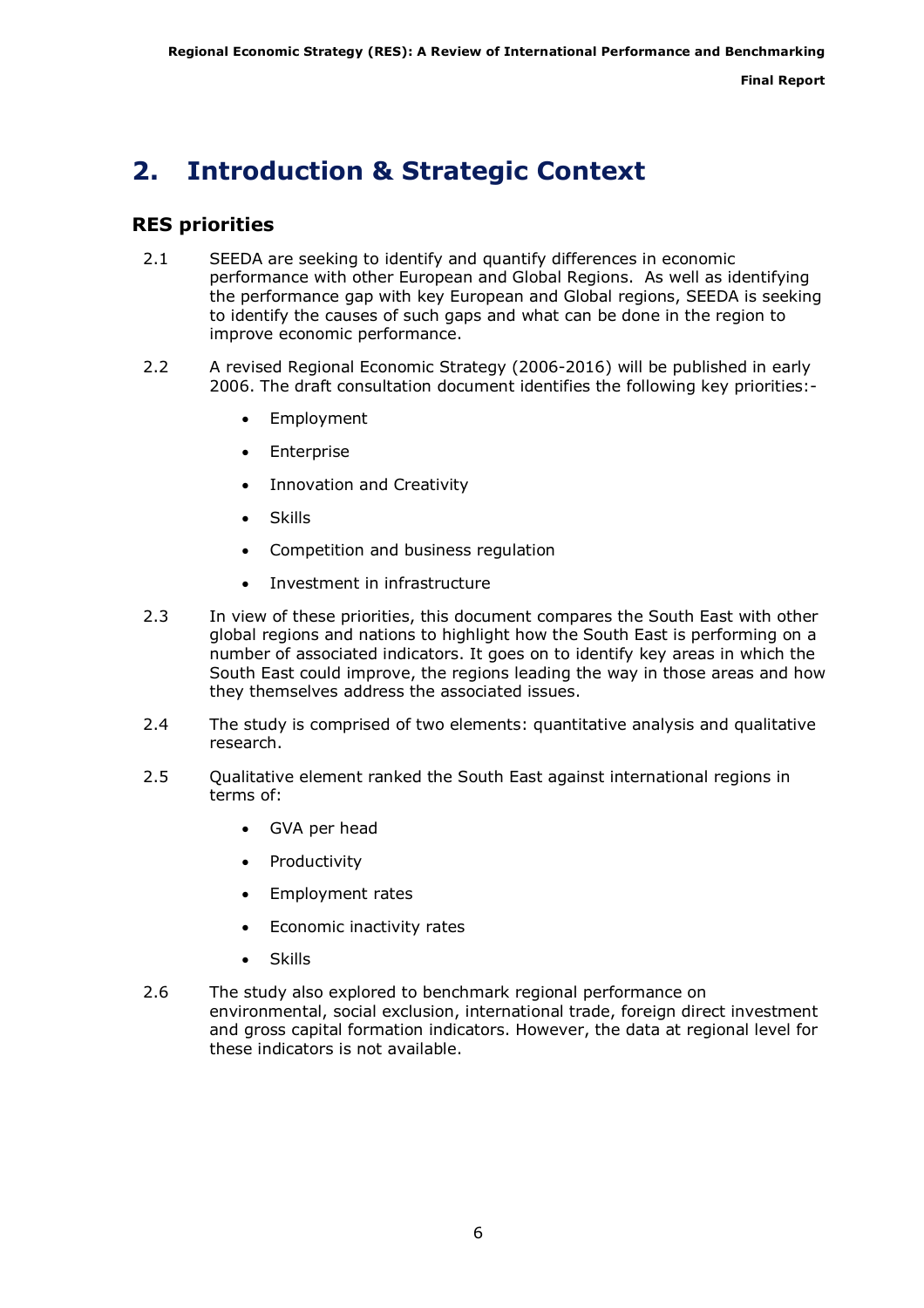# 2. Introduction & Strategic Context

## RES priorities

2.1 SEEDA are seeking to identify and quantify differences in economic performance with other European and Global Regions. As well as identifying the performance gap with key European and Global regions, SEEDA is seeking to identify the causes of such gaps and what can be done in the region to improve economic performance.

2.2 A revised Regional Economic Strategy (2006-2016) will be published in early 2006. The draft consultation document identifies the following key priorities:-

- Employment
- Enterprise
- Innovation and Creativity
- Skills
- Competition and business regulation
- Investment in infrastructure

2.3 In view of these priorities, this document compares the South East with other global regions and nations to highlight how the South East is performing on a number of associated indicators. It goes on to identify key areas in which the South East could improve, the regions leading the way in those areas and how they themselves address the associated issues.

2.4 The study is comprised of two elements: quantitative analysis and qualitative research.

2.5 Qualitative element ranked the South East against international regions in terms of:

- GVA per head
- Productivity
- Employment rates
- Economic inactivity rates
- Skills

2.6 The study also explored to benchmark regional performance on environmental, social exclusion, international trade, foreign direct investment and gross capital formation indicators. However, the data at regional level for these indicators is not available.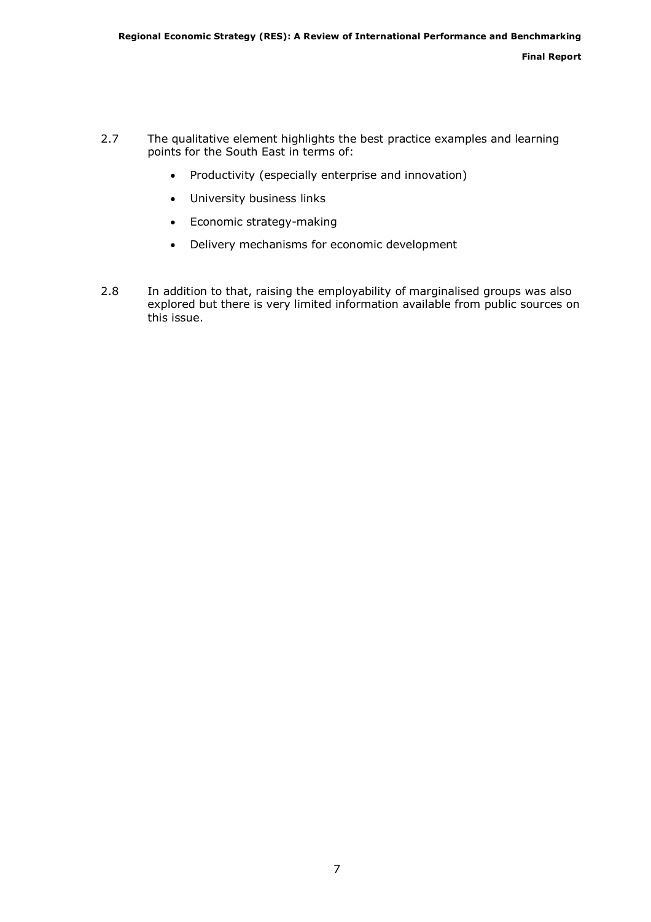2.7 The qualitative element highlights the best practice examples and learning points for the South East in terms of:

- Productivity (especially enterprise and innovation)
- University business links
- Economic strategy-making
- Delivery mechanisms for economic development

2.8 In addition to that, raising the employability of marginalised groups was also explored but there is very limited information available from public sources on this issue.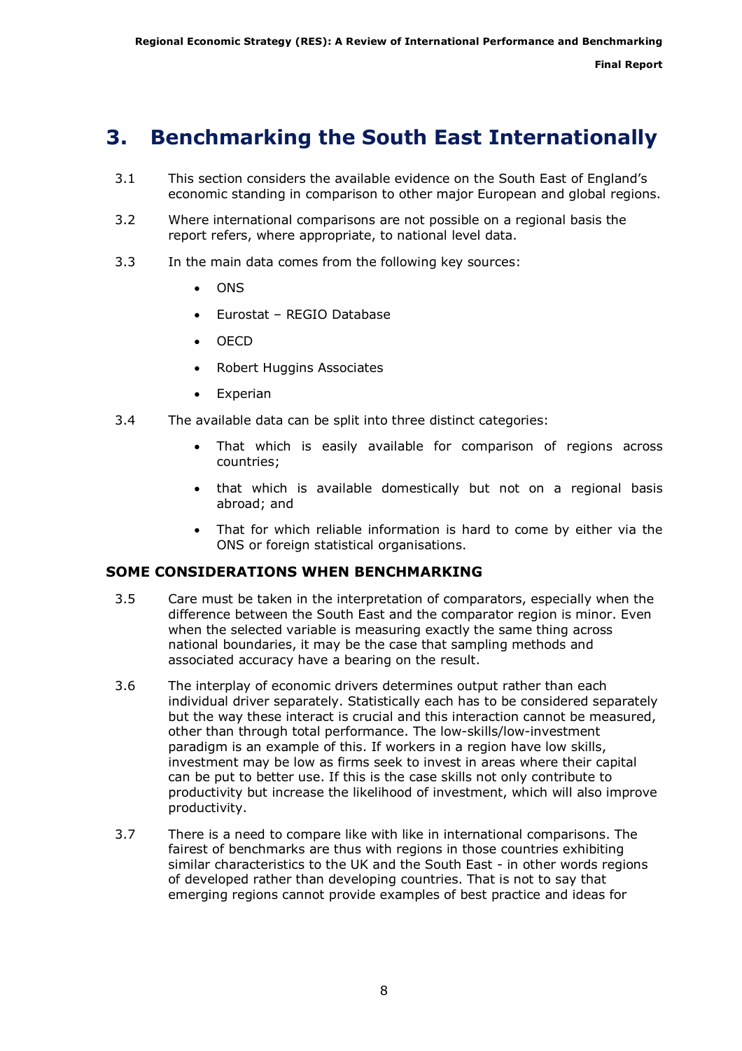# 3. Benchmarking the South East Internationally

3.1 This section considers the available evidence on the South East of England's economic standing in comparison to other major European and global regions.

3.2 Where international comparisons are not possible on a regional basis the report refers, where appropriate, to national level data.

3.3 In the main data comes from the following key sources:

- ONS
- Eurostat – REGIO Database
- OECD
- Robert Huggins Associates
- Experian

3.4 The available data can be split into three distinct categories:

- That which is easily available for comparison of regions across countries;
- that which is available domestically but not on a regional basis abroad; and
- That for which reliable information is hard to come by either via the ONS or foreign statistical organisations.

## SOME CONSIDERATIONS WHEN BENCHMARKING

3.5 Care must be taken in the interpretation of comparators, especially when the difference between the South East and the comparator region is minor. Even when the selected variable is measuring exactly the same thing across national boundaries, it may be the case that sampling methods and associated accuracy have a bearing on the result.

3.6 The interplay of economic drivers determines output rather than each individual driver separately. Statistically each has to be considered separately but the way these interact is crucial and this interaction cannot be measured, other than through total performance. The low-skills/low-investment paradigm is an example of this. If workers in a region have low skills, investment may be low as firms seek to invest in areas where their capital can be put to better use. If this is the case skills not only contribute to productivity but increase the likelihood of investment, which will also improve productivity.

3.7 There is a need to compare like with like in international comparisons. The fairest of benchmarks are thus with regions in those countries exhibiting similar characteristics to the UK and the South East - in other words regions of developed rather than developing countries. That is not to say that emerging regions cannot provide examples of best practice and ideas for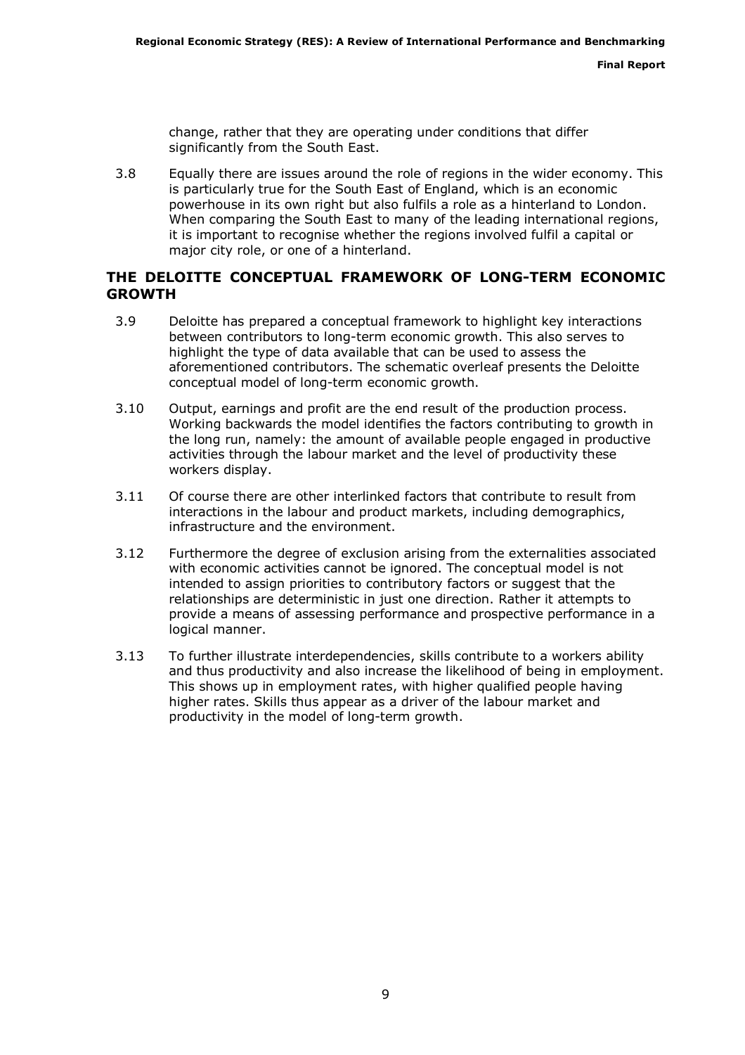change, rather that they are operating under conditions that differ significantly from the South East.

3.8 Equally there are issues around the role of regions in the wider economy. This is particularly true for the South East of England, which is an economic powerhouse in its own right but also fulfils a role as a hinterland to London. When comparing the South East to many of the leading international regions, it is important to recognise whether the regions involved fulfil a capital or major city role, or one of a hinterland.

## THE DELOITTE CONCEPTUAL FRAMEWORK OF LONG-TERM ECONOMIC GROWTH

3.9 Deloitte has prepared a conceptual framework to highlight key interactions between contributors to long-term economic growth. This also serves to highlight the type of data available that can be used to assess the aforementioned contributors. The schematic overleaf presents the Deloitte conceptual model of long-term economic growth.

3.10 Output, earnings and profit are the end result of the production process. Working backwards the model identifies the factors contributing to growth in the long run, namely: the amount of available people engaged in productive activities through the labour market and the level of productivity these workers display.

3.11 Of course there are other interlinked factors that contribute to result from interactions in the labour and product markets, including demographics, infrastructure and the environment.

3.12 Furthermore the degree of exclusion arising from the externalities associated with economic activities cannot be ignored. The conceptual model is not intended to assign priorities to contributory factors or suggest that the relationships are deterministic in just one direction. Rather it attempts to provide a means of assessing performance and prospective performance in a logical manner.

3.13 To further illustrate interdependencies, skills contribute to a workers ability and thus productivity and also increase the likelihood of being in employment. This shows up in employment rates, with higher qualified people having higher rates. Skills thus appear as a driver of the labour market and productivity in the model of long-term growth.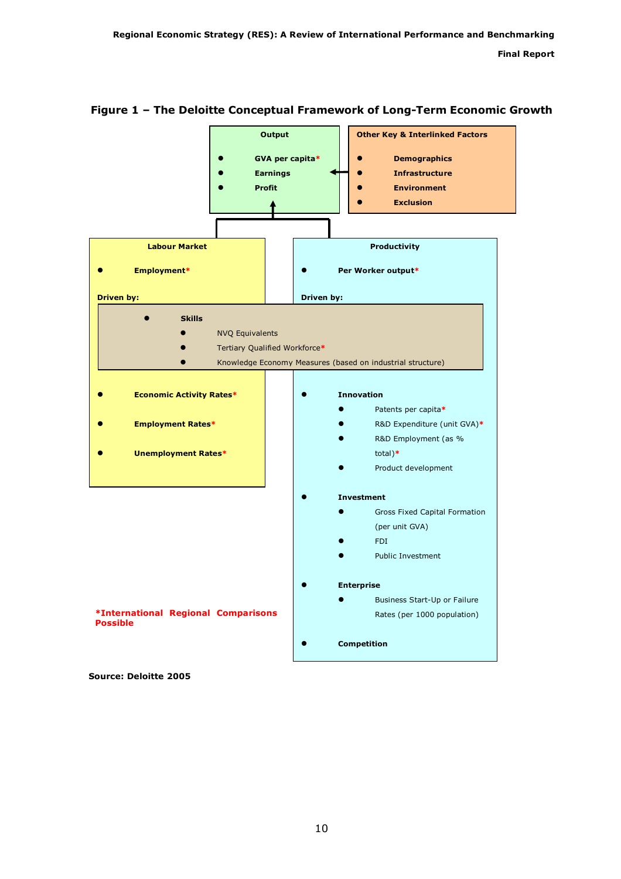**Figure 1 – The Deloitte Conceptual Framework of Long-Term Economic Growth**

**Output**

- **GVA per capita***
- **Earnings**
- **Profit**

**Other Key & Interlinked Factors**

- **Demographics**
- **Infrastructure**
- **Environment**
- **Exclusion**

**Labour Market**

- **Employment***

**Driven by:**

- **Economic Activity Rates***
- **Employment Rates***
- **Unemployment Rates***

**Productivity**

- **Per Worker output***

**Driven by:**

- **Innovation**
  - Patents per capita*
  - R&D Expenditure (unit GVA)*
  - R&D Employment (as % total)*
  - Product development
- **Investment**
  - Gross Fixed Capital Formation (per unit GVA)
  - FDI
  - Public Investment
- **Enterprise**
  - Business Start-Up or Failure Rates (per 1000 population)
- **Competition**

**Skills** (shared driver of Labour Market and Productivity)

- **Skills**
  - NVQ Equivalents
  - Tertiary Qualified Workforce*
  - Knowledge Economy Measures (based on industrial structure)

***International Regional Comparisons Possible**

**Source: Deloitte 2005**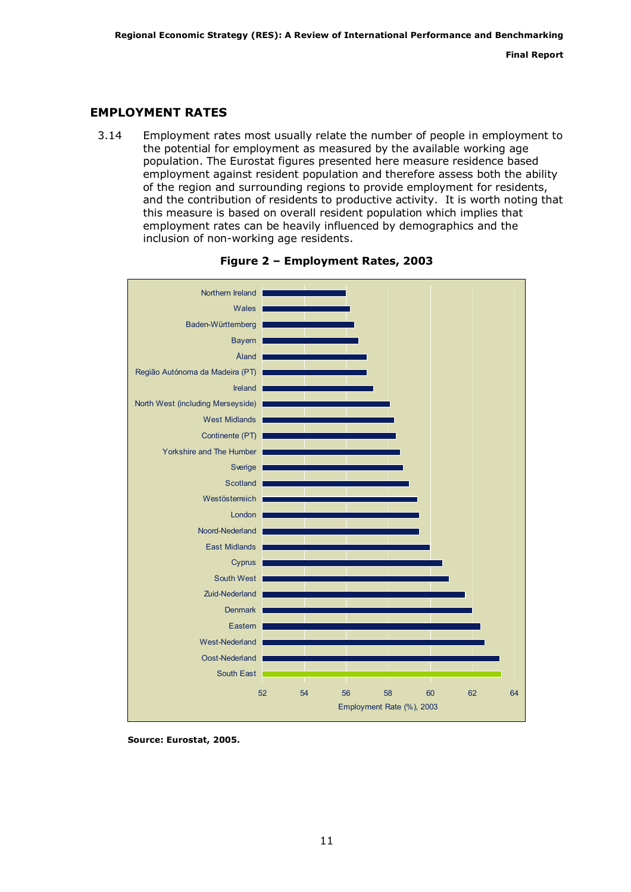## EMPLOYMENT RATES

3.14 Employment rates most usually relate the number of people in employment to the potential for employment as measured by the available working age population. The Eurostat figures presented here measure residence based employment against resident population and therefore assess both the ability of the region and surrounding regions to provide employment for residents, and the contribution of residents to productive activity. It is worth noting that this measure is based on overall resident population which implies that employment rates can be heavily influenced by demographics and the inclusion of non-working age residents.

**Figure 2 – Employment Rates, 2003**

**Source: Eurostat, 2005.**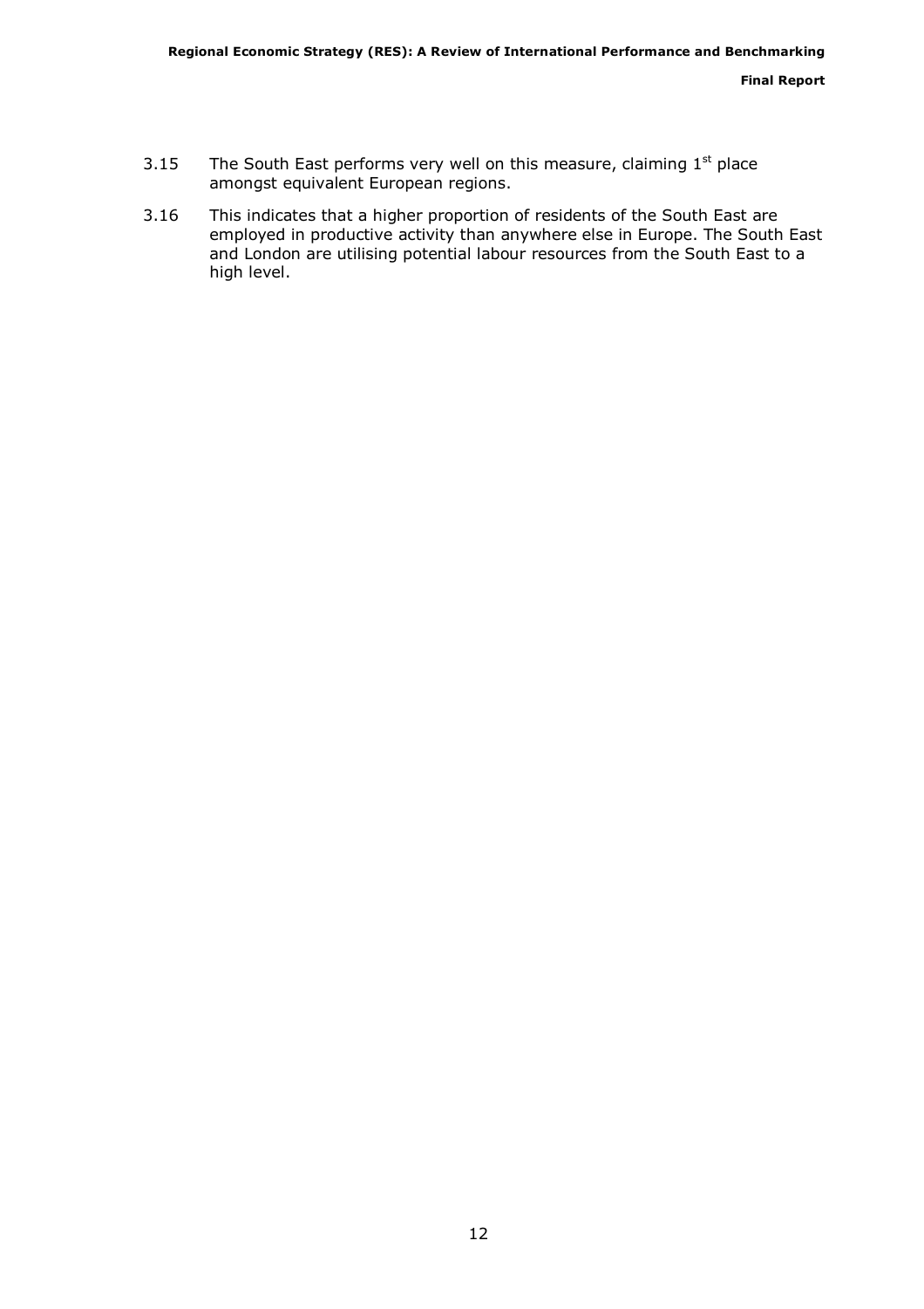3.15 The South East performs very well on this measure, claiming 1st place amongst equivalent European regions.

3.16 This indicates that a higher proportion of residents of the South East are employed in productive activity than anywhere else in Europe. The South East and London are utilising potential labour resources from the South East to a high level.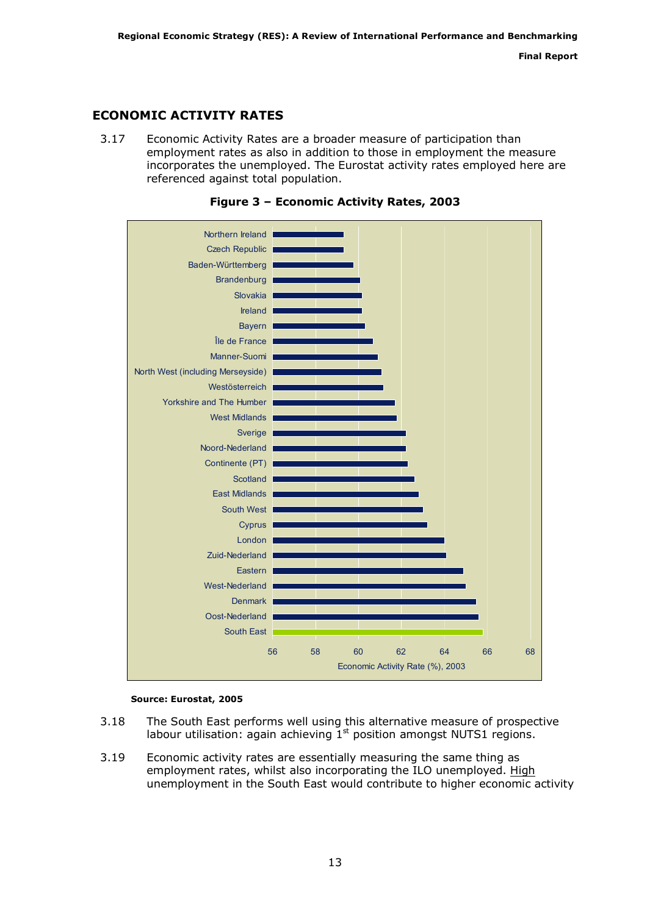## ECONOMIC ACTIVITY RATES

3.17 Economic Activity Rates are a broader measure of participation than employment rates as also in addition to those in employment the measure incorporates the unemployed. The Eurostat activity rates employed here are referenced against total population.

**Figure 3 – Economic Activity Rates, 2003**

Source: Eurostat, 2005

3.18 The South East performs well using this alternative measure of prospective labour utilisation: again achieving 1st position amongst NUTS1 regions.

3.19 Economic activity rates are essentially measuring the same thing as employment rates, whilst also incorporating the ILO unemployed. High unemployment in the South East would contribute to higher economic activity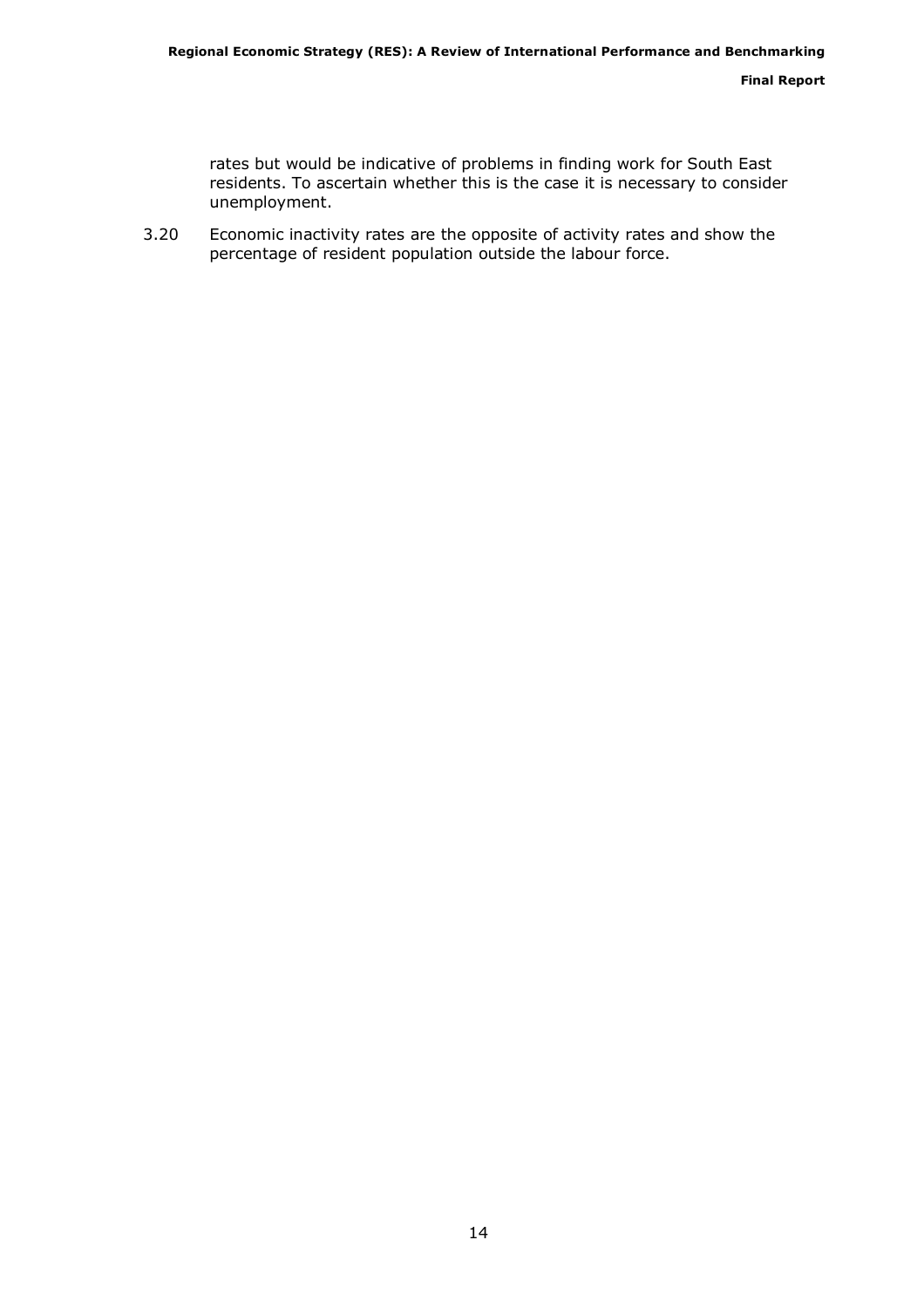rates but would be indicative of problems in finding work for South East residents. To ascertain whether this is the case it is necessary to consider unemployment.

3.20 Economic inactivity rates are the opposite of activity rates and show the percentage of resident population outside the labour force.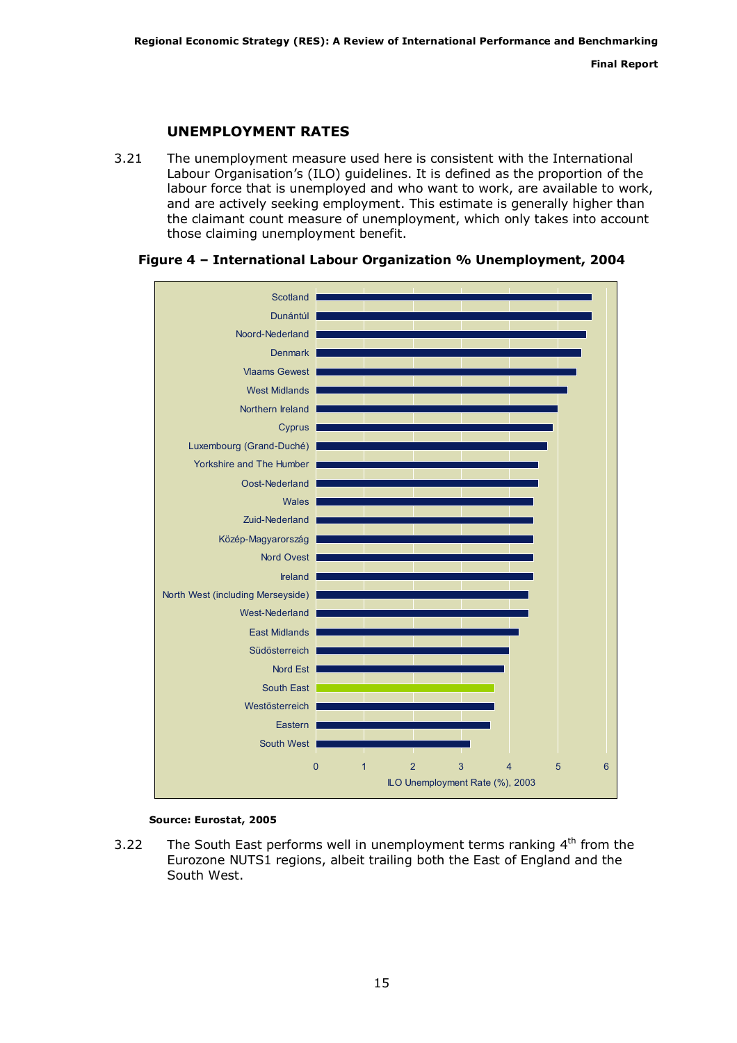## UNEMPLOYMENT RATES

3.21 The unemployment measure used here is consistent with the International Labour Organisation's (ILO) guidelines. It is defined as the proportion of the labour force that is unemployed and who want to work, are available to work, and are actively seeking employment. This estimate is generally higher than the claimant count measure of unemployment, which only takes into account those claiming unemployment benefit.

**Figure 4 – International Labour Organization % Unemployment, 2004**

Scotland
Dunántúl
Noord-Nederland
Denmark
Vlaams Gewest
West Midlands
Northern Ireland
Cyprus
Luxembourg (Grand-Duché)
Yorkshire and The Humber
Oost-Nederland
Wales
Zuid-Nederland
Közép-Magyarország
Nord Ovest
Ireland
North West (including Merseyside)
West-Nederland
East Midlands
Südösterreich
Nord Est
South East
Westösterreich
Eastern
South West

0 1 2 3 4 5 6

ILO Unemployment Rate (%), 2003

**Source: Eurostat, 2005**

3.22 The South East performs well in unemployment terms ranking 4th from the Eurozone NUTS1 regions, albeit trailing both the East of England and the South West.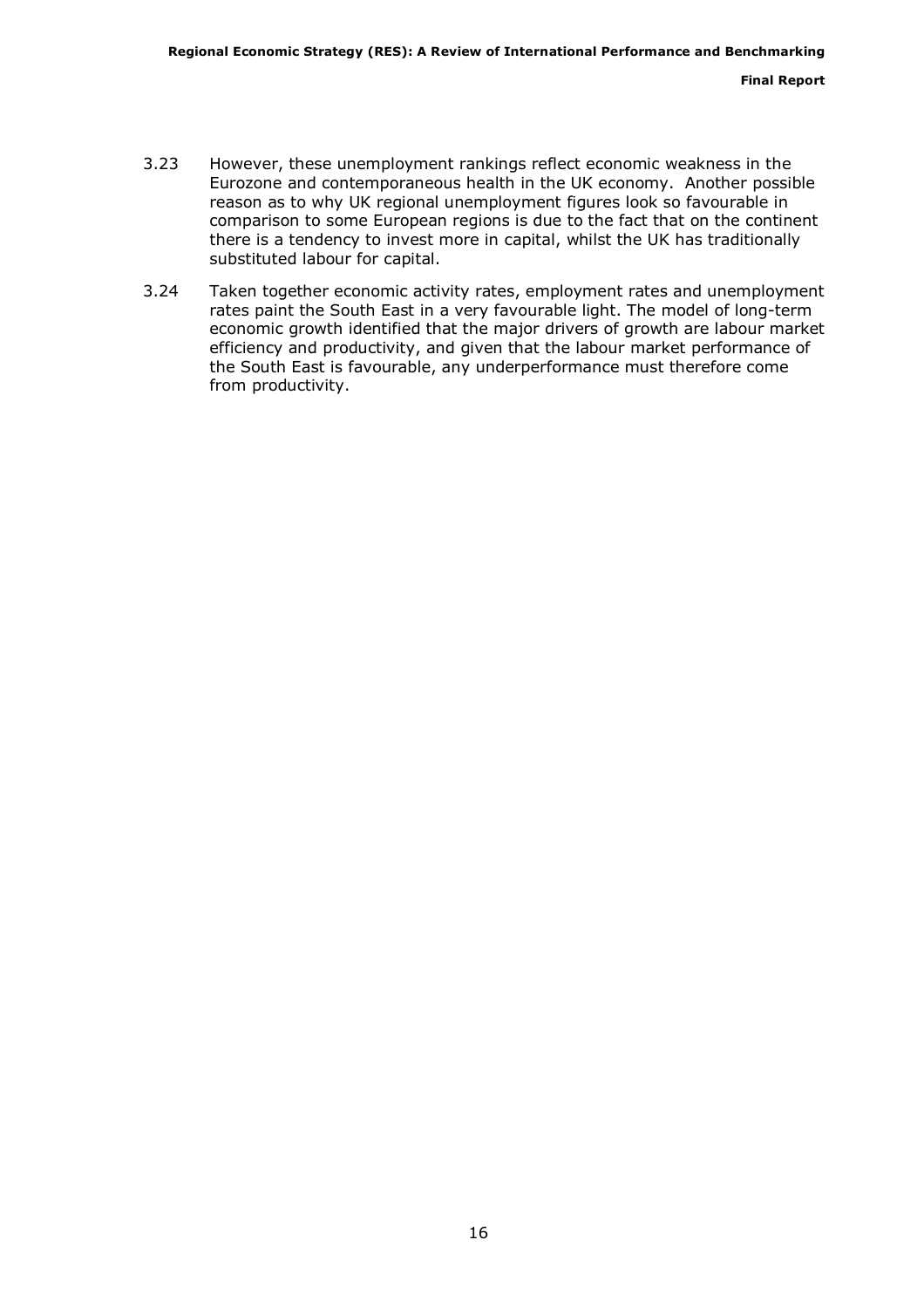3.23 However, these unemployment rankings reflect economic weakness in the Eurozone and contemporaneous health in the UK economy. Another possible reason as to why UK regional unemployment figures look so favourable in comparison to some European regions is due to the fact that on the continent there is a tendency to invest more in capital, whilst the UK has traditionally substituted labour for capital.

3.24 Taken together economic activity rates, employment rates and unemployment rates paint the South East in a very favourable light. The model of long-term economic growth identified that the major drivers of growth are labour market efficiency and productivity, and given that the labour market performance of the South East is favourable, any underperformance must therefore come from productivity.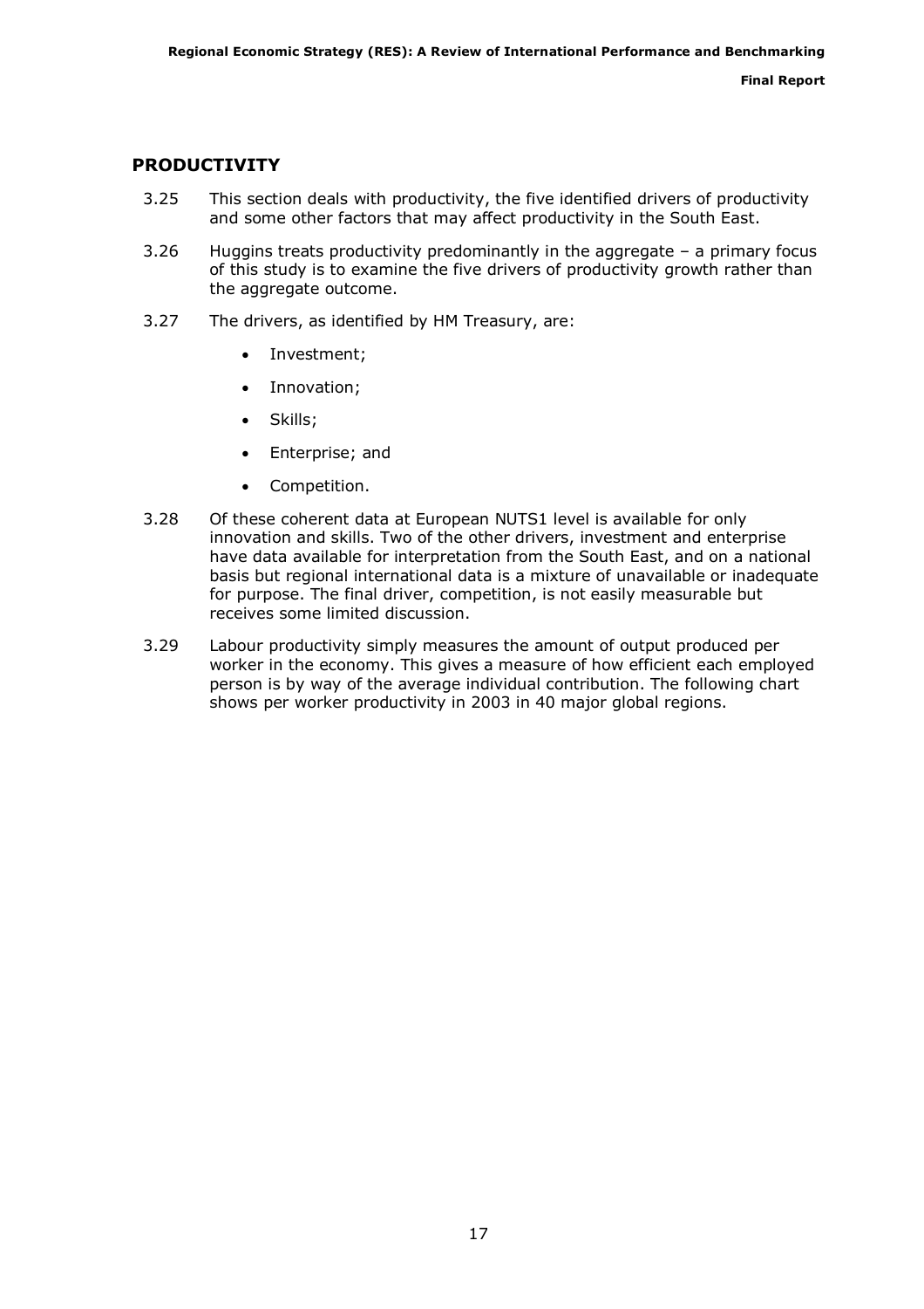## PRODUCTIVITY

3.25 This section deals with productivity, the five identified drivers of productivity and some other factors that may affect productivity in the South East.

3.26 Huggins treats productivity predominantly in the aggregate – a primary focus of this study is to examine the five drivers of productivity growth rather than the aggregate outcome.

3.27 The drivers, as identified by HM Treasury, are:

- Investment;
- Innovation;
- Skills;
- Enterprise; and
- Competition.

3.28 Of these coherent data at European NUTS1 level is available for only innovation and skills. Two of the other drivers, investment and enterprise have data available for interpretation from the South East, and on a national basis but regional international data is a mixture of unavailable or inadequate for purpose. The final driver, competition, is not easily measurable but receives some limited discussion.

3.29 Labour productivity simply measures the amount of output produced per worker in the economy. This gives a measure of how efficient each employed person is by way of the average individual contribution. The following chart shows per worker productivity in 2003 in 40 major global regions.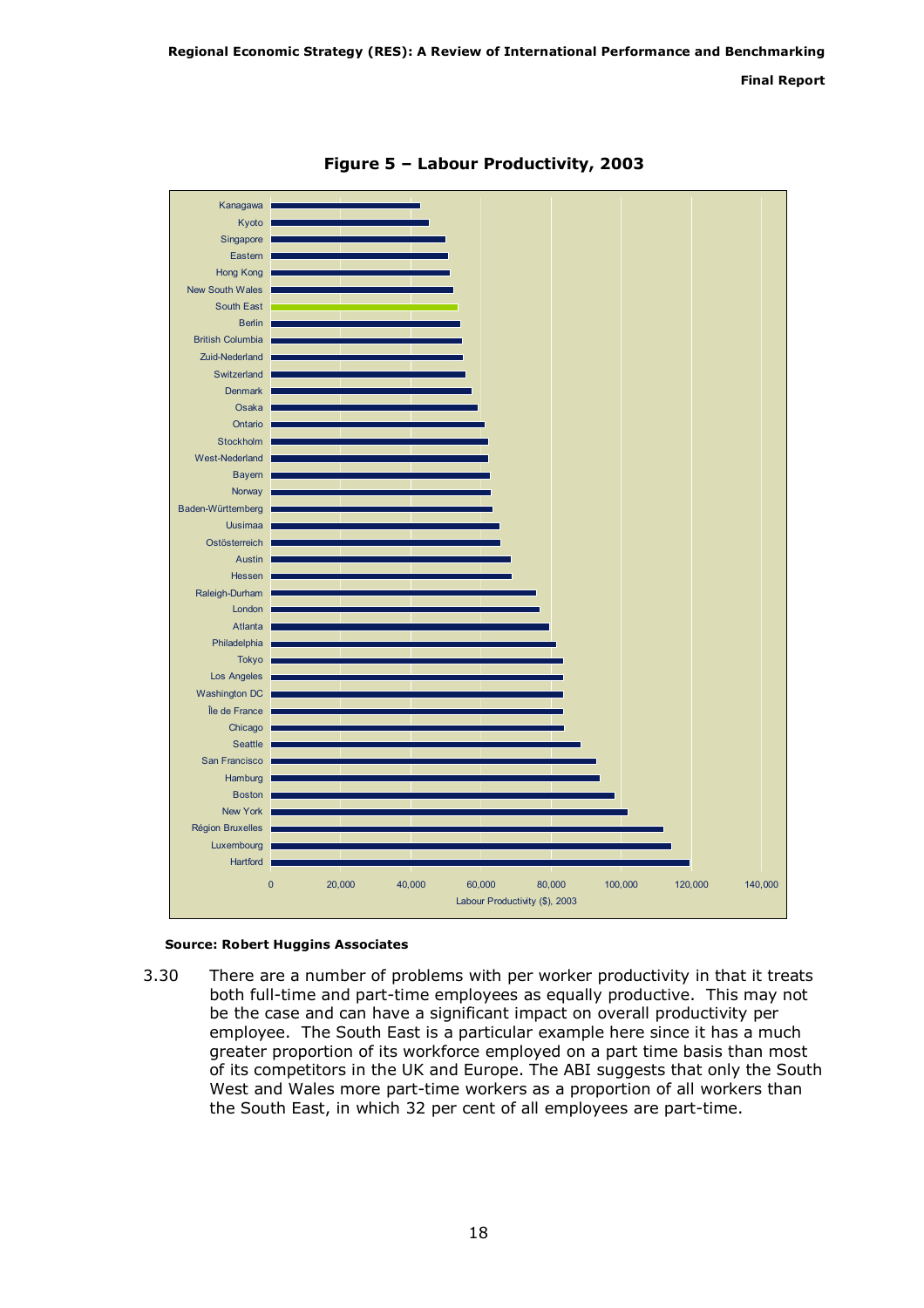**Figure 5 – Labour Productivity, 2003**

**Source: Robert Huggins Associates**

3.30 There are a number of problems with per worker productivity in that it treats both full-time and part-time employees as equally productive. This may not be the case and can have a significant impact on overall productivity per employee. The South East is a particular example here since it has a much greater proportion of its workforce employed on a part time basis than most of its competitors in the UK and Europe. The ABI suggests that only the South West and Wales more part-time workers as a proportion of all workers than the South East, in which 32 per cent of all employees are part-time.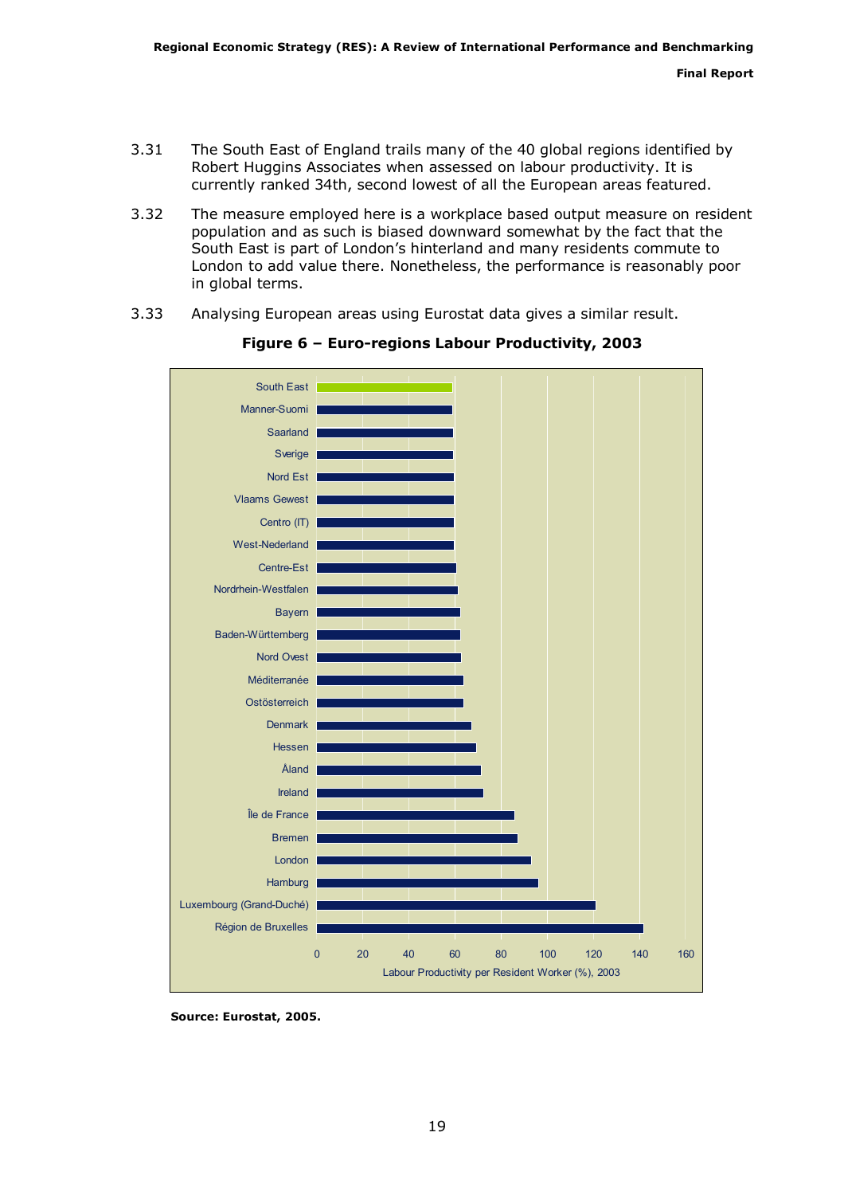3.31 The South East of England trails many of the 40 global regions identified by Robert Huggins Associates when assessed on labour productivity. It is currently ranked 34th, second lowest of all the European areas featured.

3.32 The measure employed here is a workplace based output measure on resident population and as such is biased downward somewhat by the fact that the South East is part of London's hinterland and many residents commute to London to add value there. Nonetheless, the performance is reasonably poor in global terms.

3.33 Analysing European areas using Eurostat data gives a similar result.

**Figure 6 – Euro-regions Labour Productivity, 2003**

| Region |
|---|
| South East |
| Manner-Suomi |
| Saarland |
| Sverige |
| Nord Est |
| Vlaams Gewest |
| Centro (IT) |
| West-Nederland |
| Centre-Est |
| Nordrhein-Westfalen |
| Bayern |
| Baden-Württemberg |
| Nord Ovest |
| Méditerranée |
| Ostösterreich |
| Denmark |
| Hessen |
| Åland |
| Ireland |
| Île de France |
| Bremen |
| London |
| Hamburg |
| Luxembourg (Grand-Duché) |
| Région de Bruxelles |

Labour Productivity per Resident Worker (%), 2003 (axis: 0, 20, 40, 60, 80, 100, 120, 140, 160)

**Source: Eurostat, 2005.**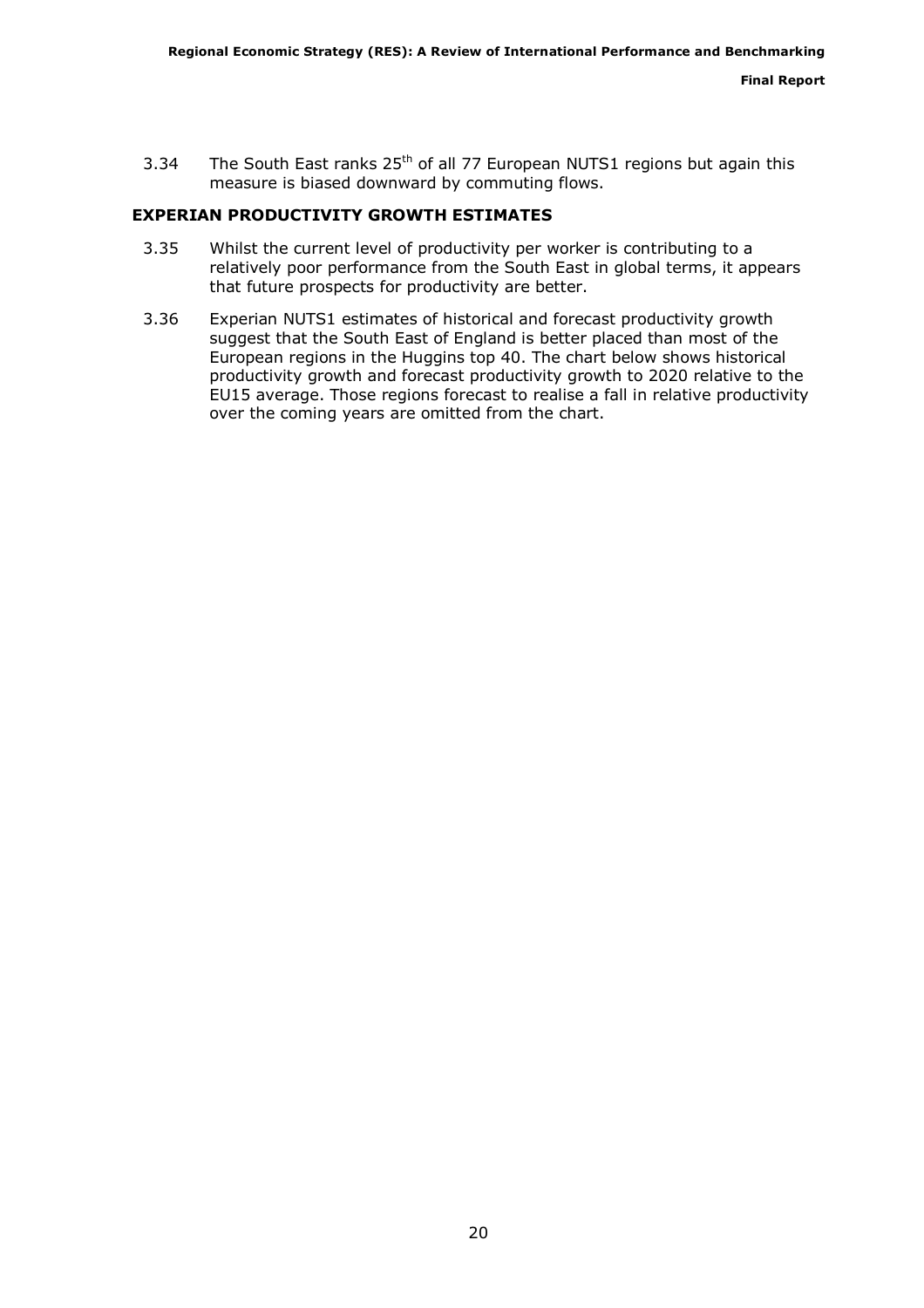3.34 The South East ranks 25th of all 77 European NUTS1 regions but again this measure is biased downward by commuting flows.

## EXPERIAN PRODUCTIVITY GROWTH ESTIMATES

3.35 Whilst the current level of productivity per worker is contributing to a relatively poor performance from the South East in global terms, it appears that future prospects for productivity are better.

3.36 Experian NUTS1 estimates of historical and forecast productivity growth suggest that the South East of England is better placed than most of the European regions in the Huggins top 40. The chart below shows historical productivity growth and forecast productivity growth to 2020 relative to the EU15 average. Those regions forecast to realise a fall in relative productivity over the coming years are omitted from the chart.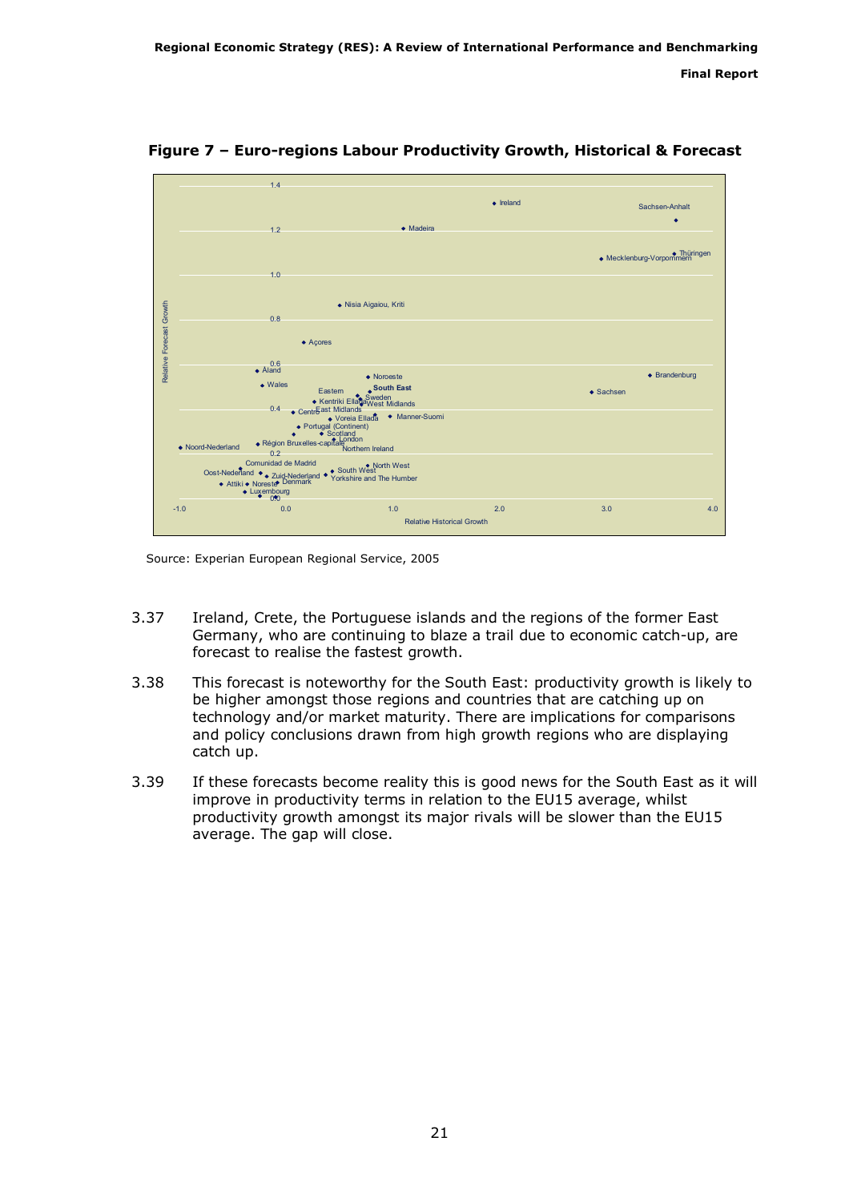**Figure 7 – Euro-regions Labour Productivity Growth, Historical & Forecast**

Source: Experian European Regional Service, 2005

3.37 Ireland, Crete, the Portuguese islands and the regions of the former East Germany, who are continuing to blaze a trail due to economic catch-up, are forecast to realise the fastest growth.

3.38 This forecast is noteworthy for the South East: productivity growth is likely to be higher amongst those regions and countries that are catching up on technology and/or market maturity. There are implications for comparisons and policy conclusions drawn from high growth regions who are displaying catch up.

3.39 If these forecasts become reality this is good news for the South East as it will improve in productivity terms in relation to the EU15 average, whilst productivity growth amongst its major rivals will be slower than the EU15 average. The gap will close.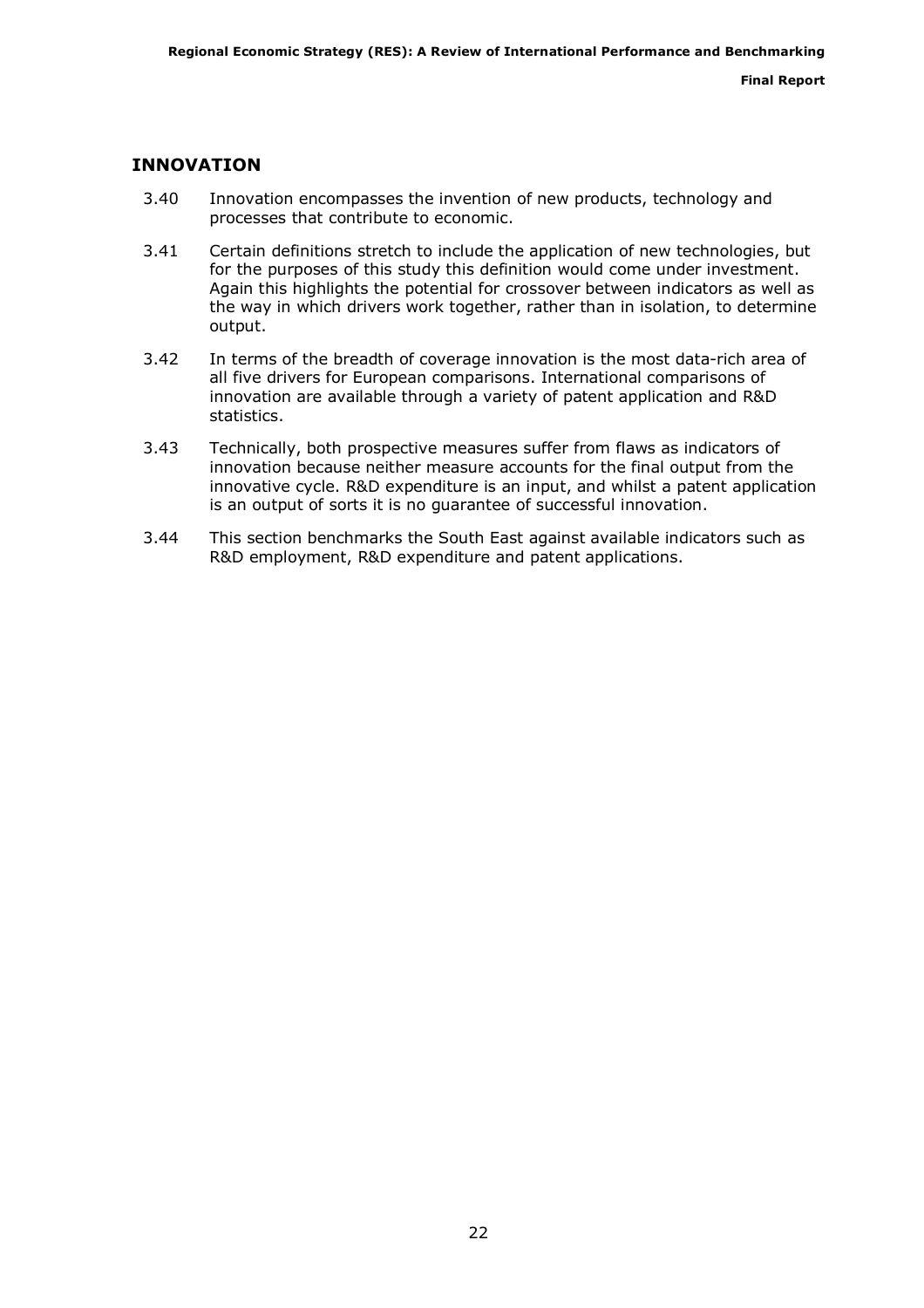## INNOVATION

3.40 Innovation encompasses the invention of new products, technology and processes that contribute to economic.

3.41 Certain definitions stretch to include the application of new technologies, but for the purposes of this study this definition would come under investment. Again this highlights the potential for crossover between indicators as well as the way in which drivers work together, rather than in isolation, to determine output.

3.42 In terms of the breadth of coverage innovation is the most data-rich area of all five drivers for European comparisons. International comparisons of innovation are available through a variety of patent application and R&D statistics.

3.43 Technically, both prospective measures suffer from flaws as indicators of innovation because neither measure accounts for the final output from the innovative cycle. R&D expenditure is an input, and whilst a patent application is an output of sorts it is no guarantee of successful innovation.

3.44 This section benchmarks the South East against available indicators such as R&D employment, R&D expenditure and patent applications.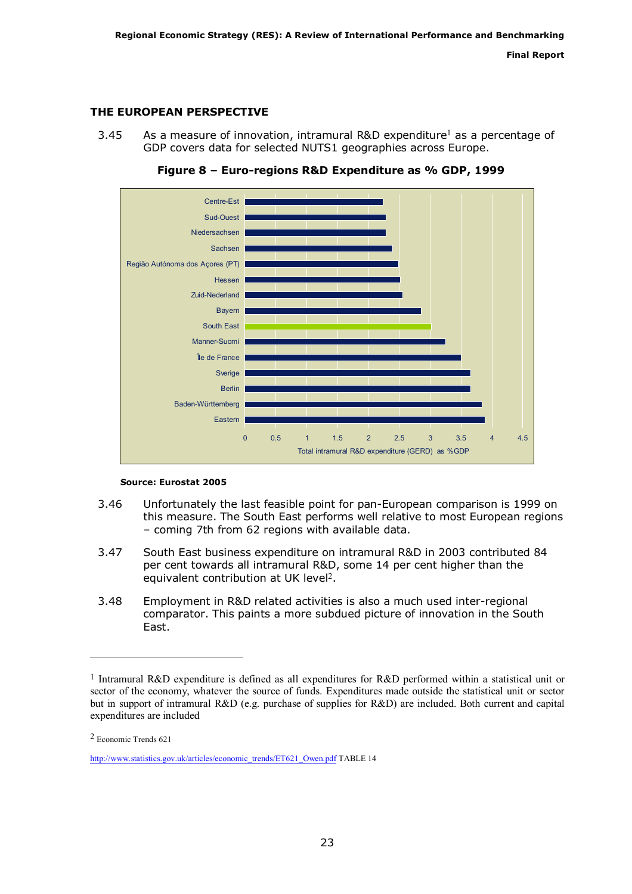## THE EUROPEAN PERSPECTIVE

3.45 As a measure of innovation, intramural R&D expenditure[1] as a percentage of GDP covers data for selected NUTS1 geographies across Europe.

**Figure 8 – Euro-regions R&D Expenditure as % GDP, 1999**

**Source: Eurostat 2005**

3.46 Unfortunately the last feasible point for pan-European comparison is 1999 on this measure. The South East performs well relative to most European regions – coming 7th from 62 regions with available data.

3.47 South East business expenditure on intramural R&D in 2003 contributed 84 per cent towards all intramural R&D, some 14 per cent higher than the equivalent contribution at UK level[2].

3.48 Employment in R&D related activities is also a much used inter-regional comparator. This paints a more subdued picture of innovation in the South East.

---

[1] Intramural R&D expenditure is defined as all expenditures for R&D performed within a statistical unit or sector of the economy, whatever the source of funds. Expenditures made outside the statistical unit or sector but in support of intramural R&D (e.g. purchase of supplies for R&D) are included. Both current and capital expenditures are included

[2] Economic Trends 621

http://www.statistics.gov.uk/articles/economic_trends/ET621_Owen.pdf TABLE 14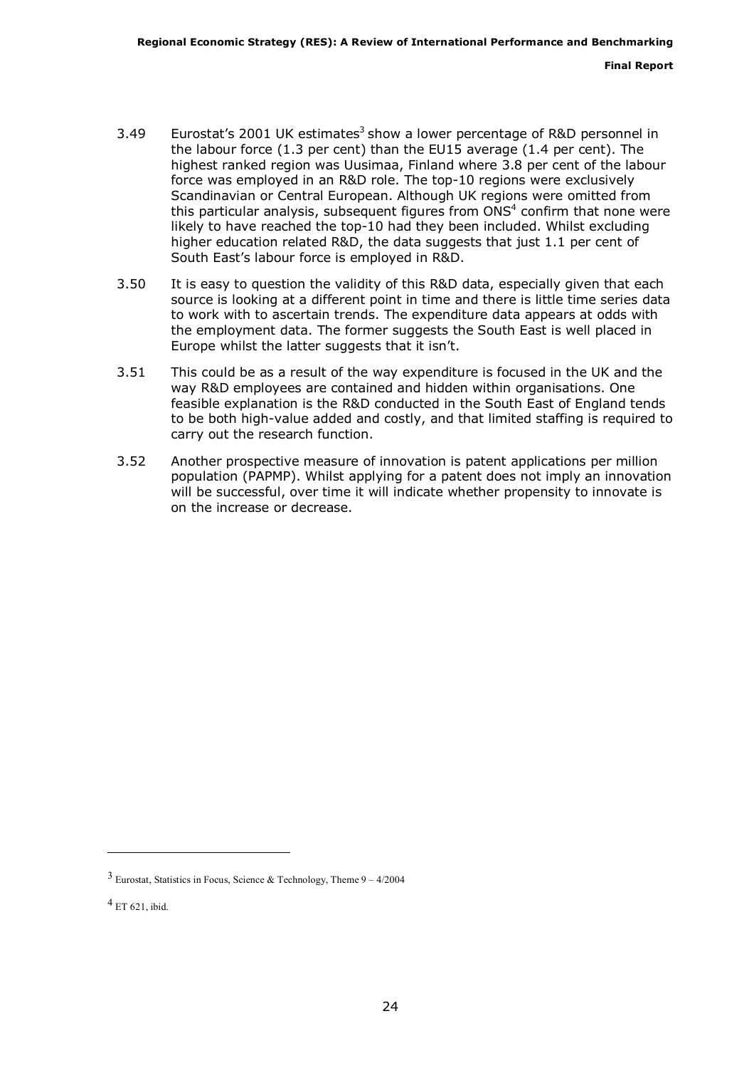3.49 Eurostat's 2001 UK estimates[3] show a lower percentage of R&D personnel in the labour force (1.3 per cent) than the EU15 average (1.4 per cent). The highest ranked region was Uusimaa, Finland where 3.8 per cent of the labour force was employed in an R&D role. The top-10 regions were exclusively Scandinavian or Central European. Although UK regions were omitted from this particular analysis, subsequent figures from ONS[4] confirm that none were likely to have reached the top-10 had they been included. Whilst excluding higher education related R&D, the data suggests that just 1.1 per cent of South East's labour force is employed in R&D.

3.50 It is easy to question the validity of this R&D data, especially given that each source is looking at a different point in time and there is little time series data to work with to ascertain trends. The expenditure data appears at odds with the employment data. The former suggests the South East is well placed in Europe whilst the latter suggests that it isn't.

3.51 This could be as a result of the way expenditure is focused in the UK and the way R&D employees are contained and hidden within organisations. One feasible explanation is the R&D conducted in the South East of England tends to be both high-value added and costly, and that limited staffing is required to carry out the research function.

3.52 Another prospective measure of innovation is patent applications per million population (PAPMP). Whilst applying for a patent does not imply an innovation will be successful, over time it will indicate whether propensity to innovate is on the increase or decrease.

---

[3] Eurostat, Statistics in Focus, Science & Technology, Theme 9 – 4/2004

[4] ET 621, ibid.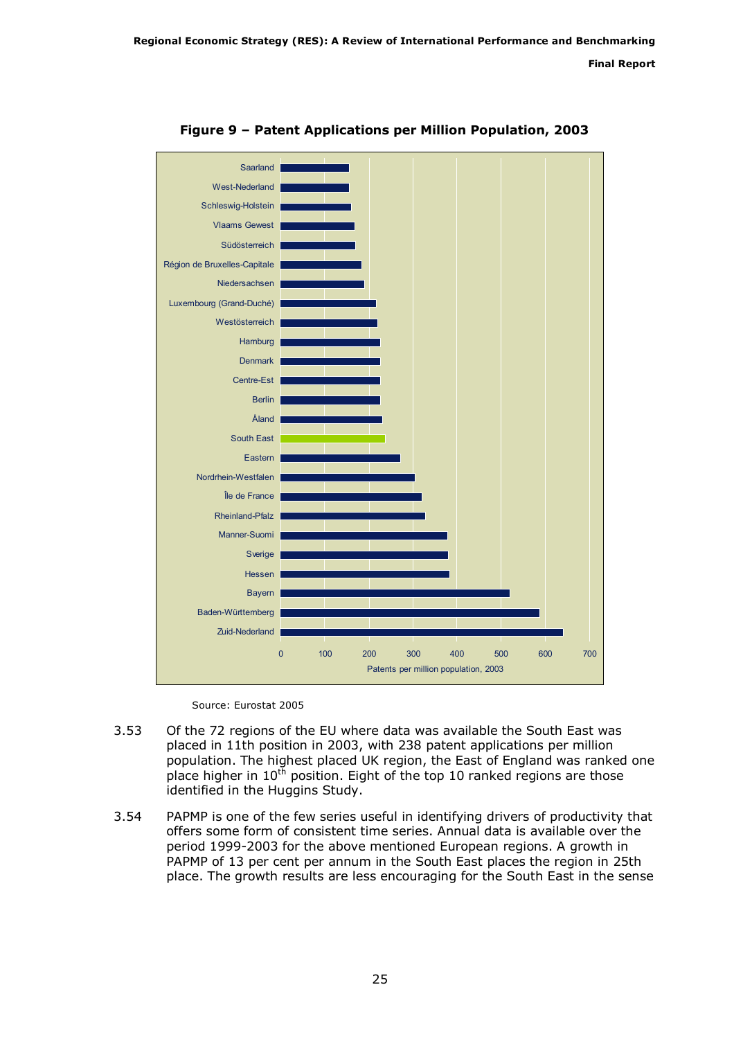**Figure 9 – Patent Applications per Million Population, 2003**

Source: Eurostat 2005

3.53 Of the 72 regions of the EU where data was available the South East was placed in 11th position in 2003, with 238 patent applications per million population. The highest placed UK region, the East of England was ranked one place higher in 10th position. Eight of the top 10 ranked regions are those identified in the Huggins Study.

3.54 PAPMP is one of the few series useful in identifying drivers of productivity that offers some form of consistent time series. Annual data is available over the period 1999-2003 for the above mentioned European regions. A growth in PAPMP of 13 per cent per annum in the South East places the region in 25th place. The growth results are less encouraging for the South East in the sense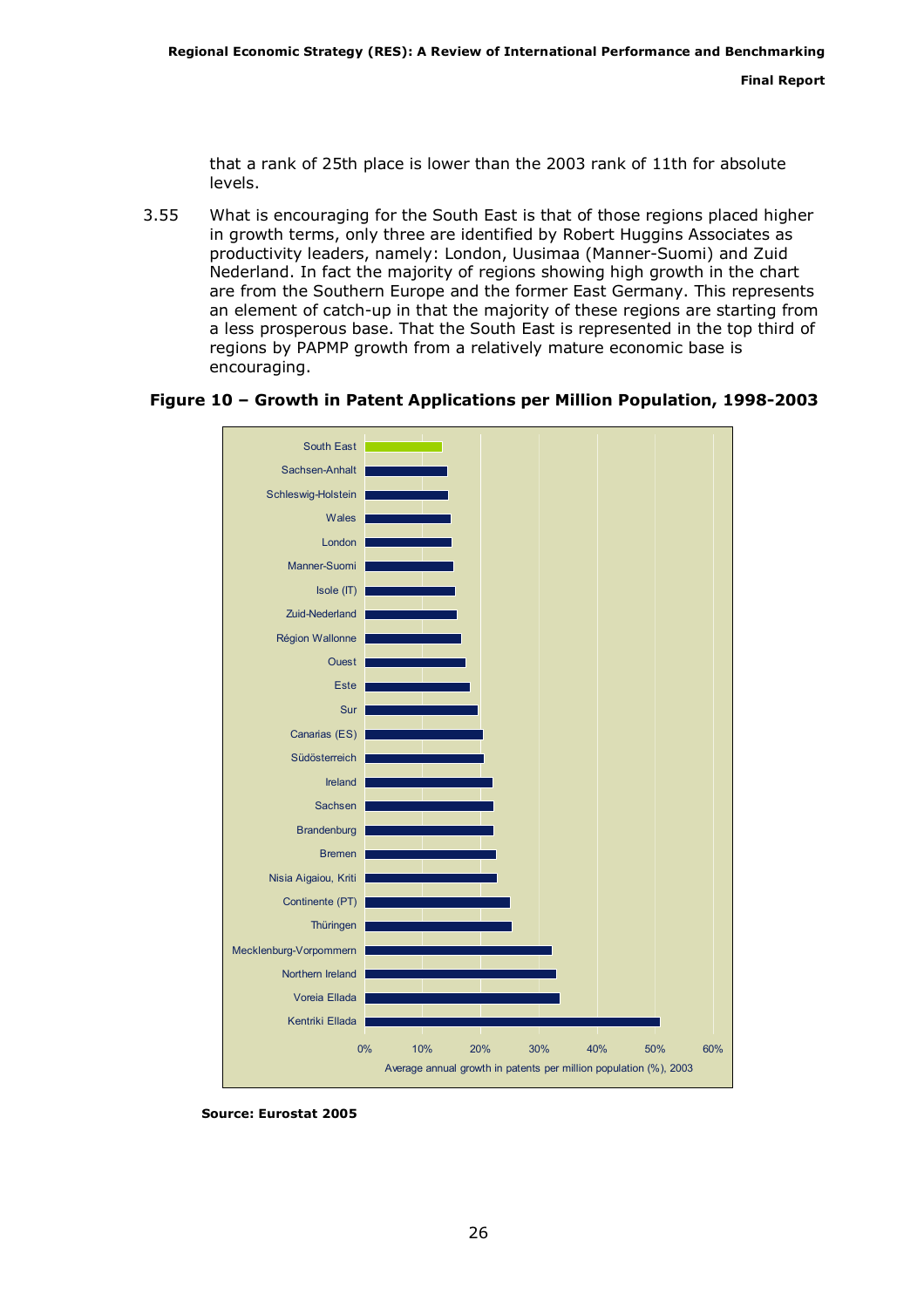that a rank of 25th place is lower than the 2003 rank of 11th for absolute levels.

3.55 What is encouraging for the South East is that of those regions placed higher in growth terms, only three are identified by Robert Huggins Associates as productivity leaders, namely: London, Uusimaa (Manner-Suomi) and Zuid Nederland. In fact the majority of regions showing high growth in the chart are from the Southern Europe and the former East Germany. This represents an element of catch-up in that the majority of these regions are starting from a less prosperous base. That the South East is represented in the top third of regions by PAPMP growth from a relatively mature economic base is encouraging.

**Figure 10 – Growth in Patent Applications per Million Population, 1998-2003**

| Region | Average annual growth in patents per million population (%), 2003 |
|---|---|
| South East | |
| Sachsen-Anhalt | |
| Schleswig-Holstein | |
| Wales | |
| London | |
| Manner-Suomi | |
| Isole (IT) | |
| Zuid-Nederland | |
| Région Wallonne | |
| Ouest | |
| Este | |
| Sur | |
| Canarias (ES) | |
| Südösterreich | |
| Ireland | |
| Sachsen | |
| Brandenburg | |
| Bremen | |
| Nisia Aigaiou, Kriti | |
| Continente (PT) | |
| Thüringen | |
| Mecklenburg-Vorpommern | |
| Northern Ireland | |
| Voreia Ellada | |
| Kentriki Ellada | |

**Source: Eurostat 2005**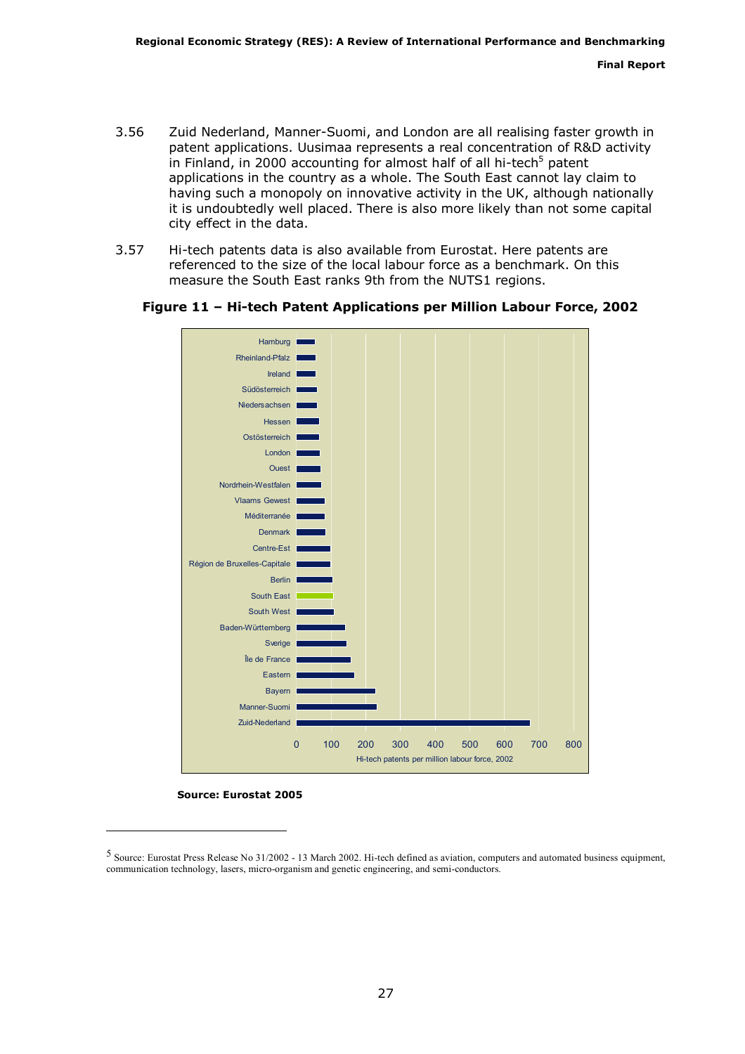3.56 Zuid Nederland, Manner-Suomi, and London are all realising faster growth in patent applications. Uusimaa represents a real concentration of R&D activity in Finland, in 2000 accounting for almost half of all hi-tech[5] patent applications in the country as a whole. The South East cannot lay claim to having such a monopoly on innovative activity in the UK, although nationally it is undoubtedly well placed. There is also more likely than not some capital city effect in the data.

3.57 Hi-tech patents data is also available from Eurostat. Here patents are referenced to the size of the local labour force as a benchmark. On this measure the South East ranks 9th from the NUTS1 regions.

**Figure 11 – Hi-tech Patent Applications per Million Labour Force, 2002**

Hamburg
Rheinland-Pfalz
Ireland
Südösterreich
Niedersachsen
Hessen
Ostösterreich
London
Ouest
Nordrhein-Westfalen
Vlaams Gewest
Méditerranée
Denmark
Centre-Est
Région de Bruxelles-Capitale
Berlin
South East
South West
Baden-Württemberg
Sverige
Île de France
Eastern
Bayern
Manner-Suomi
Zuid-Nederland

0 100 200 300 400 500 600 700 800

Hi-tech patents per million labour force, 2002

**Source: Eurostat 2005**

[5] Source: Eurostat Press Release No 31/2002 - 13 March 2002. Hi-tech defined as aviation, computers and automated business equipment, communication technology, lasers, micro-organism and genetic engineering, and semi-conductors.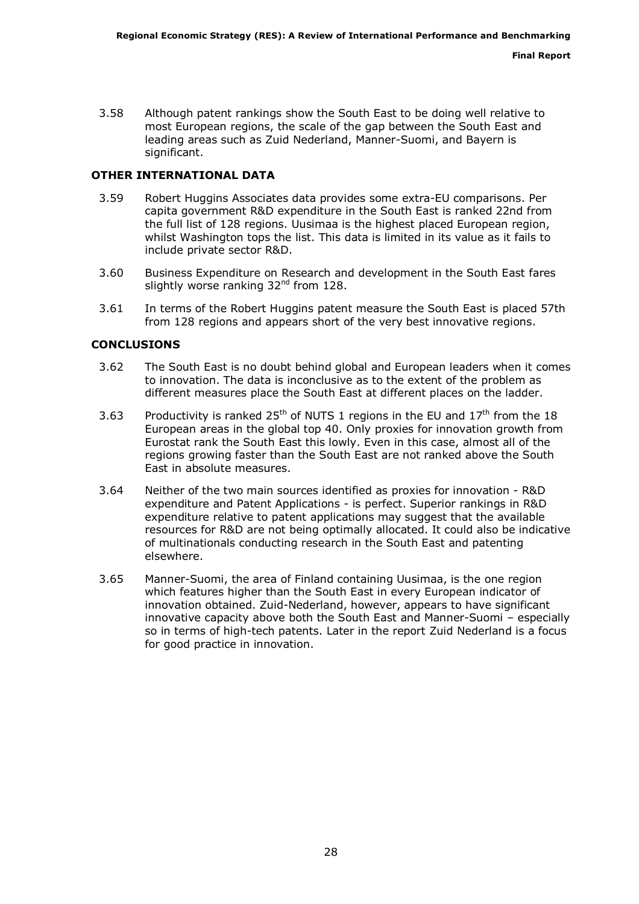3.58 Although patent rankings show the South East to be doing well relative to most European regions, the scale of the gap between the South East and leading areas such as Zuid Nederland, Manner-Suomi, and Bayern is significant.

## OTHER INTERNATIONAL DATA

3.59 Robert Huggins Associates data provides some extra-EU comparisons. Per capita government R&D expenditure in the South East is ranked 22nd from the full list of 128 regions. Uusimaa is the highest placed European region, whilst Washington tops the list. This data is limited in its value as it fails to include private sector R&D.

3.60 Business Expenditure on Research and development in the South East fares slightly worse ranking 32nd from 128.

3.61 In terms of the Robert Huggins patent measure the South East is placed 57th from 128 regions and appears short of the very best innovative regions.

## CONCLUSIONS

3.62 The South East is no doubt behind global and European leaders when it comes to innovation. The data is inconclusive as to the extent of the problem as different measures place the South East at different places on the ladder.

3.63 Productivity is ranked 25th of NUTS 1 regions in the EU and 17th from the 18 European areas in the global top 40. Only proxies for innovation growth from Eurostat rank the South East this lowly. Even in this case, almost all of the regions growing faster than the South East are not ranked above the South East in absolute measures.

3.64 Neither of the two main sources identified as proxies for innovation - R&D expenditure and Patent Applications - is perfect. Superior rankings in R&D expenditure relative to patent applications may suggest that the available resources for R&D are not being optimally allocated. It could also be indicative of multinationals conducting research in the South East and patenting elsewhere.

3.65 Manner-Suomi, the area of Finland containing Uusimaa, is the one region which features higher than the South East in every European indicator of innovation obtained. Zuid-Nederland, however, appears to have significant innovative capacity above both the South East and Manner-Suomi – especially so in terms of high-tech patents. Later in the report Zuid Nederland is a focus for good practice in innovation.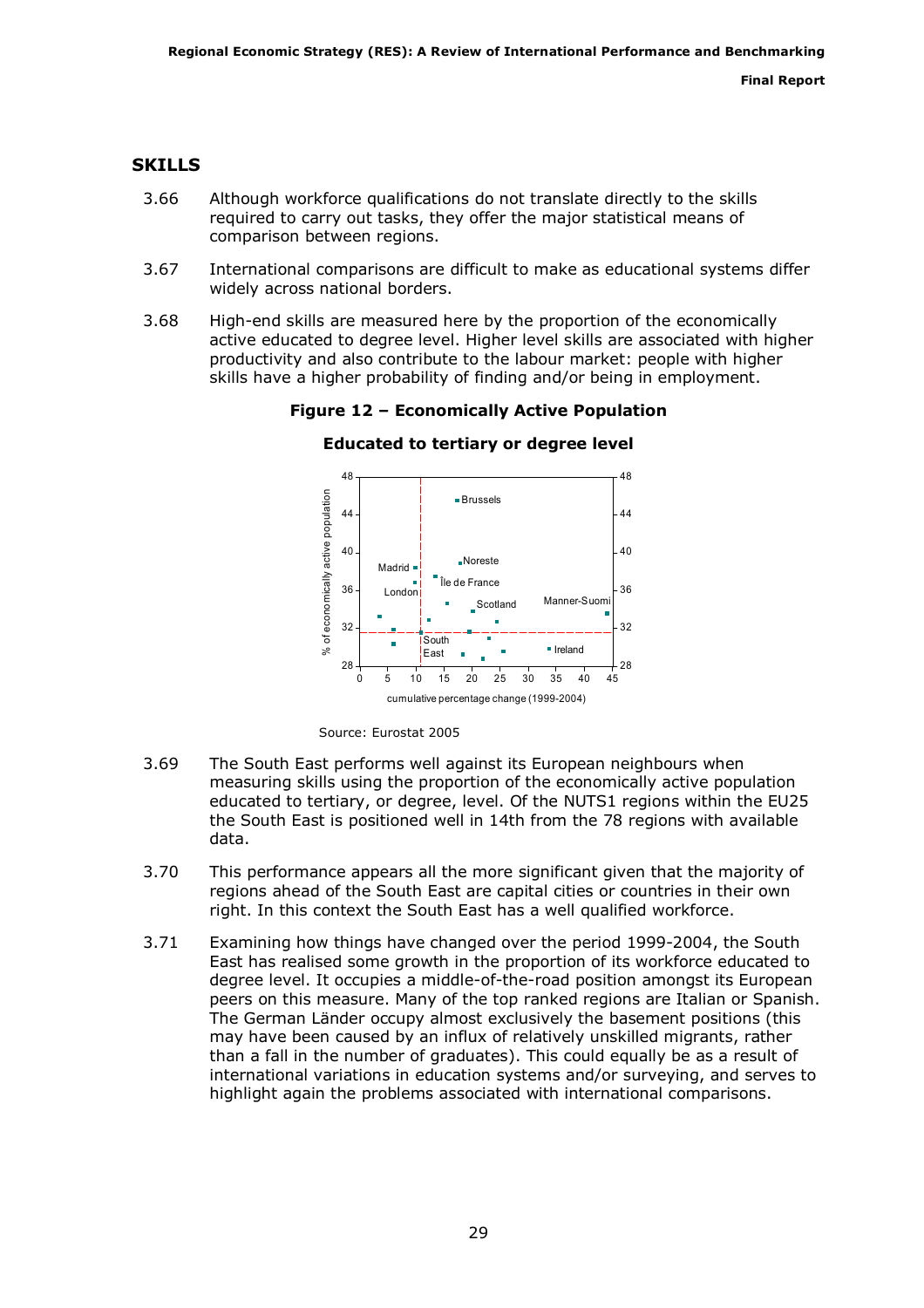## SKILLS

3.66 Although workforce qualifications do not translate directly to the skills required to carry out tasks, they offer the major statistical means of comparison between regions.

3.67 International comparisons are difficult to make as educational systems differ widely across national borders.

3.68 High-end skills are measured here by the proportion of the economically active educated to degree level. Higher level skills are associated with higher productivity and also contribute to the labour market: people with higher skills have a higher probability of finding and/or being in employment.

**Figure 12 – Economically Active Population**

**Educated to tertiary or degree level**

Source: Eurostat 2005

3.69 The South East performs well against its European neighbours when measuring skills using the proportion of the economically active population educated to tertiary, or degree, level. Of the NUTS1 regions within the EU25 the South East is positioned well in 14th from the 78 regions with available data.

3.70 This performance appears all the more significant given that the majority of regions ahead of the South East are capital cities or countries in their own right. In this context the South East has a well qualified workforce.

3.71 Examining how things have changed over the period 1999-2004, the South East has realised some growth in the proportion of its workforce educated to degree level. It occupies a middle-of-the-road position amongst its European peers on this measure. Many of the top ranked regions are Italian or Spanish. The German Länder occupy almost exclusively the basement positions (this may have been caused by an influx of relatively unskilled migrants, rather than a fall in the number of graduates). This could equally be as a result of international variations in education systems and/or surveying, and serves to highlight again the problems associated with international comparisons.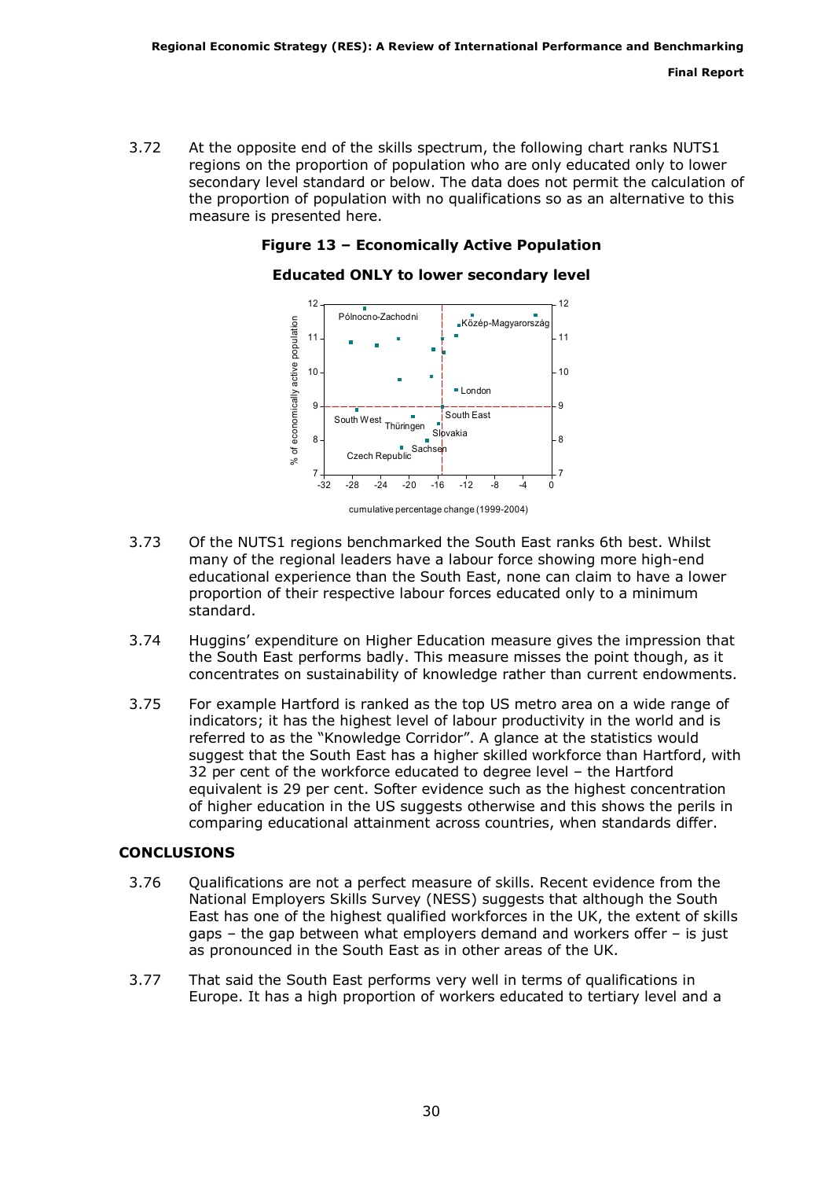3.72 At the opposite end of the skills spectrum, the following chart ranks NUTS1 regions on the proportion of population who are only educated only to lower secondary level standard or below. The data does not permit the calculation of the proportion of population with no qualifications so as an alternative to this measure is presented here.

**Figure 13 – Economically Active Population**

**Educated ONLY to lower secondary level**

3.73 Of the NUTS1 regions benchmarked the South East ranks 6th best. Whilst many of the regional leaders have a labour force showing more high-end educational experience than the South East, none can claim to have a lower proportion of their respective labour forces educated only to a minimum standard.

3.74 Huggins' expenditure on Higher Education measure gives the impression that the South East performs badly. This measure misses the point though, as it concentrates on sustainability of knowledge rather than current endowments.

3.75 For example Hartford is ranked as the top US metro area on a wide range of indicators; it has the highest level of labour productivity in the world and is referred to as the "Knowledge Corridor". A glance at the statistics would suggest that the South East has a higher skilled workforce than Hartford, with 32 per cent of the workforce educated to degree level – the Hartford equivalent is 29 per cent. Softer evidence such as the highest concentration of higher education in the US suggests otherwise and this shows the perils in comparing educational attainment across countries, when standards differ.

## CONCLUSIONS

3.76 Qualifications are not a perfect measure of skills. Recent evidence from the National Employers Skills Survey (NESS) suggests that although the South East has one of the highest qualified workforces in the UK, the extent of skills gaps – the gap between what employers demand and workers offer – is just as pronounced in the South East as in other areas of the UK.

3.77 That said the South East performs very well in terms of qualifications in Europe. It has a high proportion of workers educated to tertiary level and a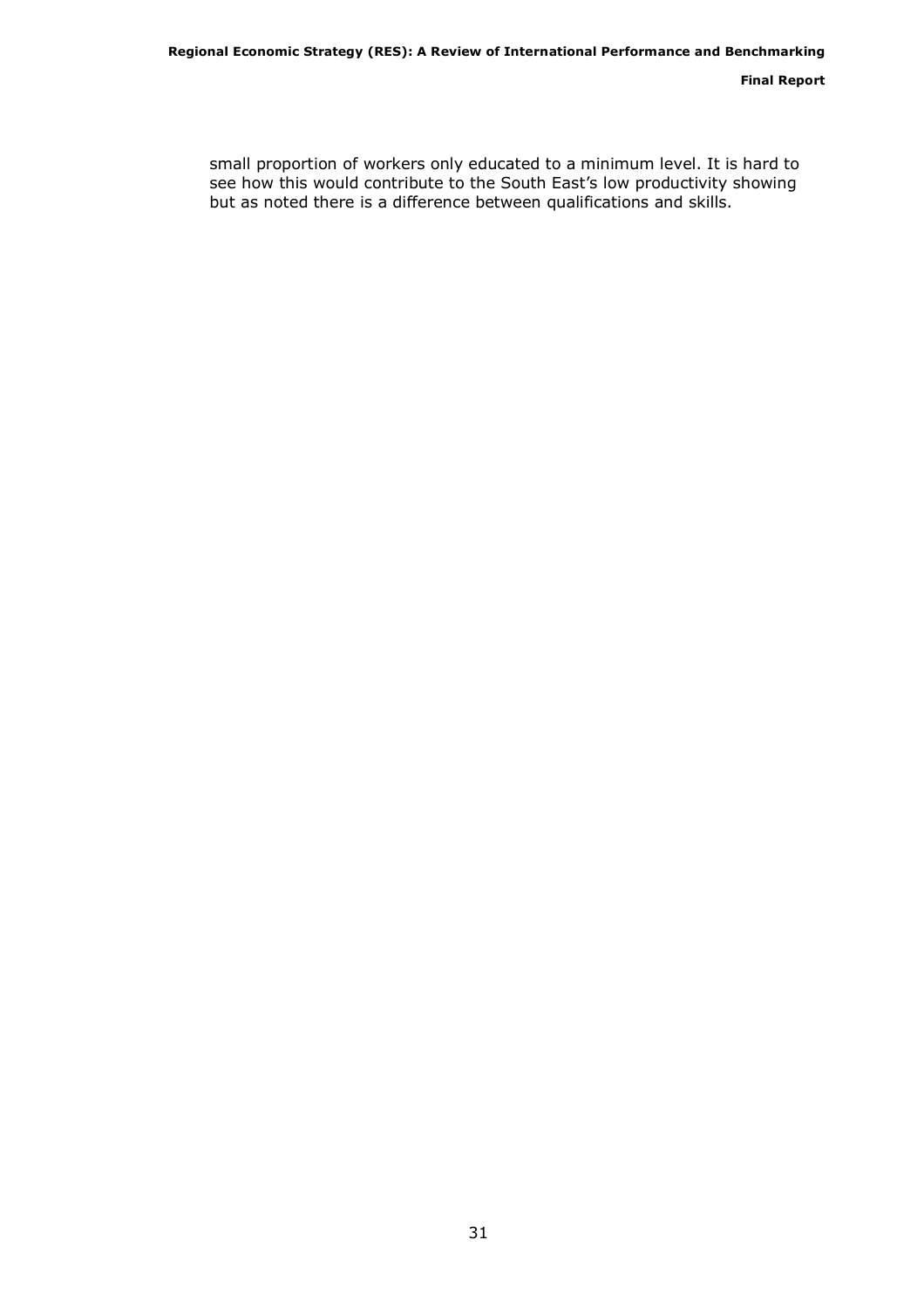small proportion of workers only educated to a minimum level. It is hard to see how this would contribute to the South East's low productivity showing but as noted there is a difference between qualifications and skills.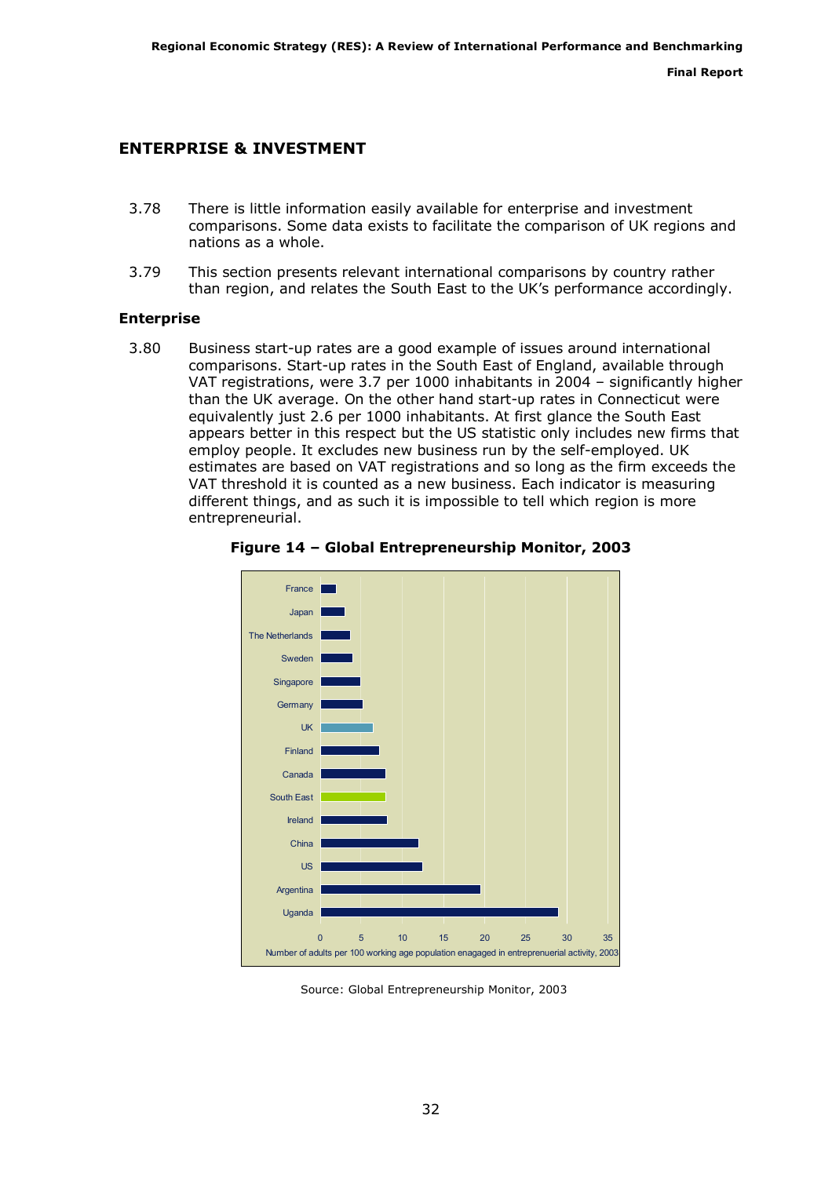## ENTERPRISE & INVESTMENT

3.78 There is little information easily available for enterprise and investment comparisons. Some data exists to facilitate the comparison of UK regions and nations as a whole.

3.79 This section presents relevant international comparisons by country rather than region, and relates the South East to the UK's performance accordingly.

### Enterprise

3.80 Business start-up rates are a good example of issues around international comparisons. Start-up rates in the South East of England, available through VAT registrations, were 3.7 per 1000 inhabitants in 2004 – significantly higher than the UK average. On the other hand start-up rates in Connecticut were equivalently just 2.6 per 1000 inhabitants. At first glance the South East appears better in this respect but the US statistic only includes new firms that employ people. It excludes new business run by the self-employed. UK estimates are based on VAT registrations and so long as the firm exceeds the VAT threshold it is counted as a new business. Each indicator is measuring different things, and as such it is impossible to tell which region is more entrepreneurial.

**Figure 14 – Global Entrepreneurship Monitor, 2003**

France
Japan
The Netherlands
Sweden
Singapore
Germany
UK
Finland
Canada
South East
Ireland
China
US
Argentina
Uganda

0 5 10 15 20 25 30 35

Number of adults per 100 working age population enagaged in entreprenuerial activity, 2003

Source: Global Entrepreneurship Monitor, 2003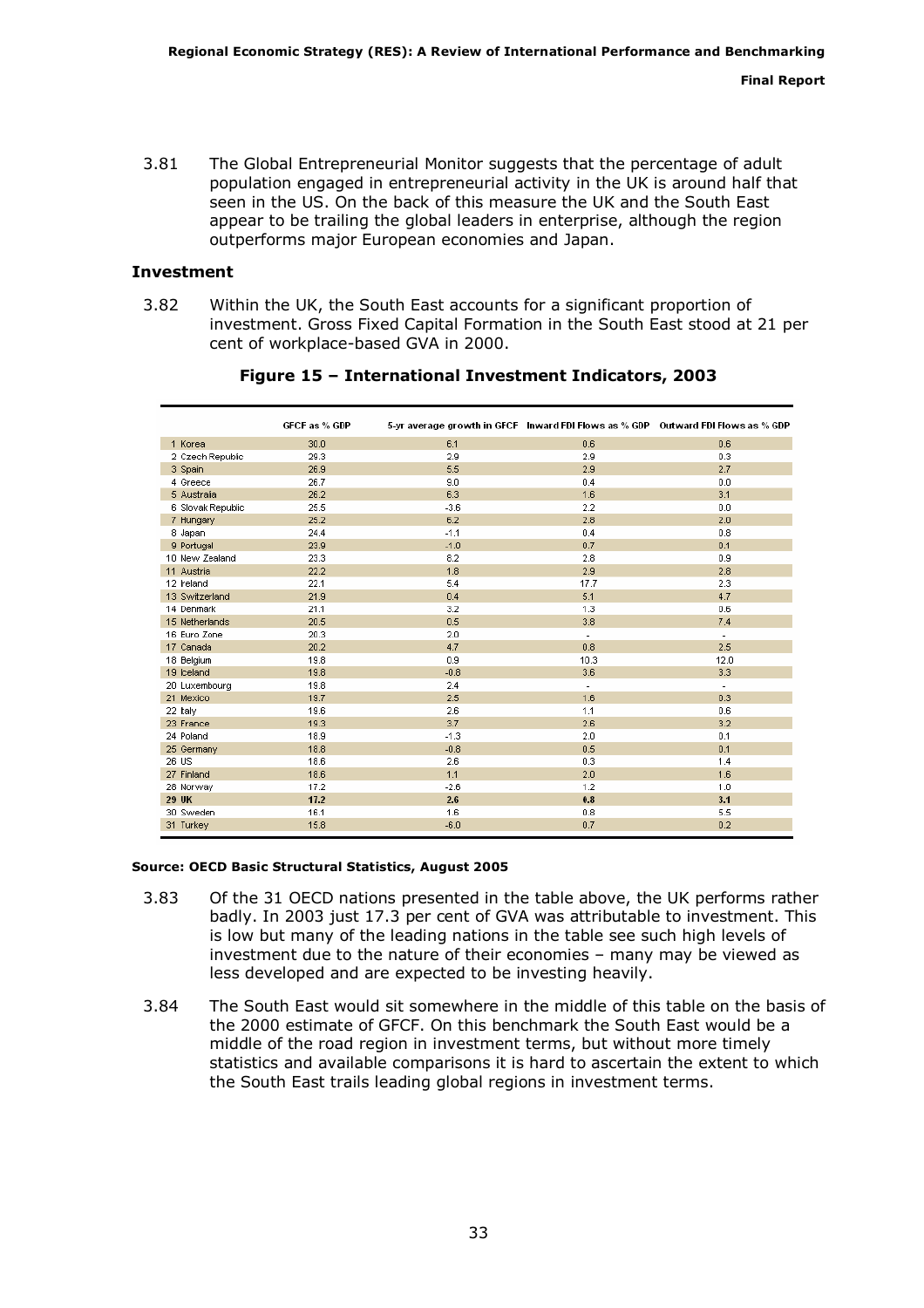3.81 The Global Entrepreneurial Monitor suggests that the percentage of adult population engaged in entrepreneurial activity in the UK is around half that seen in the US. On the back of this measure the UK and the South East appear to be trailing the global leaders in enterprise, although the region outperforms major European economies and Japan.

### Investment

3.82 Within the UK, the South East accounts for a significant proportion of investment. Gross Fixed Capital Formation in the South East stood at 21 per cent of workplace-based GVA in 2000.

**Figure 15 – International Investment Indicators, 2003**

| | GFCF as % GDP | 5-yr average growth in GFCF | Inward FDI Flows as % GDP | Outward FDI Flows as % GDP |
|---|---|---|---|---|
| 1 Korea | 30.0 | 6.1 | 0.6 | 0.6 |
| 2 Czech Republic | 29.3 | 2.9 | 2.9 | 0.3 |
| 3 Spain | 26.9 | 5.5 | 2.9 | 2.7 |
| 4 Greece | 26.7 | 9.0 | 0.4 | 0.0 |
| 5 Australia | 26.2 | 6.3 | 1.6 | 3.1 |
| 6 Slovak Republic | 25.5 | -3.6 | 2.2 | 0.0 |
| 7 Hungary | 25.2 | 6.2 | 2.8 | 2.0 |
| 8 Japan | 24.4 | -1.1 | 0.4 | 0.8 |
| 9 Portugal | 23.9 | -1.0 | 0.7 | 0.1 |
| 10 New Zealand | 23.3 | 8.2 | 2.8 | 0.9 |
| 11 Austria | 22.2 | 1.8 | 2.9 | 2.8 |
| 12 Ireland | 22.1 | 5.4 | 17.7 | 2.3 |
| 13 Switzerland | 21.9 | 0.4 | 5.1 | 4.7 |
| 14 Denmark | 21.1 | 3.2 | 1.3 | 0.6 |
| 15 Netherlands | 20.5 | 0.5 | 3.8 | 7.4 |
| 16 Euro Zone | 20.3 | 2.0 | - | - |
| 17 Canada | 20.2 | 4.7 | 0.8 | 2.5 |
| 18 Belgium | 19.8 | 0.9 | 10.3 | 12.0 |
| 19 Iceland | 19.8 | -0.8 | 3.6 | 3.3 |
| 20 Luxembourg | 19.8 | 2.4 | - | - |
| 21 Mexico | 19.7 | 2.5 | 1.6 | 0.3 |
| 22 Italy | 19.6 | 2.6 | 1.1 | 0.6 |
| 23 France | 19.3 | 3.7 | 2.6 | 3.2 |
| 24 Poland | 18.9 | -1.3 | 2.0 | 0.1 |
| 25 Germany | 18.8 | -0.8 | 0.5 | 0.1 |
| 26 US | 18.6 | 2.6 | 0.3 | 1.4 |
| 27 Finland | 18.6 | 1.1 | 2.0 | 1.6 |
| 28 Norway | 17.2 | -2.6 | 1.2 | 1.0 |
| **29 UK** | **17.2** | **2.6** | **0.8** | **3.1** |
| 30 Sweden | 16.1 | 1.6 | 0.8 | 5.5 |
| 31 Turkey | 15.8 | -6.0 | 0.7 | 0.2 |

**Source: OECD Basic Structural Statistics, August 2005**

3.83 Of the 31 OECD nations presented in the table above, the UK performs rather badly. In 2003 just 17.3 per cent of GVA was attributable to investment. This is low but many of the leading nations in the table see such high levels of investment due to the nature of their economies – many may be viewed as less developed and are expected to be investing heavily.

3.84 The South East would sit somewhere in the middle of this table on the basis of the 2000 estimate of GFCF. On this benchmark the South East would be a middle of the road region in investment terms, but without more timely statistics and available comparisons it is hard to ascertain the extent to which the South East trails leading global regions in investment terms.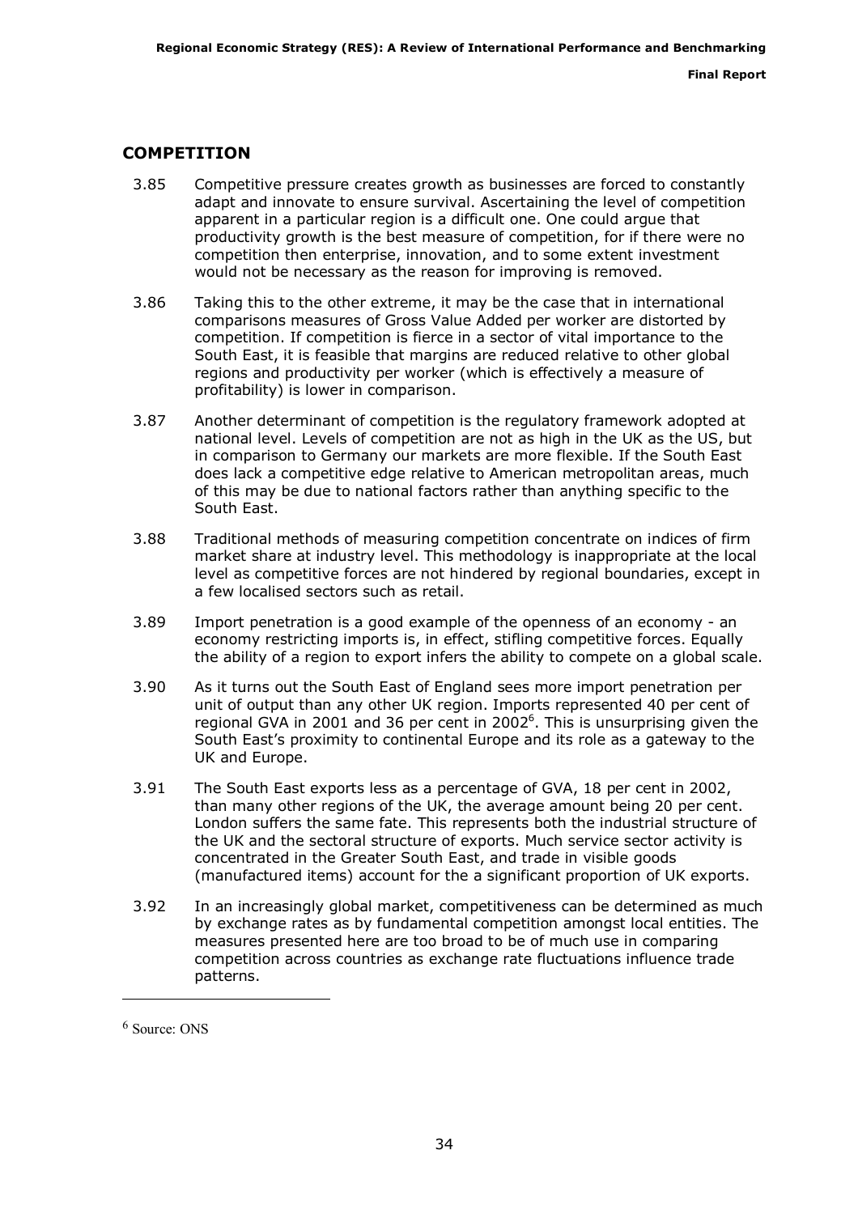## COMPETITION

3.85 Competitive pressure creates growth as businesses are forced to constantly adapt and innovate to ensure survival. Ascertaining the level of competition apparent in a particular region is a difficult one. One could argue that productivity growth is the best measure of competition, for if there were no competition then enterprise, innovation, and to some extent investment would not be necessary as the reason for improving is removed.

3.86 Taking this to the other extreme, it may be the case that in international comparisons measures of Gross Value Added per worker are distorted by competition. If competition is fierce in a sector of vital importance to the South East, it is feasible that margins are reduced relative to other global regions and productivity per worker (which is effectively a measure of profitability) is lower in comparison.

3.87 Another determinant of competition is the regulatory framework adopted at national level. Levels of competition are not as high in the UK as the US, but in comparison to Germany our markets are more flexible. If the South East does lack a competitive edge relative to American metropolitan areas, much of this may be due to national factors rather than anything specific to the South East.

3.88 Traditional methods of measuring competition concentrate on indices of firm market share at industry level. This methodology is inappropriate at the local level as competitive forces are not hindered by regional boundaries, except in a few localised sectors such as retail.

3.89 Import penetration is a good example of the openness of an economy - an economy restricting imports is, in effect, stifling competitive forces. Equally the ability of a region to export infers the ability to compete on a global scale.

3.90 As it turns out the South East of England sees more import penetration per unit of output than any other UK region. Imports represented 40 per cent of regional GVA in 2001 and 36 per cent in 2002[6]. This is unsurprising given the South East's proximity to continental Europe and its role as a gateway to the UK and Europe.

3.91 The South East exports less as a percentage of GVA, 18 per cent in 2002, than many other regions of the UK, the average amount being 20 per cent. London suffers the same fate. This represents both the industrial structure of the UK and the sectoral structure of exports. Much service sector activity is concentrated in the Greater South East, and trade in visible goods (manufactured items) account for the a significant proportion of UK exports.

3.92 In an increasingly global market, competitiveness can be determined as much by exchange rates as by fundamental competition amongst local entities. The measures presented here are too broad to be of much use in comparing competition across countries as exchange rate fluctuations influence trade patterns.

[6] Source: ONS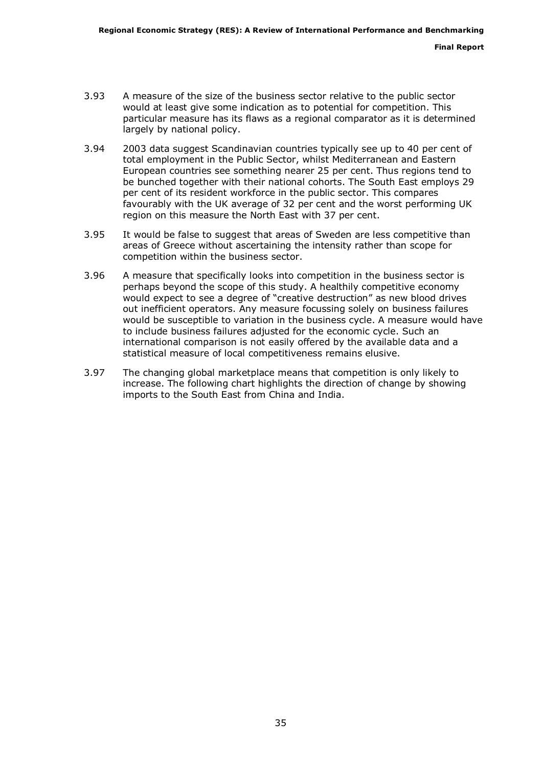3.93 A measure of the size of the business sector relative to the public sector would at least give some indication as to potential for competition. This particular measure has its flaws as a regional comparator as it is determined largely by national policy.

3.94 2003 data suggest Scandinavian countries typically see up to 40 per cent of total employment in the Public Sector, whilst Mediterranean and Eastern European countries see something nearer 25 per cent. Thus regions tend to be bunched together with their national cohorts. The South East employs 29 per cent of its resident workforce in the public sector. This compares favourably with the UK average of 32 per cent and the worst performing UK region on this measure the North East with 37 per cent.

3.95 It would be false to suggest that areas of Sweden are less competitive than areas of Greece without ascertaining the intensity rather than scope for competition within the business sector.

3.96 A measure that specifically looks into competition in the business sector is perhaps beyond the scope of this study. A healthily competitive economy would expect to see a degree of "creative destruction" as new blood drives out inefficient operators. Any measure focussing solely on business failures would be susceptible to variation in the business cycle. A measure would have to include business failures adjusted for the economic cycle. Such an international comparison is not easily offered by the available data and a statistical measure of local competitiveness remains elusive.

3.97 The changing global marketplace means that competition is only likely to increase. The following chart highlights the direction of change by showing imports to the South East from China and India.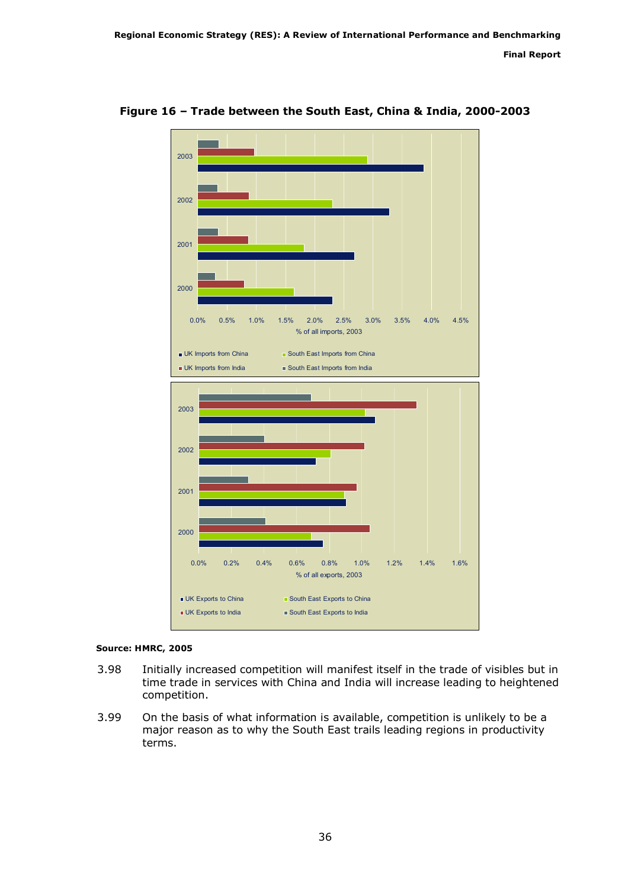**Figure 16 – Trade between the South East, China & India, 2000-2003**

**Source: HMRC, 2005**

3.98 Initially increased competition will manifest itself in the trade of visibles but in time trade in services with China and India will increase leading to heightened competition.

3.99 On the basis of what information is available, competition is unlikely to be a major reason as to why the South East trails leading regions in productivity terms.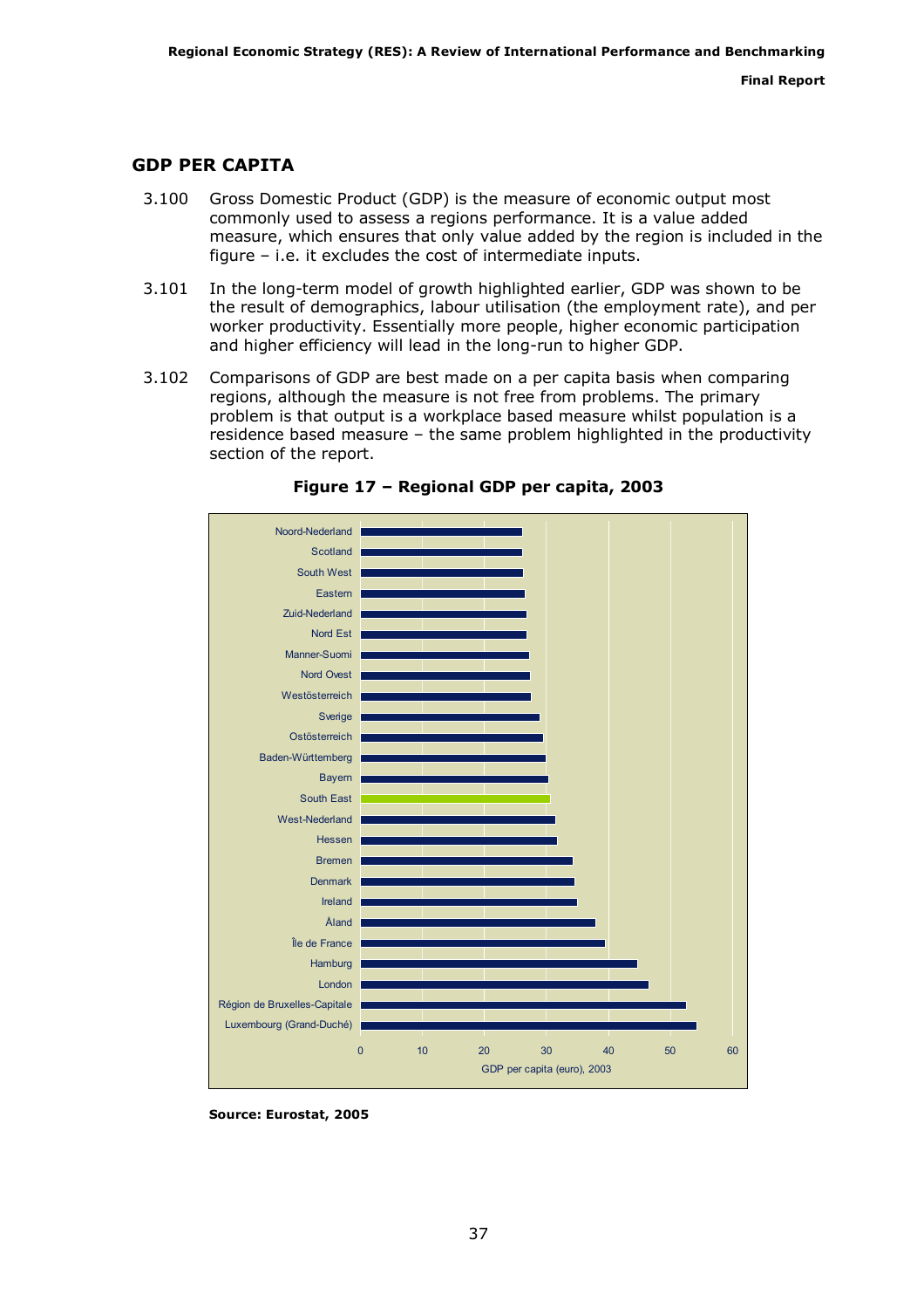## GDP PER CAPITA

3.100 Gross Domestic Product (GDP) is the measure of economic output most commonly used to assess a regions performance. It is a value added measure, which ensures that only value added by the region is included in the figure – i.e. it excludes the cost of intermediate inputs.

3.101 In the long-term model of growth highlighted earlier, GDP was shown to be the result of demographics, labour utilisation (the employment rate), and per worker productivity. Essentially more people, higher economic participation and higher efficiency will lead in the long-run to higher GDP.

3.102 Comparisons of GDP are best made on a per capita basis when comparing regions, although the measure is not free from problems. The primary problem is that output is a workplace based measure whilst population is a residence based measure – the same problem highlighted in the productivity section of the report.

**Figure 17 – Regional GDP per capita, 2003**

Noord-Nederland
Scotland
South West
Eastern
Zuid-Nederland
Nord Est
Manner-Suomi
Nord Ovest
Westösterreich
Sverige
Ostösterreich
Baden-Württemberg
Bayern
South East
West-Nederland
Hessen
Bremen
Denmark
Ireland
Åland
Île de France
Hamburg
London
Région de Bruxelles-Capitale
Luxembourg (Grand-Duché)

0 10 20 30 40 50 60

GDP per capita (euro), 2003

**Source: Eurostat, 2005**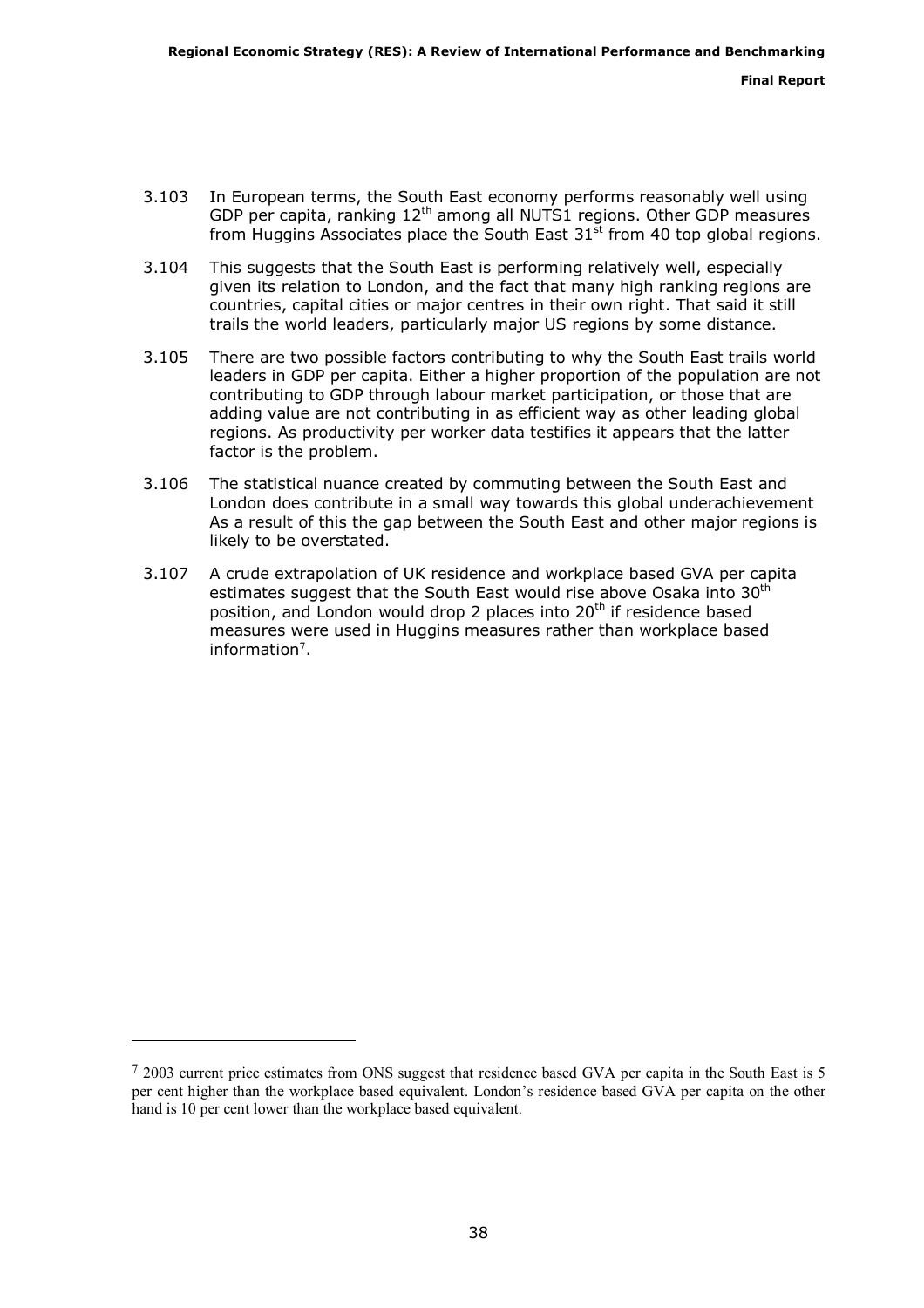3.103 In European terms, the South East economy performs reasonably well using GDP per capita, ranking 12th among all NUTS1 regions. Other GDP measures from Huggins Associates place the South East 31st from 40 top global regions.

3.104 This suggests that the South East is performing relatively well, especially given its relation to London, and the fact that many high ranking regions are countries, capital cities or major centres in their own right. That said it still trails the world leaders, particularly major US regions by some distance.

3.105 There are two possible factors contributing to why the South East trails world leaders in GDP per capita. Either a higher proportion of the population are not contributing to GDP through labour market participation, or those that are adding value are not contributing in as efficient way as other leading global regions. As productivity per worker data testifies it appears that the latter factor is the problem.

3.106 The statistical nuance created by commuting between the South East and London does contribute in a small way towards this global underachievement As a result of this the gap between the South East and other major regions is likely to be overstated.

3.107 A crude extrapolation of UK residence and workplace based GVA per capita estimates suggest that the South East would rise above Osaka into 30th position, and London would drop 2 places into 20th if residence based measures were used in Huggins measures rather than workplace based information[7].

---

[7] 2003 current price estimates from ONS suggest that residence based GVA per capita in the South East is 5 per cent higher than the workplace based equivalent. London's residence based GVA per capita on the other hand is 10 per cent lower than the workplace based equivalent.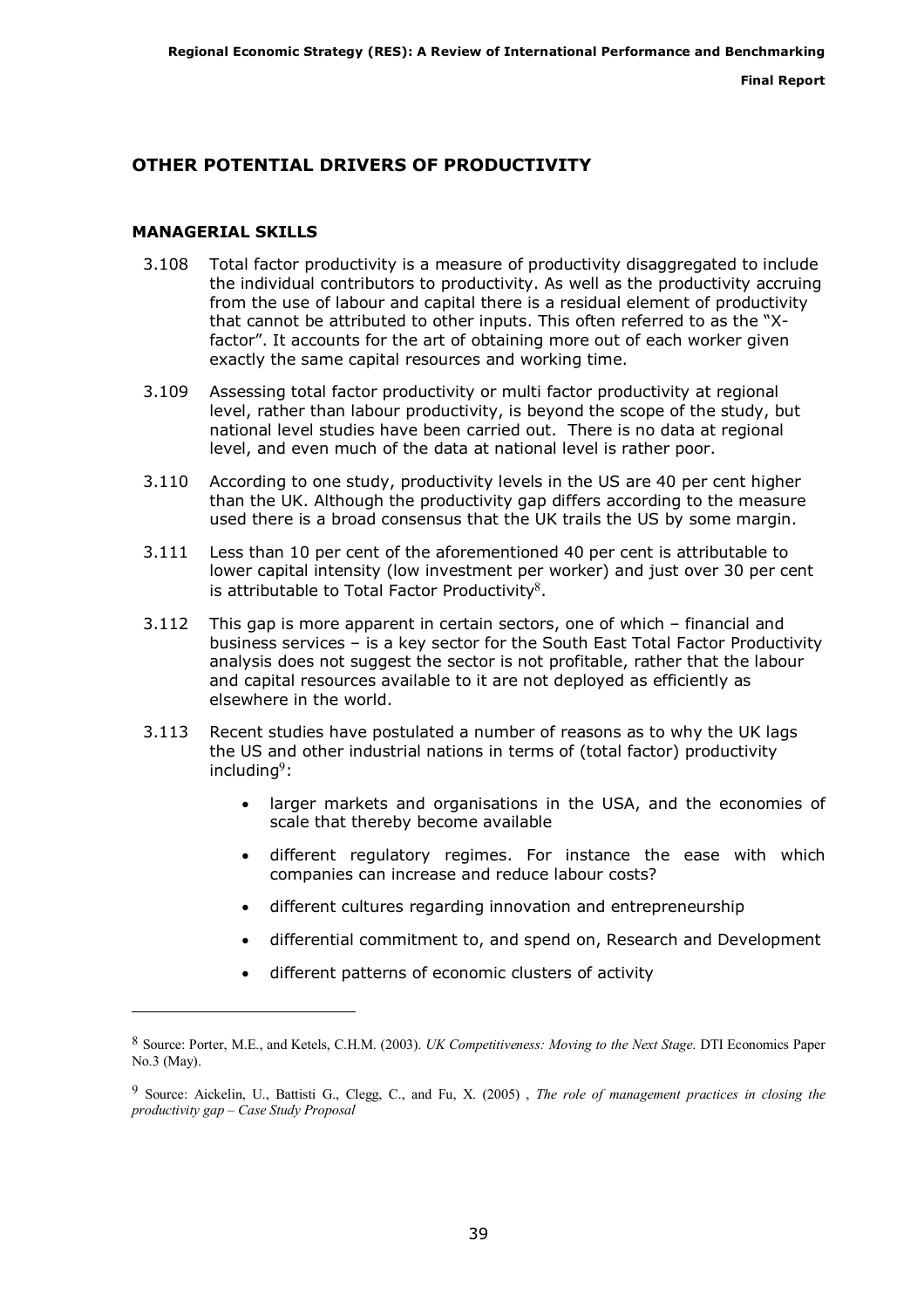## OTHER POTENTIAL DRIVERS OF PRODUCTIVITY

### MANAGERIAL SKILLS

3.108 Total factor productivity is a measure of productivity disaggregated to include the individual contributors to productivity. As well as the productivity accruing from the use of labour and capital there is a residual element of productivity that cannot be attributed to other inputs. This often referred to as the "X-factor". It accounts for the art of obtaining more out of each worker given exactly the same capital resources and working time.

3.109 Assessing total factor productivity or multi factor productivity at regional level, rather than labour productivity, is beyond the scope of the study, but national level studies have been carried out. There is no data at regional level, and even much of the data at national level is rather poor.

3.110 According to one study, productivity levels in the US are 40 per cent higher than the UK. Although the productivity gap differs according to the measure used there is a broad consensus that the UK trails the US by some margin.

3.111 Less than 10 per cent of the aforementioned 40 per cent is attributable to lower capital intensity (low investment per worker) and just over 30 per cent is attributable to Total Factor Productivity[8].

3.112 This gap is more apparent in certain sectors, one of which – financial and business services – is a key sector for the South East Total Factor Productivity analysis does not suggest the sector is not profitable, rather that the labour and capital resources available to it are not deployed as efficiently as elsewhere in the world.

3.113 Recent studies have postulated a number of reasons as to why the UK lags the US and other industrial nations in terms of (total factor) productivity including[9]:

- larger markets and organisations in the USA, and the economies of scale that thereby become available
- different regulatory regimes. For instance the ease with which companies can increase and reduce labour costs?
- different cultures regarding innovation and entrepreneurship
- differential commitment to, and spend on, Research and Development
- different patterns of economic clusters of activity

---

[8] Source: Porter, M.E., and Ketels, C.H.M. (2003). *UK Competitiveness: Moving to the Next Stage*. DTI Economics Paper No.3 (May).

[9] Source: Aickelin, U., Battisti G., Clegg, C., and Fu, X. (2005) , *The role of management practices in closing the productivity gap – Case Study Proposal*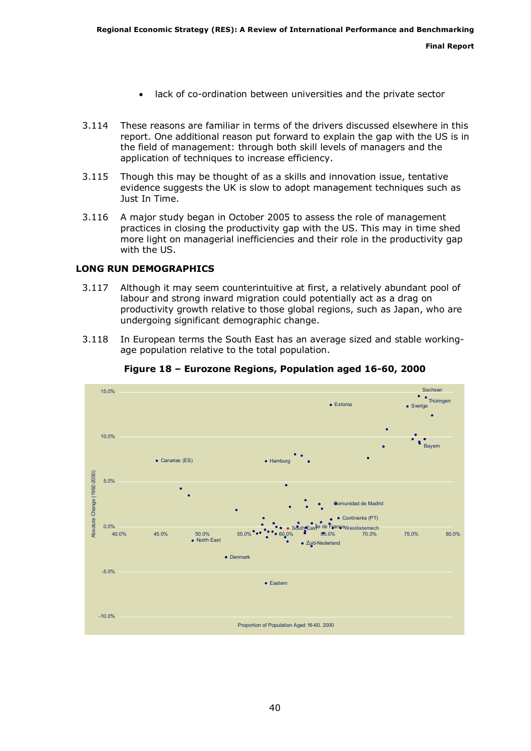- lack of co-ordination between universities and the private sector

3.114 These reasons are familiar in terms of the drivers discussed elsewhere in this report. One additional reason put forward to explain the gap with the US is in the field of management: through both skill levels of managers and the application of techniques to increase efficiency.

3.115 Though this may be thought of as a skills and innovation issue, tentative evidence suggests the UK is slow to adopt management techniques such as Just In Time.

3.116 A major study began in October 2005 to assess the role of management practices in closing the productivity gap with the US. This may in time shed more light on managerial inefficiencies and their role in the productivity gap with the US.

## LONG RUN DEMOGRAPHICS

3.117 Although it may seem counterintuitive at first, a relatively abundant pool of labour and strong inward migration could potentially act as a drag on productivity growth relative to those global regions, such as Japan, who are undergoing significant demographic change.

3.118 In European terms the South East has an average sized and stable working-age population relative to the total population.

**Figure 18 – Eurozone Regions, Population aged 16-60, 2000**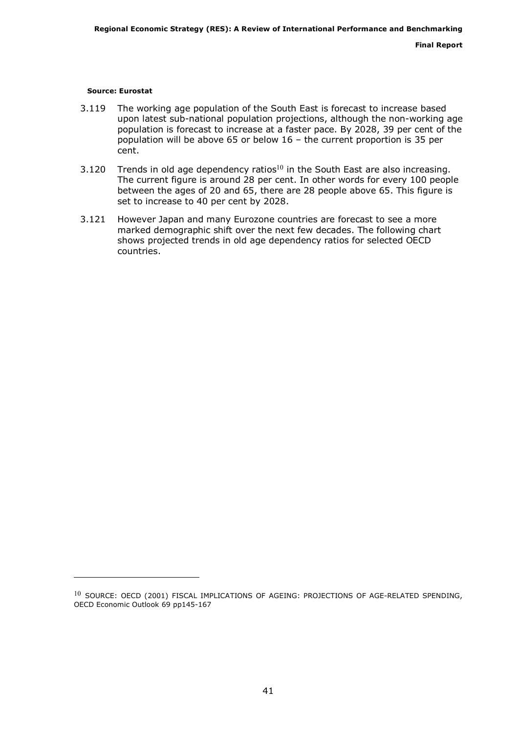**Source: Eurostat**

3.119 The working age population of the South East is forecast to increase based upon latest sub-national population projections, although the non-working age population is forecast to increase at a faster pace. By 2028, 39 per cent of the population will be above 65 or below 16 – the current proportion is 35 per cent.

3.120 Trends in old age dependency ratios[10] in the South East are also increasing. The current figure is around 28 per cent. In other words for every 100 people between the ages of 20 and 65, there are 28 people above 65. This figure is set to increase to 40 per cent by 2028.

3.121 However Japan and many Eurozone countries are forecast to see a more marked demographic shift over the next few decades. The following chart shows projected trends in old age dependency ratios for selected OECD countries.

---

[10] SOURCE: OECD (2001) FISCAL IMPLICATIONS OF AGEING: PROJECTIONS OF AGE-RELATED SPENDING, OECD Economic Outlook 69 pp145-167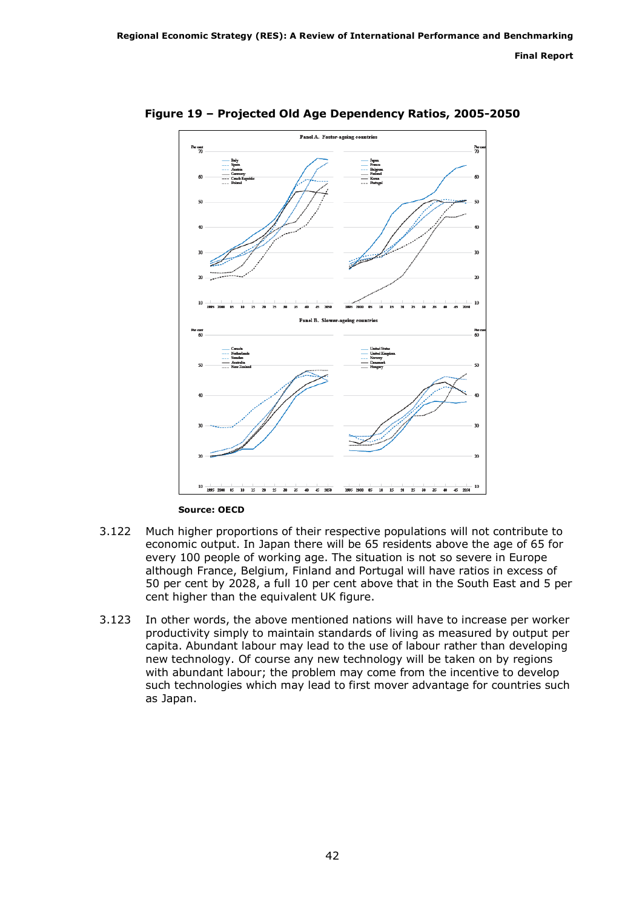**Figure 19 – Projected Old Age Dependency Ratios, 2005-2050**

**Source: OECD**

3.122 Much higher proportions of their respective populations will not contribute to economic output. In Japan there will be 65 residents above the age of 65 for every 100 people of working age. The situation is not so severe in Europe although France, Belgium, Finland and Portugal will have ratios in excess of 50 per cent by 2028, a full 10 per cent above that in the South East and 5 per cent higher than the equivalent UK figure.

3.123 In other words, the above mentioned nations will have to increase per worker productivity simply to maintain standards of living as measured by output per capita. Abundant labour may lead to the use of labour rather than developing new technology. Of course any new technology will be taken on by regions with abundant labour; the problem may come from the incentive to develop such technologies which may lead to first mover advantage for countries such as Japan.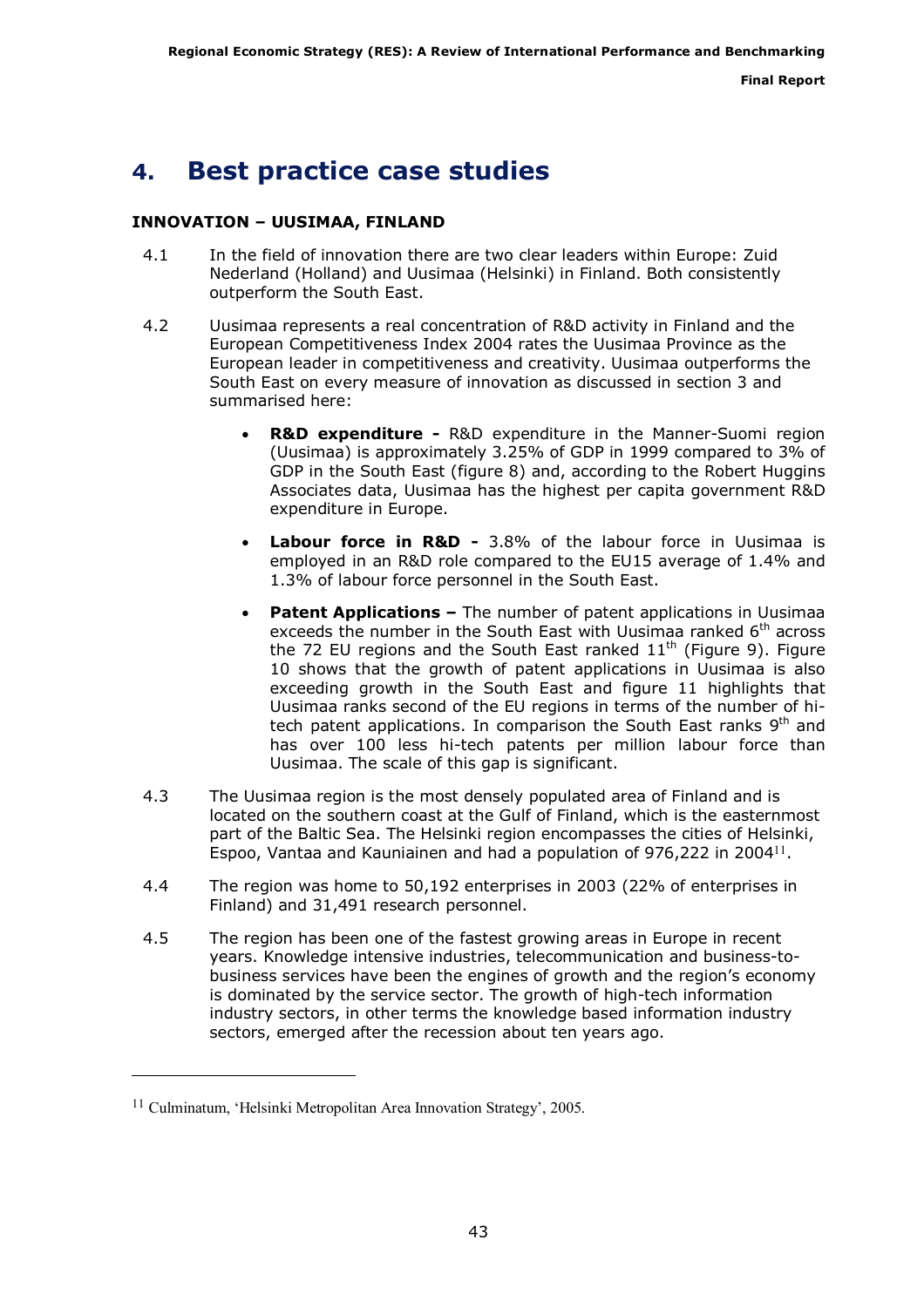# 4. Best practice case studies

**INNOVATION – UUSIMAA, FINLAND**

4.1 In the field of innovation there are two clear leaders within Europe: Zuid Nederland (Holland) and Uusimaa (Helsinki) in Finland. Both consistently outperform the South East.

4.2 Uusimaa represents a real concentration of R&D activity in Finland and the European Competitiveness Index 2004 rates the Uusimaa Province as the European leader in competitiveness and creativity. Uusimaa outperforms the South East on every measure of innovation as discussed in section 3 and summarised here:

- **R&D expenditure -** R&D expenditure in the Manner-Suomi region (Uusimaa) is approximately 3.25% of GDP in 1999 compared to 3% of GDP in the South East (figure 8) and, according to the Robert Huggins Associates data, Uusimaa has the highest per capita government R&D expenditure in Europe.
- **Labour force in R&D -** 3.8% of the labour force in Uusimaa is employed in an R&D role compared to the EU15 average of 1.4% and 1.3% of labour force personnel in the South East.
- **Patent Applications –** The number of patent applications in Uusimaa exceeds the number in the South East with Uusimaa ranked 6th across the 72 EU regions and the South East ranked 11th (Figure 9). Figure 10 shows that the growth of patent applications in Uusimaa is also exceeding growth in the South East and figure 11 highlights that Uusimaa ranks second of the EU regions in terms of the number of hi-tech patent applications. In comparison the South East ranks 9th and has over 100 less hi-tech patents per million labour force than Uusimaa. The scale of this gap is significant.

4.3 The Uusimaa region is the most densely populated area of Finland and is located on the southern coast at the Gulf of Finland, which is the easternmost part of the Baltic Sea. The Helsinki region encompasses the cities of Helsinki, Espoo, Vantaa and Kauniainen and had a population of 976,222 in 2004[11].

4.4 The region was home to 50,192 enterprises in 2003 (22% of enterprises in Finland) and 31,491 research personnel.

4.5 The region has been one of the fastest growing areas in Europe in recent years. Knowledge intensive industries, telecommunication and business-to-business services have been the engines of growth and the region's economy is dominated by the service sector. The growth of high-tech information industry sectors, in other terms the knowledge based information industry sectors, emerged after the recession about ten years ago.

---

[11] Culminatum, 'Helsinki Metropolitan Area Innovation Strategy', 2005.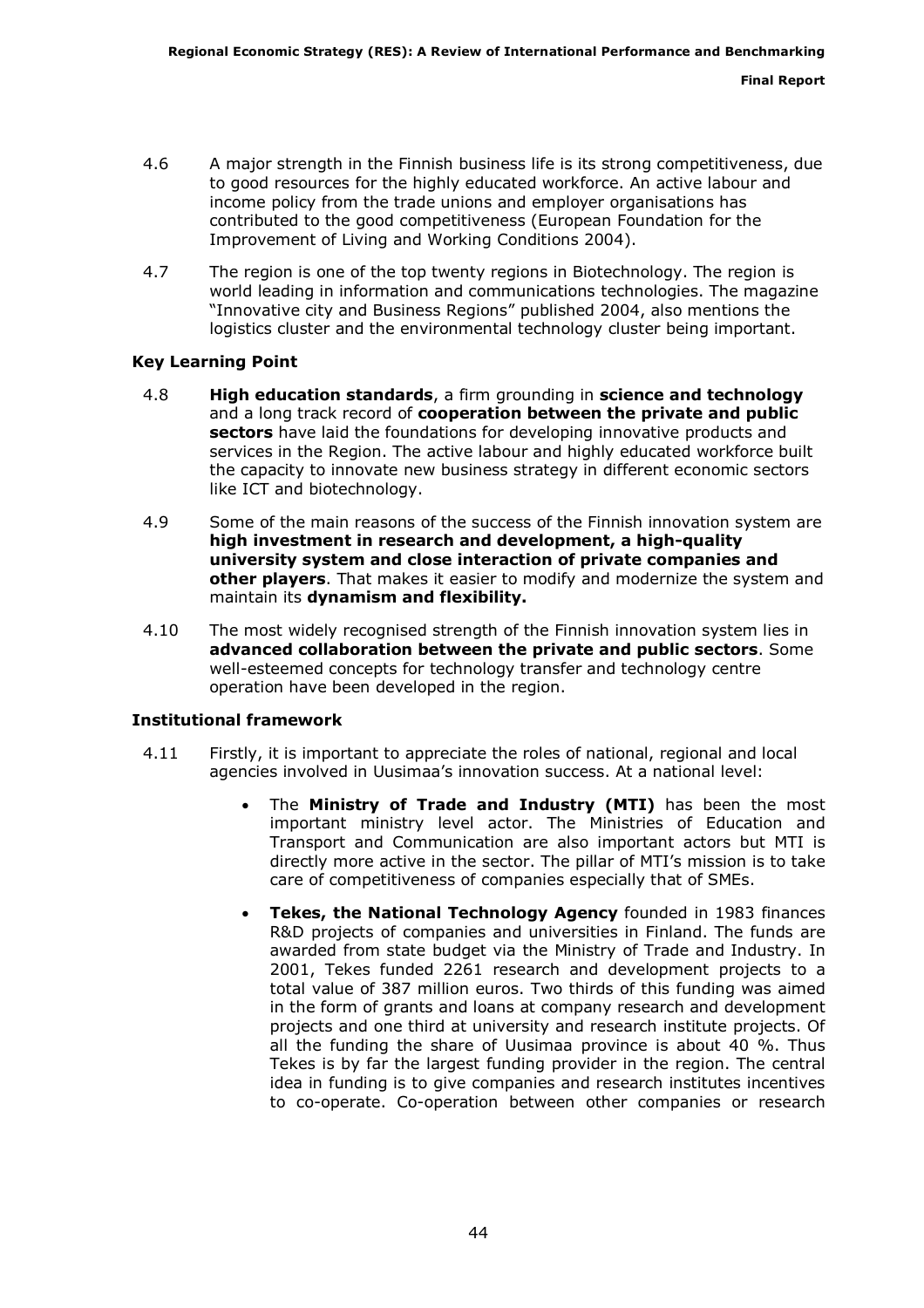4.6 A major strength in the Finnish business life is its strong competitiveness, due to good resources for the highly educated workforce. An active labour and income policy from the trade unions and employer organisations has contributed to the good competitiveness (European Foundation for the Improvement of Living and Working Conditions 2004).

4.7 The region is one of the top twenty regions in Biotechnology. The region is world leading in information and communications technologies. The magazine "Innovative city and Business Regions" published 2004, also mentions the logistics cluster and the environmental technology cluster being important.

### Key Learning Point

4.8 **High education standards**, a firm grounding in **science and technology** and a long track record of **cooperation between the private and public sectors** have laid the foundations for developing innovative products and services in the Region. The active labour and highly educated workforce built the capacity to innovate new business strategy in different economic sectors like ICT and biotechnology.

4.9 Some of the main reasons of the success of the Finnish innovation system are **high investment in research and development, a high-quality university system and close interaction of private companies and other players**. That makes it easier to modify and modernize the system and maintain its **dynamism and flexibility.**

4.10 The most widely recognised strength of the Finnish innovation system lies in **advanced collaboration between the private and public sectors**. Some well-esteemed concepts for technology transfer and technology centre operation have been developed in the region.

### Institutional framework

4.11 Firstly, it is important to appreciate the roles of national, regional and local agencies involved in Uusimaa's innovation success. At a national level:

- The **Ministry of Trade and Industry (MTI)** has been the most important ministry level actor. The Ministries of Education and Transport and Communication are also important actors but MTI is directly more active in the sector. The pillar of MTI's mission is to take care of competitiveness of companies especially that of SMEs.
- **Tekes, the National Technology Agency** founded in 1983 finances R&D projects of companies and universities in Finland. The funds are awarded from state budget via the Ministry of Trade and Industry. In 2001, Tekes funded 2261 research and development projects to a total value of 387 million euros. Two thirds of this funding was aimed in the form of grants and loans at company research and development projects and one third at university and research institute projects. Of all the funding the share of Uusimaa province is about 40 %. Thus Tekes is by far the largest funding provider in the region. The central idea in funding is to give companies and research institutes incentives to co-operate. Co-operation between other companies or research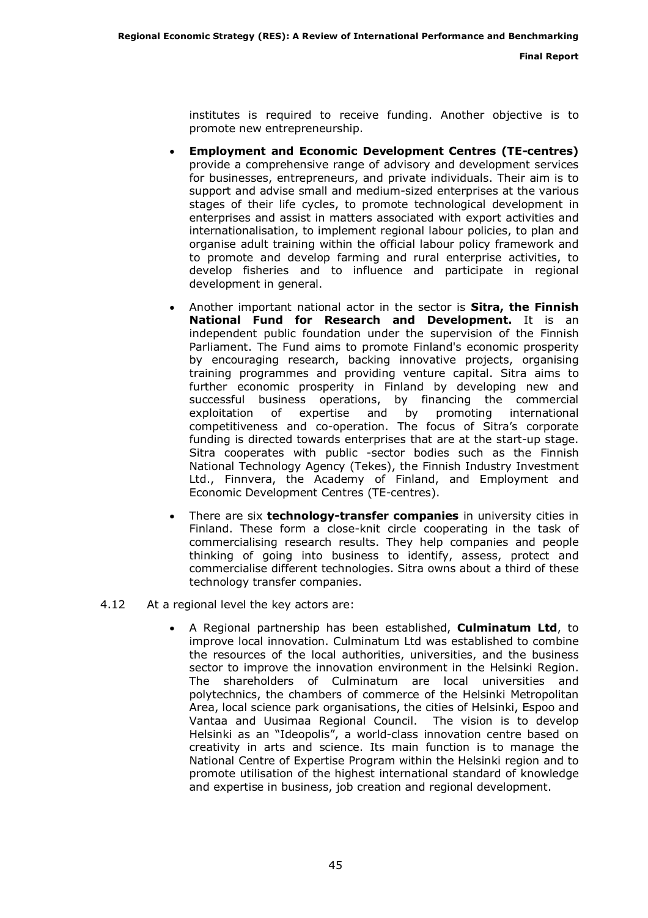institutes is required to receive funding. Another objective is to promote new entrepreneurship.

- **Employment and Economic Development Centres (TE-centres)** provide a comprehensive range of advisory and development services for businesses, entrepreneurs, and private individuals. Their aim is to support and advise small and medium-sized enterprises at the various stages of their life cycles, to promote technological development in enterprises and assist in matters associated with export activities and internationalisation, to implement regional labour policies, to plan and organise adult training within the official labour policy framework and to promote and develop farming and rural enterprise activities, to develop fisheries and to influence and participate in regional development in general.

- Another important national actor in the sector is **Sitra, the Finnish National Fund for Research and Development.** It is an independent public foundation under the supervision of the Finnish Parliament. The Fund aims to promote Finland's economic prosperity by encouraging research, backing innovative projects, organising training programmes and providing venture capital. Sitra aims to further economic prosperity in Finland by developing new and successful business operations, by financing the commercial exploitation of expertise and by promoting international competitiveness and co-operation. The focus of Sitra's corporate funding is directed towards enterprises that are at the start-up stage. Sitra cooperates with public -sector bodies such as the Finnish National Technology Agency (Tekes), the Finnish Industry Investment Ltd., Finnvera, the Academy of Finland, and Employment and Economic Development Centres (TE-centres).

- There are six **technology-transfer companies** in university cities in Finland. These form a close-knit circle cooperating in the task of commercialising research results. They help companies and people thinking of going into business to identify, assess, protect and commercialise different technologies. Sitra owns about a third of these technology transfer companies.

4.12 At a regional level the key actors are:

- A Regional partnership has been established, **Culminatum Ltd**, to improve local innovation. Culminatum Ltd was established to combine the resources of the local authorities, universities, and the business sector to improve the innovation environment in the Helsinki Region. The shareholders of Culminatum are local universities and polytechnics, the chambers of commerce of the Helsinki Metropolitan Area, local science park organisations, the cities of Helsinki, Espoo and Vantaa and Uusimaa Regional Council. The vision is to develop Helsinki as an "Ideopolis", a world-class innovation centre based on creativity in arts and science. Its main function is to manage the National Centre of Expertise Program within the Helsinki region and to promote utilisation of the highest international standard of knowledge and expertise in business, job creation and regional development.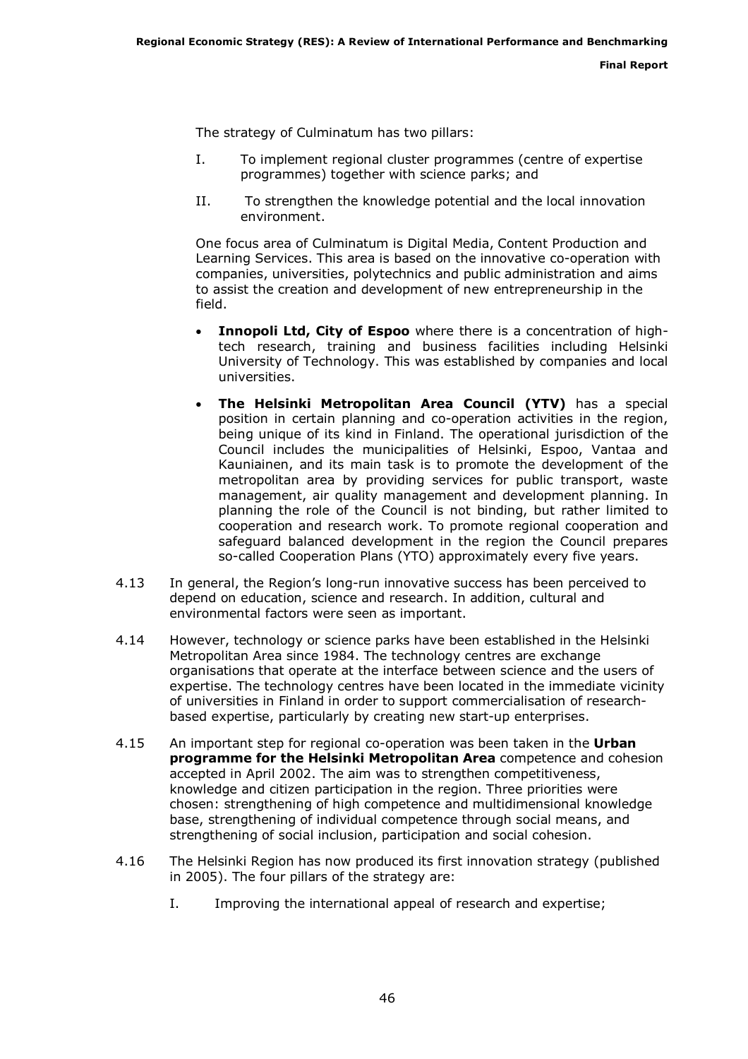The strategy of Culminatum has two pillars:

I. To implement regional cluster programmes (centre of expertise programmes) together with science parks; and

II. To strengthen the knowledge potential and the local innovation environment.

One focus area of Culminatum is Digital Media, Content Production and Learning Services. This area is based on the innovative co-operation with companies, universities, polytechnics and public administration and aims to assist the creation and development of new entrepreneurship in the field.

- **Innopoli Ltd, City of Espoo** where there is a concentration of high-tech research, training and business facilities including Helsinki University of Technology. This was established by companies and local universities.
- **The Helsinki Metropolitan Area Council (YTV)** has a special position in certain planning and co-operation activities in the region, being unique of its kind in Finland. The operational jurisdiction of the Council includes the municipalities of Helsinki, Espoo, Vantaa and Kauniainen, and its main task is to promote the development of the metropolitan area by providing services for public transport, waste management, air quality management and development planning. In planning the role of the Council is not binding, but rather limited to cooperation and research work. To promote regional cooperation and safeguard balanced development in the region the Council prepares so-called Cooperation Plans (YTO) approximately every five years.

4.13 In general, the Region's long-run innovative success has been perceived to depend on education, science and research. In addition, cultural and environmental factors were seen as important.

4.14 However, technology or science parks have been established in the Helsinki Metropolitan Area since 1984. The technology centres are exchange organisations that operate at the interface between science and the users of expertise. The technology centres have been located in the immediate vicinity of universities in Finland in order to support commercialisation of research-based expertise, particularly by creating new start-up enterprises.

4.15 An important step for regional co-operation was been taken in the **Urban programme for the Helsinki Metropolitan Area** competence and cohesion accepted in April 2002. The aim was to strengthen competitiveness, knowledge and citizen participation in the region. Three priorities were chosen: strengthening of high competence and multidimensional knowledge base, strengthening of individual competence through social means, and strengthening of social inclusion, participation and social cohesion.

4.16 The Helsinki Region has now produced its first innovation strategy (published in 2005). The four pillars of the strategy are:

I. Improving the international appeal of research and expertise;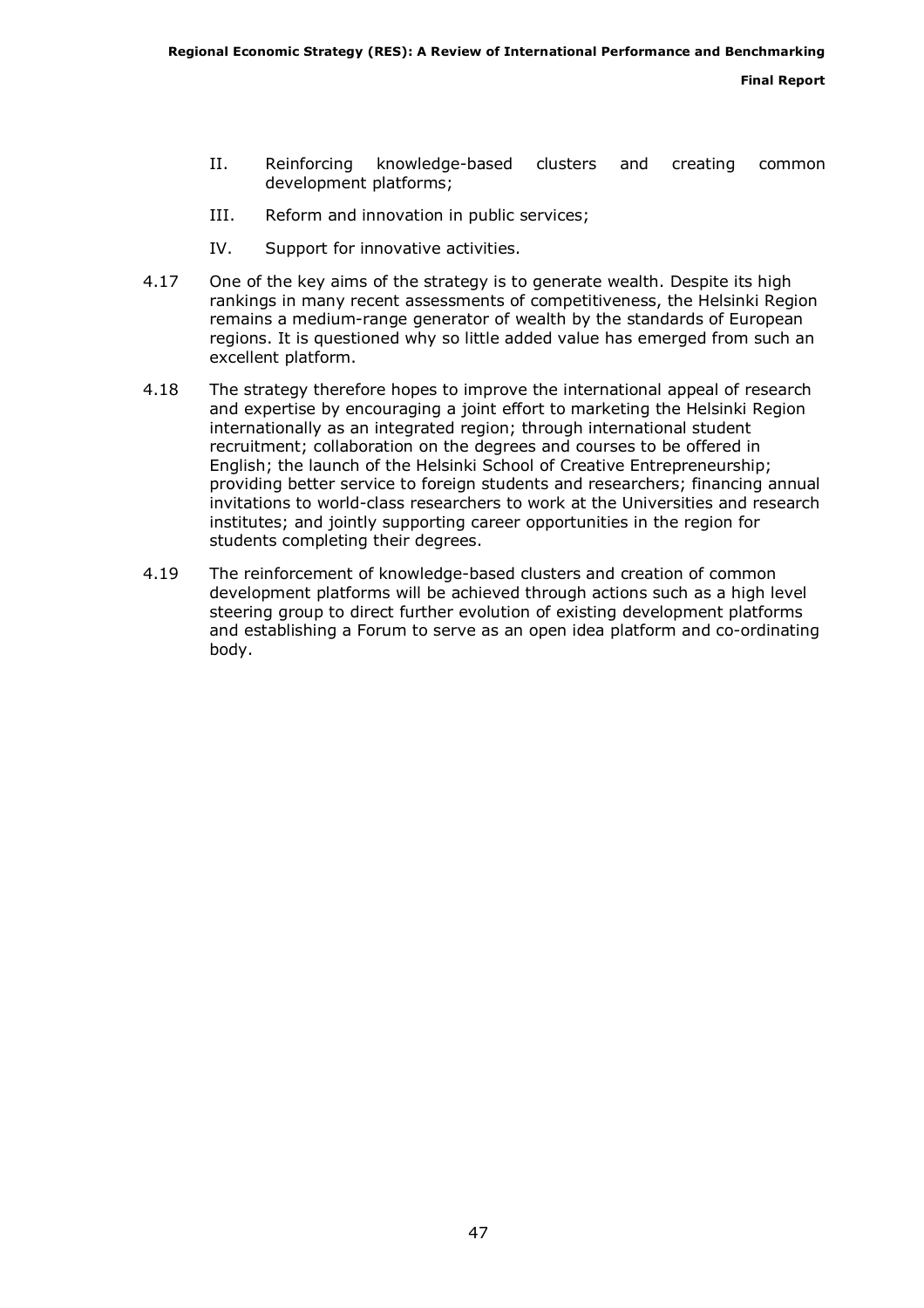II. Reinforcing knowledge-based clusters and creating common development platforms;

III. Reform and innovation in public services;

IV. Support for innovative activities.

4.17 One of the key aims of the strategy is to generate wealth. Despite its high rankings in many recent assessments of competitiveness, the Helsinki Region remains a medium-range generator of wealth by the standards of European regions. It is questioned why so little added value has emerged from such an excellent platform.

4.18 The strategy therefore hopes to improve the international appeal of research and expertise by encouraging a joint effort to marketing the Helsinki Region internationally as an integrated region; through international student recruitment; collaboration on the degrees and courses to be offered in English; the launch of the Helsinki School of Creative Entrepreneurship; providing better service to foreign students and researchers; financing annual invitations to world-class researchers to work at the Universities and research institutes; and jointly supporting career opportunities in the region for students completing their degrees.

4.19 The reinforcement of knowledge-based clusters and creation of common development platforms will be achieved through actions such as a high level steering group to direct further evolution of existing development platforms and establishing a Forum to serve as an open idea platform and co-ordinating body.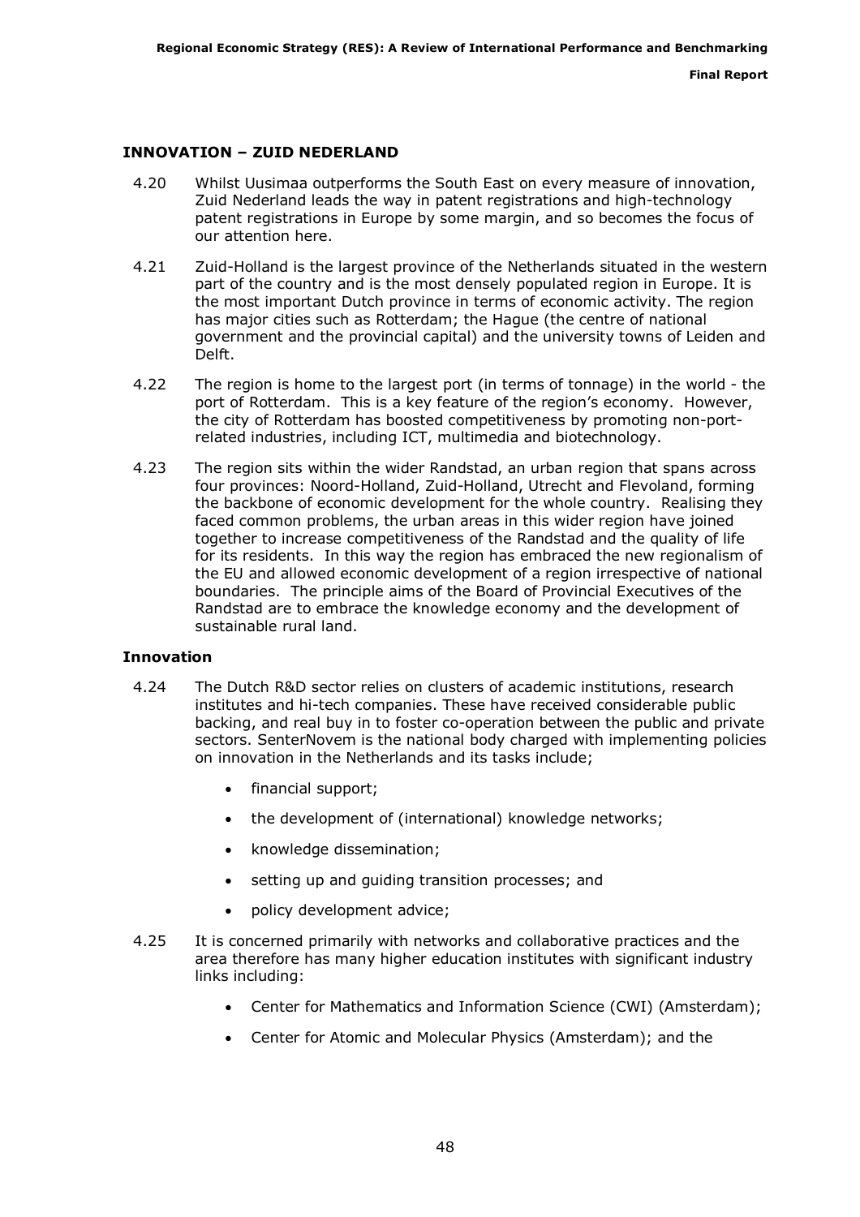## INNOVATION – ZUID NEDERLAND

4.20 Whilst Uusimaa outperforms the South East on every measure of innovation, Zuid Nederland leads the way in patent registrations and high-technology patent registrations in Europe by some margin, and so becomes the focus of our attention here.

4.21 Zuid-Holland is the largest province of the Netherlands situated in the western part of the country and is the most densely populated region in Europe. It is the most important Dutch province in terms of economic activity. The region has major cities such as Rotterdam; the Hague (the centre of national government and the provincial capital) and the university towns of Leiden and Delft.

4.22 The region is home to the largest port (in terms of tonnage) in the world - the port of Rotterdam. This is a key feature of the region's economy. However, the city of Rotterdam has boosted competitiveness by promoting non-port-related industries, including ICT, multimedia and biotechnology.

4.23 The region sits within the wider Randstad, an urban region that spans across four provinces: Noord-Holland, Zuid-Holland, Utrecht and Flevoland, forming the backbone of economic development for the whole country. Realising they faced common problems, the urban areas in this wider region have joined together to increase competitiveness of the Randstad and the quality of life for its residents. In this way the region has embraced the new regionalism of the EU and allowed economic development of a region irrespective of national boundaries. The principle aims of the Board of Provincial Executives of the Randstad are to embrace the knowledge economy and the development of sustainable rural land.

### Innovation

4.24 The Dutch R&D sector relies on clusters of academic institutions, research institutes and hi-tech companies. These have received considerable public backing, and real buy in to foster co-operation between the public and private sectors. SenterNovem is the national body charged with implementing policies on innovation in the Netherlands and its tasks include;

- financial support;
- the development of (international) knowledge networks;
- knowledge dissemination;
- setting up and guiding transition processes; and
- policy development advice;

4.25 It is concerned primarily with networks and collaborative practices and the area therefore has many higher education institutes with significant industry links including:

- Center for Mathematics and Information Science (CWI) (Amsterdam);
- Center for Atomic and Molecular Physics (Amsterdam); and the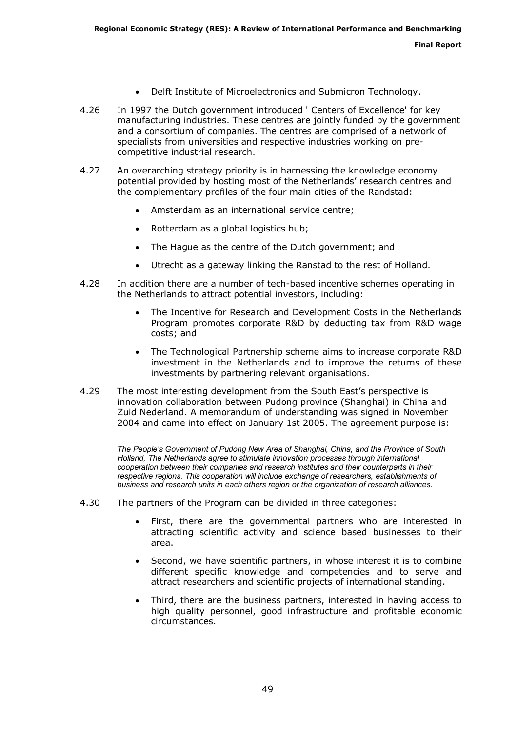- Delft Institute of Microelectronics and Submicron Technology.

4.26 In 1997 the Dutch government introduced ' Centers of Excellence' for key manufacturing industries. These centres are jointly funded by the government and a consortium of companies. The centres are comprised of a network of specialists from universities and respective industries working on pre-competitive industrial research.

4.27 An overarching strategy priority is in harnessing the knowledge economy potential provided by hosting most of the Netherlands' research centres and the complementary profiles of the four main cities of the Randstad:

- Amsterdam as an international service centre;
- Rotterdam as a global logistics hub;
- The Hague as the centre of the Dutch government; and
- Utrecht as a gateway linking the Ranstad to the rest of Holland.

4.28 In addition there are a number of tech-based incentive schemes operating in the Netherlands to attract potential investors, including:

- The Incentive for Research and Development Costs in the Netherlands Program promotes corporate R&D by deducting tax from R&D wage costs; and
- The Technological Partnership scheme aims to increase corporate R&D investment in the Netherlands and to improve the returns of these investments by partnering relevant organisations.

4.29 The most interesting development from the South East's perspective is innovation collaboration between Pudong province (Shanghai) in China and Zuid Nederland. A memorandum of understanding was signed in November 2004 and came into effect on January 1st 2005. The agreement purpose is:

> *The People's Government of Pudong New Area of Shanghai, China, and the Province of South Holland, The Netherlands agree to stimulate innovation processes through international cooperation between their companies and research institutes and their counterparts in their respective regions. This cooperation will include exchange of researchers, establishments of business and research units in each others region or the organization of research alliances.*

4.30 The partners of the Program can be divided in three categories:

- First, there are the governmental partners who are interested in attracting scientific activity and science based businesses to their area.
- Second, we have scientific partners, in whose interest it is to combine different specific knowledge and competencies and to serve and attract researchers and scientific projects of international standing.
- Third, there are the business partners, interested in having access to high quality personnel, good infrastructure and profitable economic circumstances.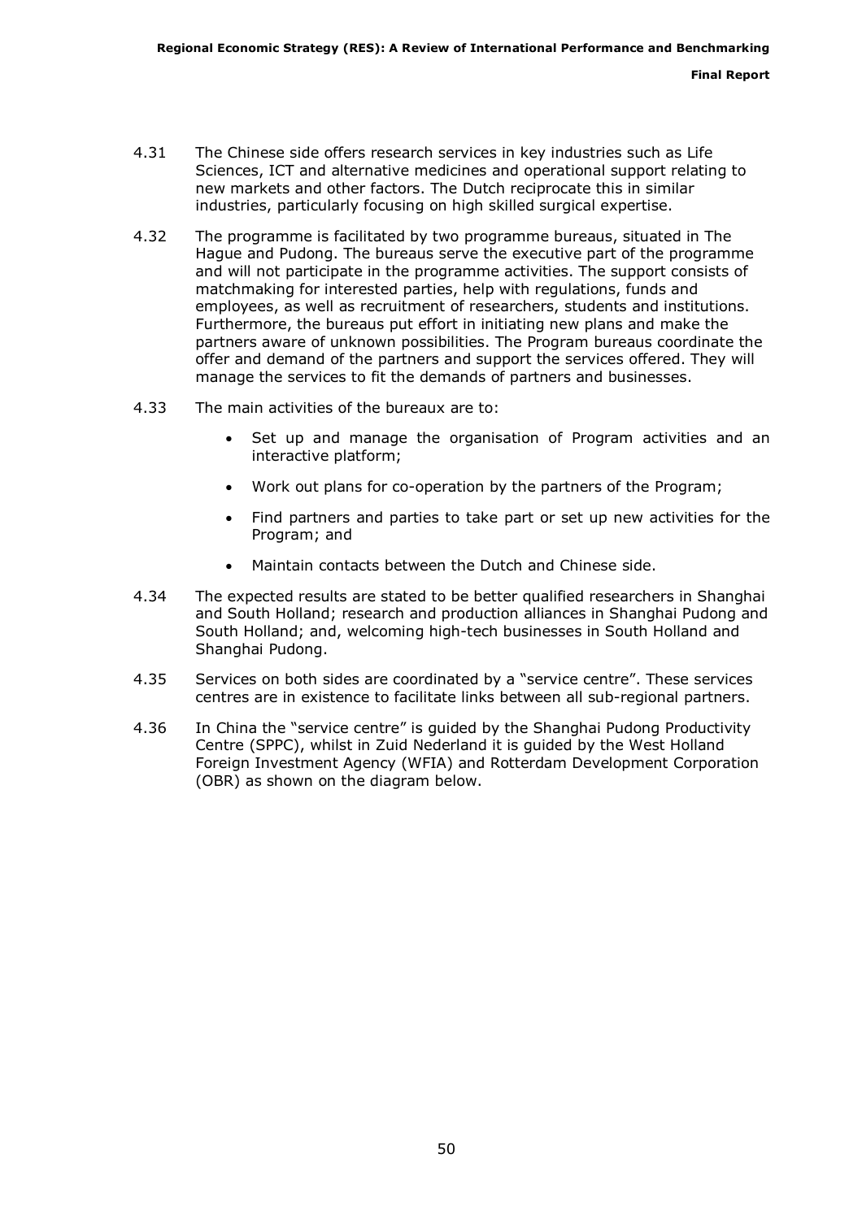4.31 The Chinese side offers research services in key industries such as Life Sciences, ICT and alternative medicines and operational support relating to new markets and other factors. The Dutch reciprocate this in similar industries, particularly focusing on high skilled surgical expertise.

4.32 The programme is facilitated by two programme bureaus, situated in The Hague and Pudong. The bureaus serve the executive part of the programme and will not participate in the programme activities. The support consists of matchmaking for interested parties, help with regulations, funds and employees, as well as recruitment of researchers, students and institutions. Furthermore, the bureaus put effort in initiating new plans and make the partners aware of unknown possibilities. The Program bureaus coordinate the offer and demand of the partners and support the services offered. They will manage the services to fit the demands of partners and businesses.

4.33 The main activities of the bureaux are to:

- Set up and manage the organisation of Program activities and an interactive platform;
- Work out plans for co-operation by the partners of the Program;
- Find partners and parties to take part or set up new activities for the Program; and
- Maintain contacts between the Dutch and Chinese side.

4.34 The expected results are stated to be better qualified researchers in Shanghai and South Holland; research and production alliances in Shanghai Pudong and South Holland; and, welcoming high-tech businesses in South Holland and Shanghai Pudong.

4.35 Services on both sides are coordinated by a "service centre". These services centres are in existence to facilitate links between all sub-regional partners.

4.36 In China the "service centre" is guided by the Shanghai Pudong Productivity Centre (SPPC), whilst in Zuid Nederland it is guided by the West Holland Foreign Investment Agency (WFIA) and Rotterdam Development Corporation (OBR) as shown on the diagram below.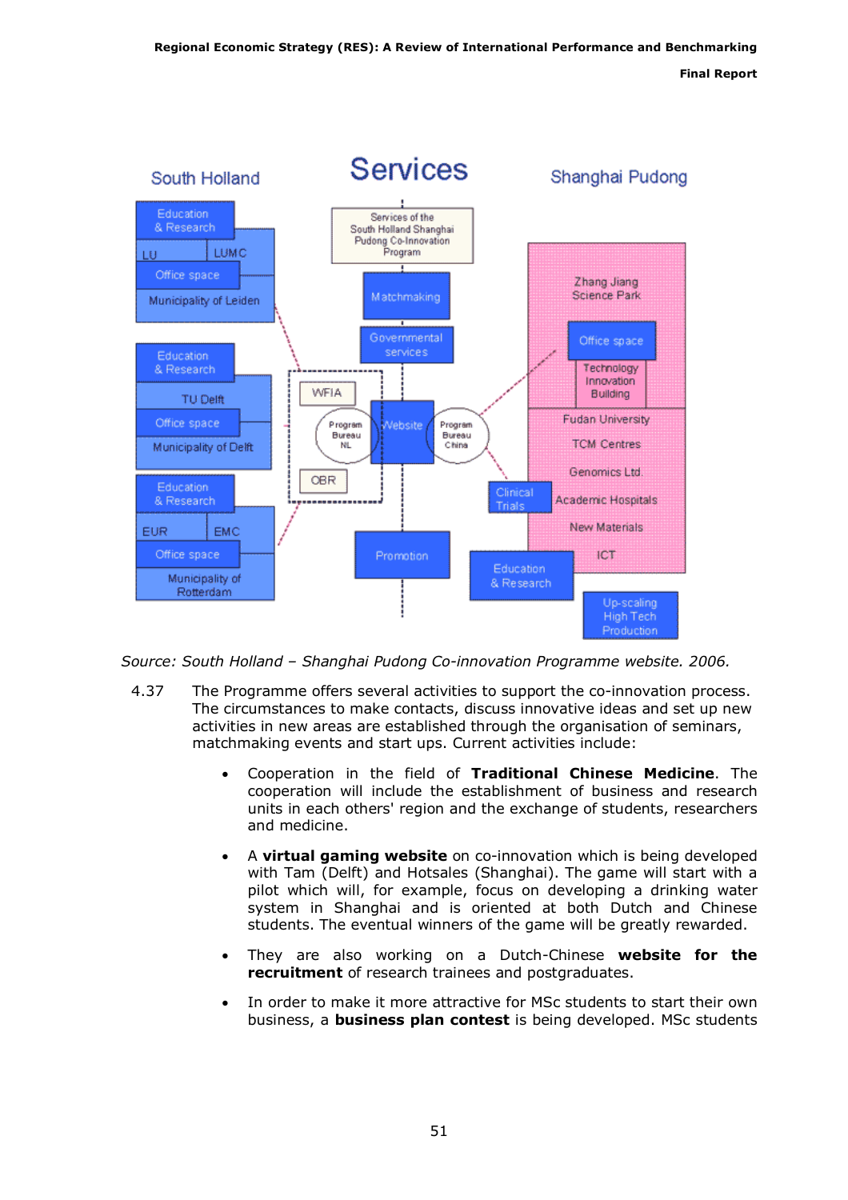South Holland

**Services**

Shanghai Pudong

Education & Research

LU | LUMC

Office space

Municipality of Leiden

Education & Research

TU Delft

Office space

Municipality of Delft

Education & Research

EUR | EMC

Office space

Municipality of Rotterdam

Services of the South Holland Shanghai Pudong Co-Innovation Program

Matchmaking

Governmental services

WFIA

Program Bureau NL

Website

Program Bureau China

OBR

Promotion

Zhang Jiang Science Park

Office space

Technology Innovation Building

Fudan University

TCM Centres

Genomics Ltd.

Clinical Trials

Academic Hospitals

New Materials

ICT

Education & Research

Up-scaling High Tech Production

*Source: South Holland – Shanghai Pudong Co-innovation Programme website. 2006.*

4.37 The Programme offers several activities to support the co-innovation process. The circumstances to make contacts, discuss innovative ideas and set up new activities in new areas are established through the organisation of seminars, matchmaking events and start ups. Current activities include:

- Cooperation in the field of **Traditional Chinese Medicine**. The cooperation will include the establishment of business and research units in each others' region and the exchange of students, researchers and medicine.
- A **virtual gaming website** on co-innovation which is being developed with Tam (Delft) and Hotsales (Shanghai). The game will start with a pilot which will, for example, focus on developing a drinking water system in Shanghai and is oriented at both Dutch and Chinese students. The eventual winners of the game will be greatly rewarded.
- They are also working on a Dutch-Chinese **website for the recruitment** of research trainees and postgraduates.
- In order to make it more attractive for MSc students to start their own business, a **business plan contest** is being developed. MSc students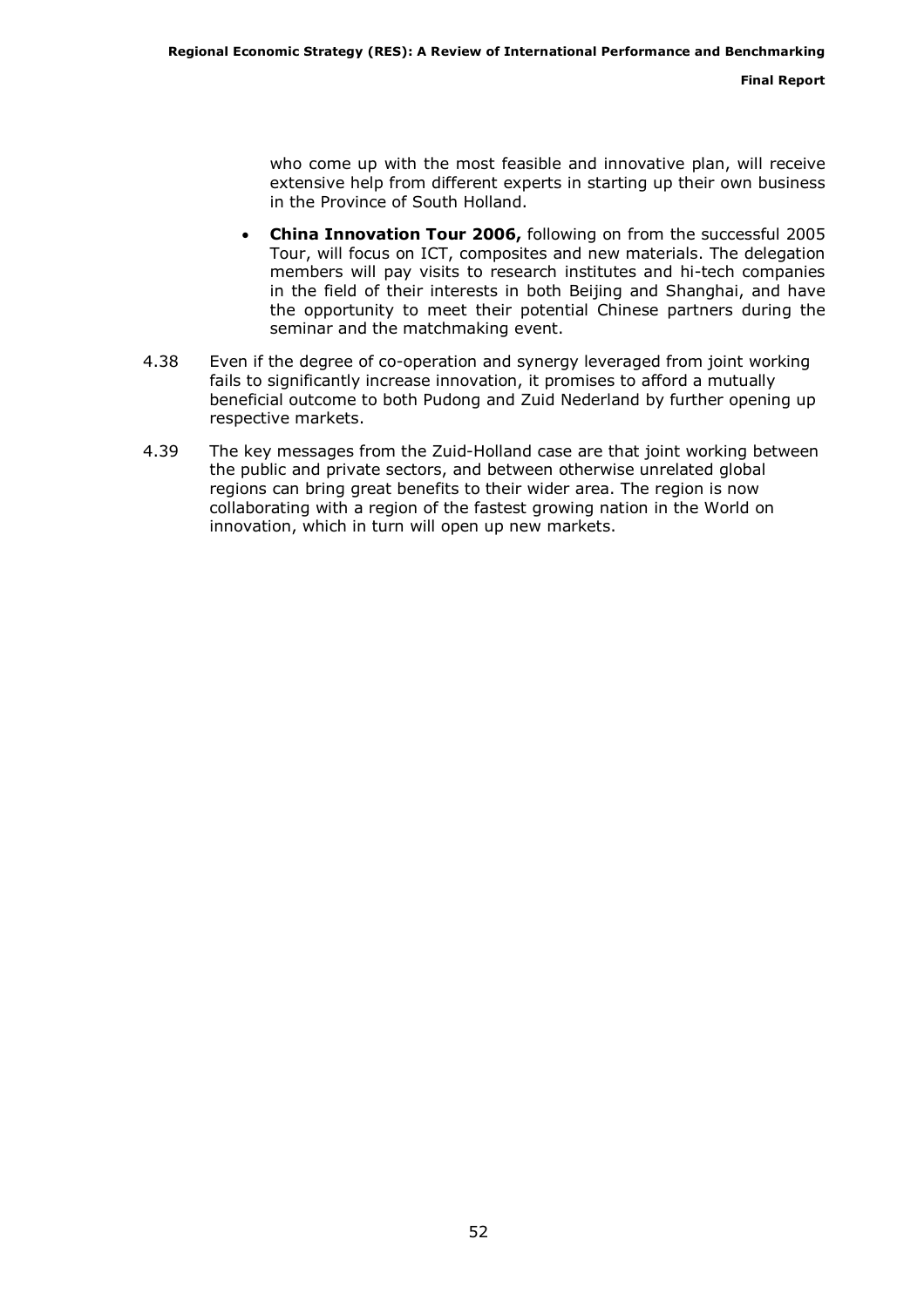who come up with the most feasible and innovative plan, will receive extensive help from different experts in starting up their own business in the Province of South Holland.

- **China Innovation Tour 2006,** following on from the successful 2005 Tour, will focus on ICT, composites and new materials. The delegation members will pay visits to research institutes and hi-tech companies in the field of their interests in both Beijing and Shanghai, and have the opportunity to meet their potential Chinese partners during the seminar and the matchmaking event.

4.38 Even if the degree of co-operation and synergy leveraged from joint working fails to significantly increase innovation, it promises to afford a mutually beneficial outcome to both Pudong and Zuid Nederland by further opening up respective markets.

4.39 The key messages from the Zuid-Holland case are that joint working between the public and private sectors, and between otherwise unrelated global regions can bring great benefits to their wider area. The region is now collaborating with a region of the fastest growing nation in the World on innovation, which in turn will open up new markets.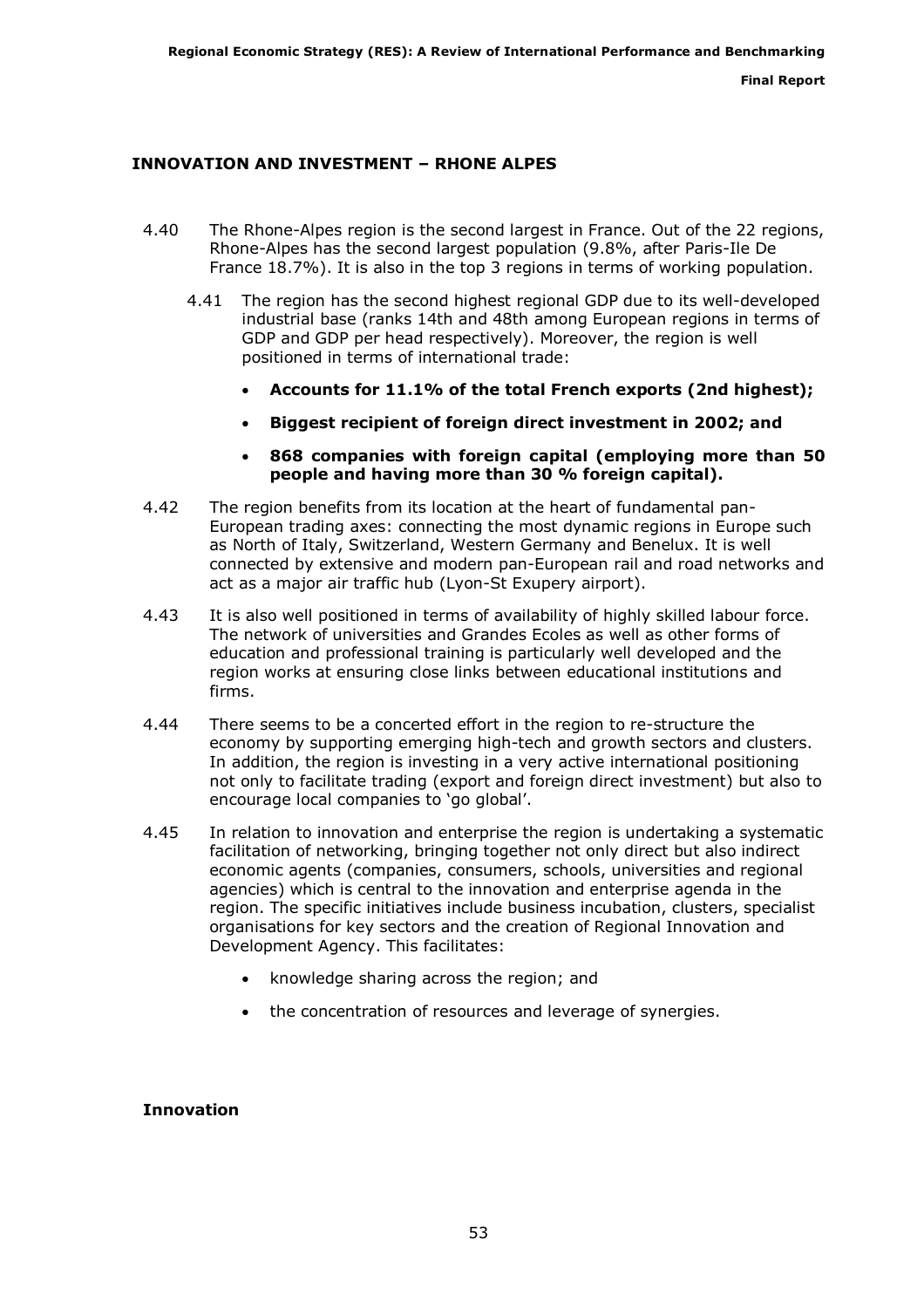## INNOVATION AND INVESTMENT – RHONE ALPES

4.40 The Rhone-Alpes region is the second largest in France. Out of the 22 regions, Rhone-Alpes has the second largest population (9.8%, after Paris-Ile De France 18.7%). It is also in the top 3 regions in terms of working population.

4.41 The region has the second highest regional GDP due to its well-developed industrial base (ranks 14th and 48th among European regions in terms of GDP and GDP per head respectively). Moreover, the region is well positioned in terms of international trade:

- **Accounts for 11.1% of the total French exports (2nd highest);**
- **Biggest recipient of foreign direct investment in 2002; and**
- **868 companies with foreign capital (employing more than 50 people and having more than 30 % foreign capital).**

4.42 The region benefits from its location at the heart of fundamental pan-European trading axes: connecting the most dynamic regions in Europe such as North of Italy, Switzerland, Western Germany and Benelux. It is well connected by extensive and modern pan-European rail and road networks and act as a major air traffic hub (Lyon-St Exupery airport).

4.43 It is also well positioned in terms of availability of highly skilled labour force. The network of universities and Grandes Ecoles as well as other forms of education and professional training is particularly well developed and the region works at ensuring close links between educational institutions and firms.

4.44 There seems to be a concerted effort in the region to re-structure the economy by supporting emerging high-tech and growth sectors and clusters. In addition, the region is investing in a very active international positioning not only to facilitate trading (export and foreign direct investment) but also to encourage local companies to 'go global'.

4.45 In relation to innovation and enterprise the region is undertaking a systematic facilitation of networking, bringing together not only direct but also indirect economic agents (companies, consumers, schools, universities and regional agencies) which is central to the innovation and enterprise agenda in the region. The specific initiatives include business incubation, clusters, specialist organisations for key sectors and the creation of Regional Innovation and Development Agency. This facilitates:

- knowledge sharing across the region; and
- the concentration of resources and leverage of synergies.

### Innovation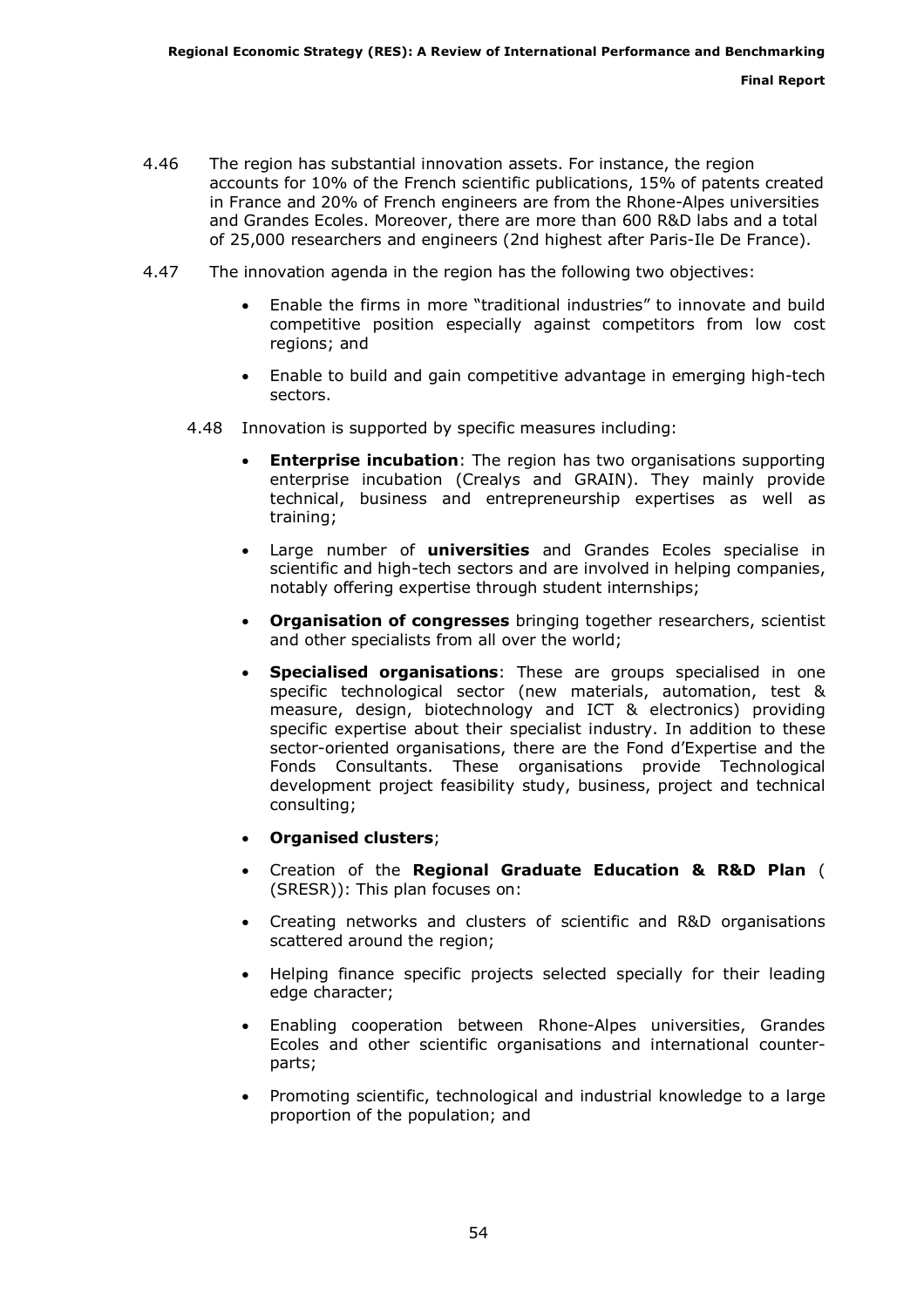4.46 The region has substantial innovation assets. For instance, the region accounts for 10% of the French scientific publications, 15% of patents created in France and 20% of French engineers are from the Rhone-Alpes universities and Grandes Ecoles. Moreover, there are more than 600 R&D labs and a total of 25,000 researchers and engineers (2nd highest after Paris-Ile De France).

4.47 The innovation agenda in the region has the following two objectives:

- Enable the firms in more "traditional industries" to innovate and build competitive position especially against competitors from low cost regions; and
- Enable to build and gain competitive advantage in emerging high-tech sectors.

4.48 Innovation is supported by specific measures including:

- **Enterprise incubation**: The region has two organisations supporting enterprise incubation (Crealys and GRAIN). They mainly provide technical, business and entrepreneurship expertises as well as training;
- Large number of **universities** and Grandes Ecoles specialise in scientific and high-tech sectors and are involved in helping companies, notably offering expertise through student internships;
- **Organisation of congresses** bringing together researchers, scientist and other specialists from all over the world;
- **Specialised organisations**: These are groups specialised in one specific technological sector (new materials, automation, test & measure, design, biotechnology and ICT & electronics) providing specific expertise about their specialist industry. In addition to these sector-oriented organisations, there are the Fond d'Expertise and the Fonds Consultants. These organisations provide Technological development project feasibility study, business, project and technical consulting;
- **Organised clusters**;
- Creation of the **Regional Graduate Education & R&D Plan** ( (SRESR)): This plan focuses on:
- Creating networks and clusters of scientific and R&D organisations scattered around the region;
- Helping finance specific projects selected specially for their leading edge character;
- Enabling cooperation between Rhone-Alpes universities, Grandes Ecoles and other scientific organisations and international counter-parts;
- Promoting scientific, technological and industrial knowledge to a large proportion of the population; and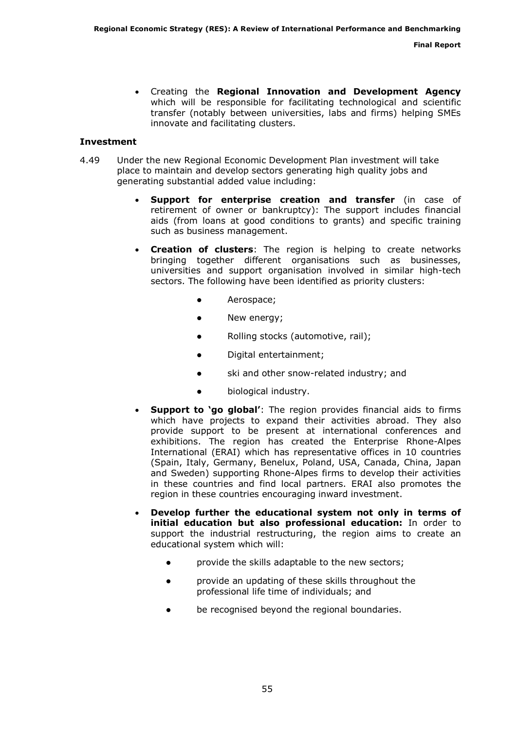- Creating the **Regional Innovation and Development Agency** which will be responsible for facilitating technological and scientific transfer (notably between universities, labs and firms) helping SMEs innovate and facilitating clusters.

### Investment

4.49 Under the new Regional Economic Development Plan investment will take place to maintain and develop sectors generating high quality jobs and generating substantial added value including:

- **Support for enterprise creation and transfer** (in case of retirement of owner or bankruptcy): The support includes financial aids (from loans at good conditions to grants) and specific training such as business management.
- **Creation of clusters**: The region is helping to create networks bringing together different organisations such as businesses, universities and support organisation involved in similar high-tech sectors. The following have been identified as priority clusters:
  - Aerospace;
  - New energy;
  - Rolling stocks (automotive, rail);
  - Digital entertainment;
  - ski and other snow-related industry; and
  - biological industry.
- **Support to 'go global'**: The region provides financial aids to firms which have projects to expand their activities abroad. They also provide support to be present at international conferences and exhibitions. The region has created the Enterprise Rhone-Alpes International (ERAI) which has representative offices in 10 countries (Spain, Italy, Germany, Benelux, Poland, USA, Canada, China, Japan and Sweden) supporting Rhone-Alpes firms to develop their activities in these countries and find local partners. ERAI also promotes the region in these countries encouraging inward investment.
- **Develop further the educational system not only in terms of initial education but also professional education:** In order to support the industrial restructuring, the region aims to create an educational system which will:
  - provide the skills adaptable to the new sectors;
  - provide an updating of these skills throughout the professional life time of individuals; and
  - be recognised beyond the regional boundaries.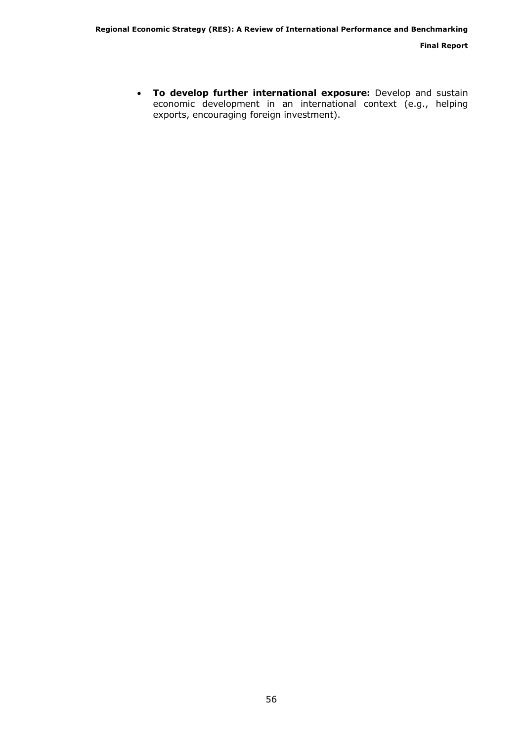- **To develop further international exposure:** Develop and sustain economic development in an international context (e.g., helping exports, encouraging foreign investment).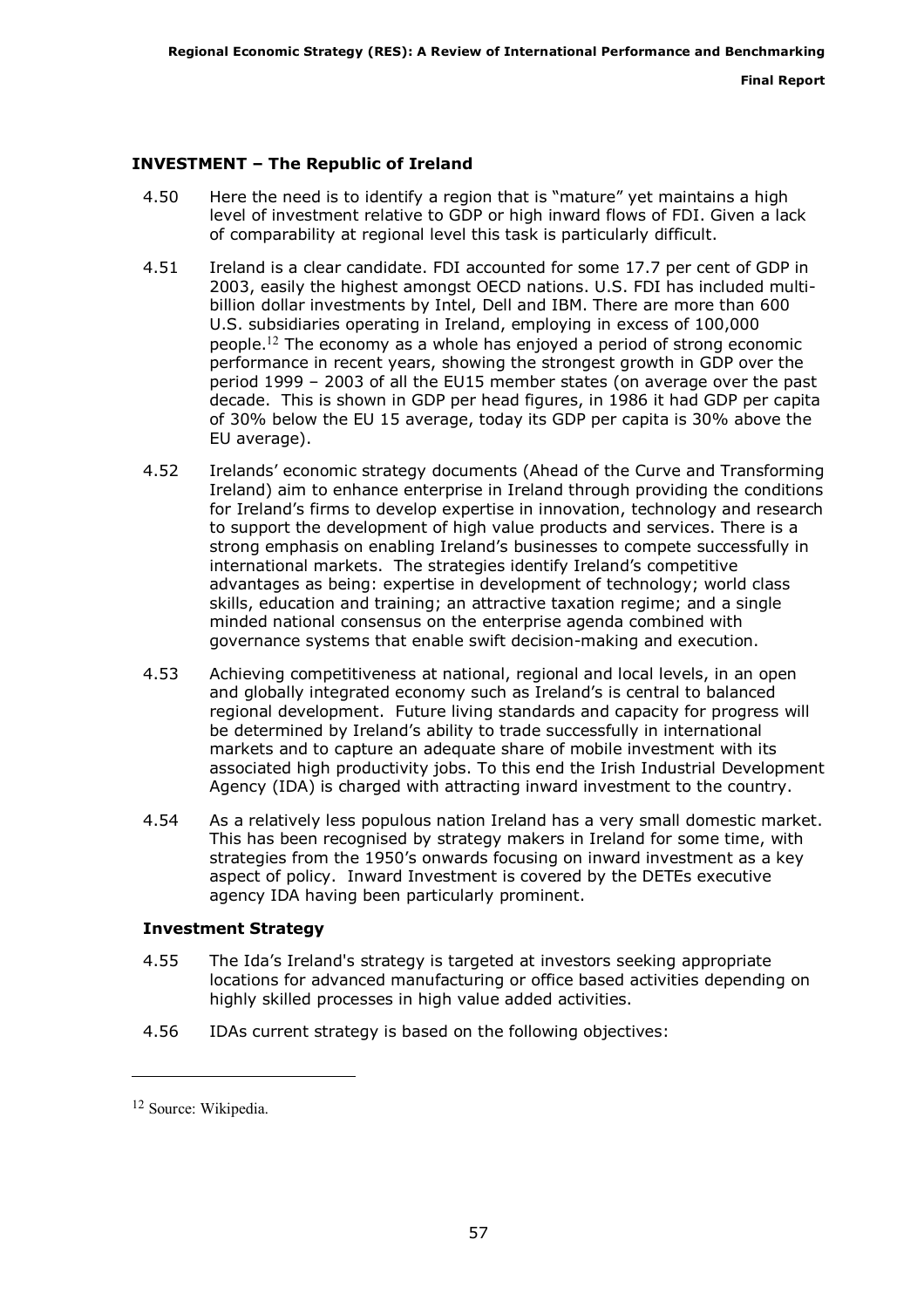### INVESTMENT – The Republic of Ireland

4.50 Here the need is to identify a region that is "mature" yet maintains a high level of investment relative to GDP or high inward flows of FDI. Given a lack of comparability at regional level this task is particularly difficult.

4.51 Ireland is a clear candidate. FDI accounted for some 17.7 per cent of GDP in 2003, easily the highest amongst OECD nations. U.S. FDI has included multi-billion dollar investments by Intel, Dell and IBM. There are more than 600 U.S. subsidiaries operating in Ireland, employing in excess of 100,000 people.[12] The economy as a whole has enjoyed a period of strong economic performance in recent years, showing the strongest growth in GDP over the period 1999 – 2003 of all the EU15 member states (on average over the past decade. This is shown in GDP per head figures, in 1986 it had GDP per capita of 30% below the EU 15 average, today its GDP per capita is 30% above the EU average).

4.52 Irelands' economic strategy documents (Ahead of the Curve and Transforming Ireland) aim to enhance enterprise in Ireland through providing the conditions for Ireland's firms to develop expertise in innovation, technology and research to support the development of high value products and services. There is a strong emphasis on enabling Ireland's businesses to compete successfully in international markets. The strategies identify Ireland's competitive advantages as being: expertise in development of technology; world class skills, education and training; an attractive taxation regime; and a single minded national consensus on the enterprise agenda combined with governance systems that enable swift decision-making and execution.

4.53 Achieving competitiveness at national, regional and local levels, in an open and globally integrated economy such as Ireland's is central to balanced regional development. Future living standards and capacity for progress will be determined by Ireland's ability to trade successfully in international markets and to capture an adequate share of mobile investment with its associated high productivity jobs. To this end the Irish Industrial Development Agency (IDA) is charged with attracting inward investment to the country.

4.54 As a relatively less populous nation Ireland has a very small domestic market. This has been recognised by strategy makers in Ireland for some time, with strategies from the 1950's onwards focusing on inward investment as a key aspect of policy. Inward Investment is covered by the DETEs executive agency IDA having been particularly prominent.

#### Investment Strategy

4.55 The Ida's Ireland's strategy is targeted at investors seeking appropriate locations for advanced manufacturing or office based activities depending on highly skilled processes in high value added activities.

4.56 IDAs current strategy is based on the following objectives:

---

[12] Source: Wikipedia.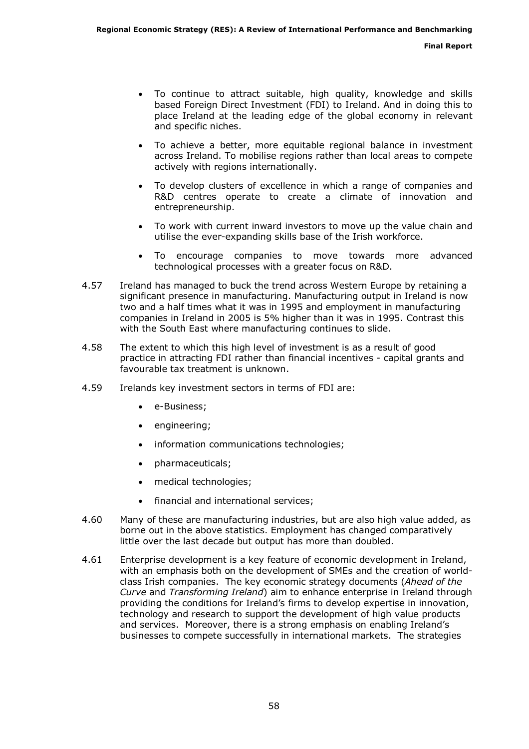- To continue to attract suitable, high quality, knowledge and skills based Foreign Direct Investment (FDI) to Ireland. And in doing this to place Ireland at the leading edge of the global economy in relevant and specific niches.

- To achieve a better, more equitable regional balance in investment across Ireland. To mobilise regions rather than local areas to compete actively with regions internationally.

- To develop clusters of excellence in which a range of companies and R&D centres operate to create a climate of innovation and entrepreneurship.

- To work with current inward investors to move up the value chain and utilise the ever-expanding skills base of the Irish workforce.

- To encourage companies to move towards more advanced technological processes with a greater focus on R&D.

4.57 Ireland has managed to buck the trend across Western Europe by retaining a significant presence in manufacturing. Manufacturing output in Ireland is now two and a half times what it was in 1995 and employment in manufacturing companies in Ireland in 2005 is 5% higher than it was in 1995. Contrast this with the South East where manufacturing continues to slide.

4.58 The extent to which this high level of investment is as a result of good practice in attracting FDI rather than financial incentives - capital grants and favourable tax treatment is unknown.

4.59 Irelands key investment sectors in terms of FDI are:

- e-Business;
- engineering;
- information communications technologies;
- pharmaceuticals;
- medical technologies;
- financial and international services;

4.60 Many of these are manufacturing industries, but are also high value added, as borne out in the above statistics. Employment has changed comparatively little over the last decade but output has more than doubled.

4.61 Enterprise development is a key feature of economic development in Ireland, with an emphasis both on the development of SMEs and the creation of world-class Irish companies. The key economic strategy documents (*Ahead of the Curve* and *Transforming Ireland*) aim to enhance enterprise in Ireland through providing the conditions for Ireland's firms to develop expertise in innovation, technology and research to support the development of high value products and services. Moreover, there is a strong emphasis on enabling Ireland's businesses to compete successfully in international markets. The strategies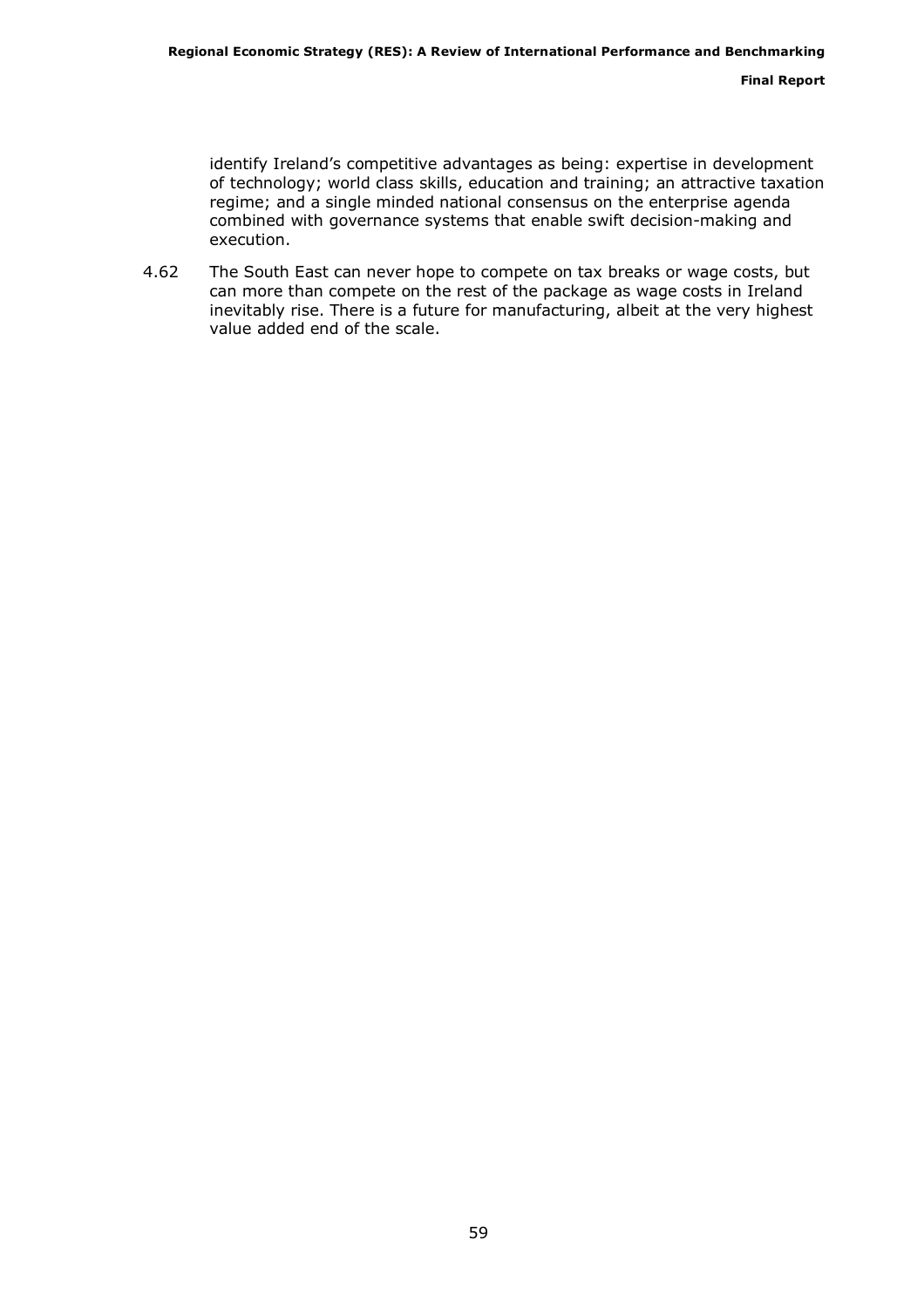identify Ireland's competitive advantages as being: expertise in development of technology; world class skills, education and training; an attractive taxation regime; and a single minded national consensus on the enterprise agenda combined with governance systems that enable swift decision-making and execution.

4.62 The South East can never hope to compete on tax breaks or wage costs, but can more than compete on the rest of the package as wage costs in Ireland inevitably rise. There is a future for manufacturing, albeit at the very highest value added end of the scale.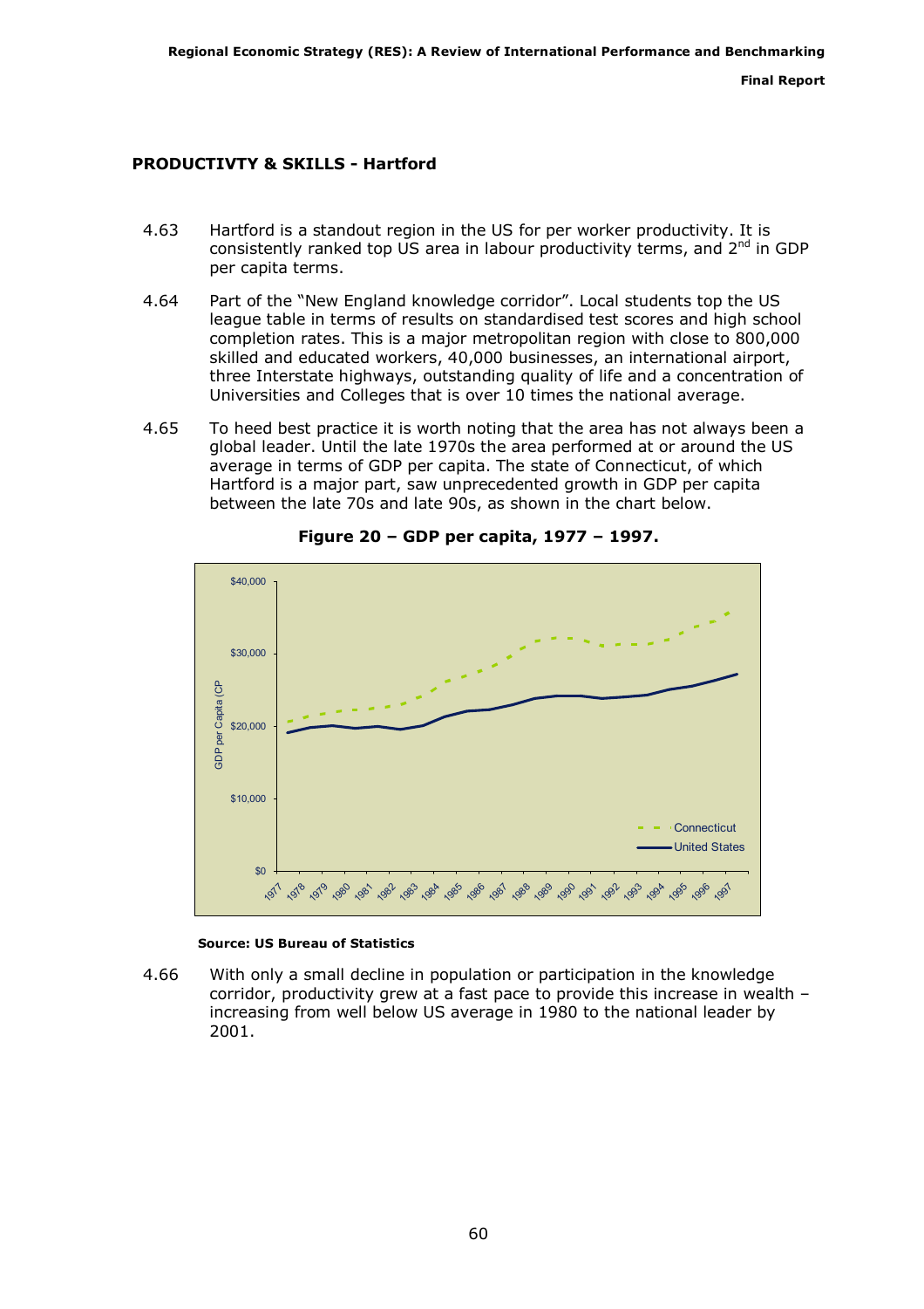## PRODUCTIVTY & SKILLS - Hartford

4.63 Hartford is a standout region in the US for per worker productivity. It is consistently ranked top US area in labour productivity terms, and 2nd in GDP per capita terms.

4.64 Part of the "New England knowledge corridor". Local students top the US league table in terms of results on standardised test scores and high school completion rates. This is a major metropolitan region with close to 800,000 skilled and educated workers, 40,000 businesses, an international airport, three Interstate highways, outstanding quality of life and a concentration of Universities and Colleges that is over 10 times the national average.

4.65 To heed best practice it is worth noting that the area has not always been a global leader. Until the late 1970s the area performed at or around the US average in terms of GDP per capita. The state of Connecticut, of which Hartford is a major part, saw unprecedented growth in GDP per capita between the late 70s and late 90s, as shown in the chart below.

**Figure 20 – GDP per capita, 1977 – 1997.**

**Source: US Bureau of Statistics**

4.66 With only a small decline in population or participation in the knowledge corridor, productivity grew at a fast pace to provide this increase in wealth – increasing from well below US average in 1980 to the national leader by 2001.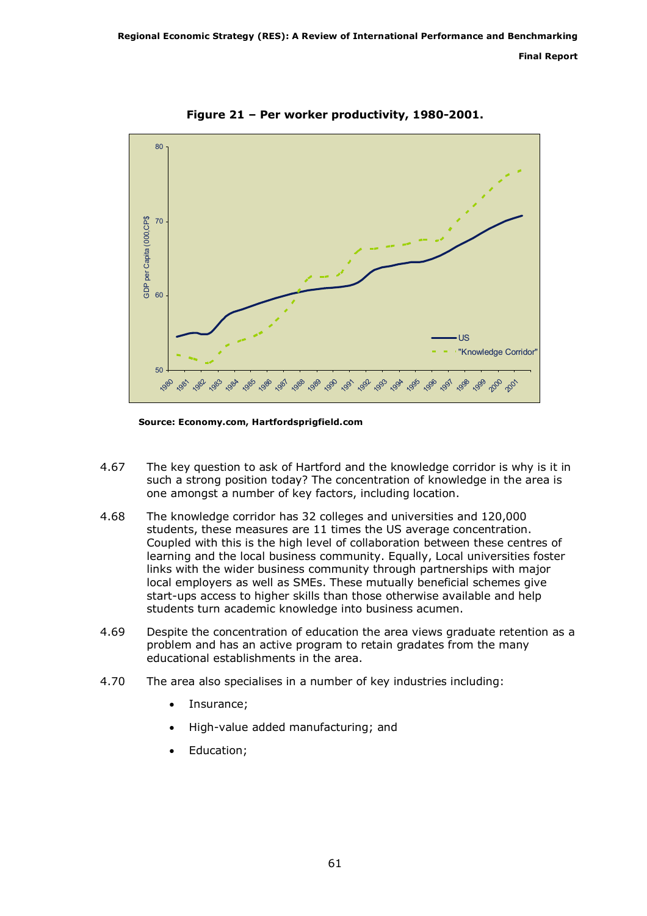**Figure 21 – Per worker productivity, 1980-2001.**

Source: Economy.com, Hartfordsprigfield.com

4.67 The key question to ask of Hartford and the knowledge corridor is why is it in such a strong position today? The concentration of knowledge in the area is one amongst a number of key factors, including location.

4.68 The knowledge corridor has 32 colleges and universities and 120,000 students, these measures are 11 times the US average concentration. Coupled with this is the high level of collaboration between these centres of learning and the local business community. Equally, Local universities foster links with the wider business community through partnerships with major local employers as well as SMEs. These mutually beneficial schemes give start-ups access to higher skills than those otherwise available and help students turn academic knowledge into business acumen.

4.69 Despite the concentration of education the area views graduate retention as a problem and has an active program to retain gradates from the many educational establishments in the area.

4.70 The area also specialises in a number of key industries including:

- Insurance;
- High-value added manufacturing; and
- Education;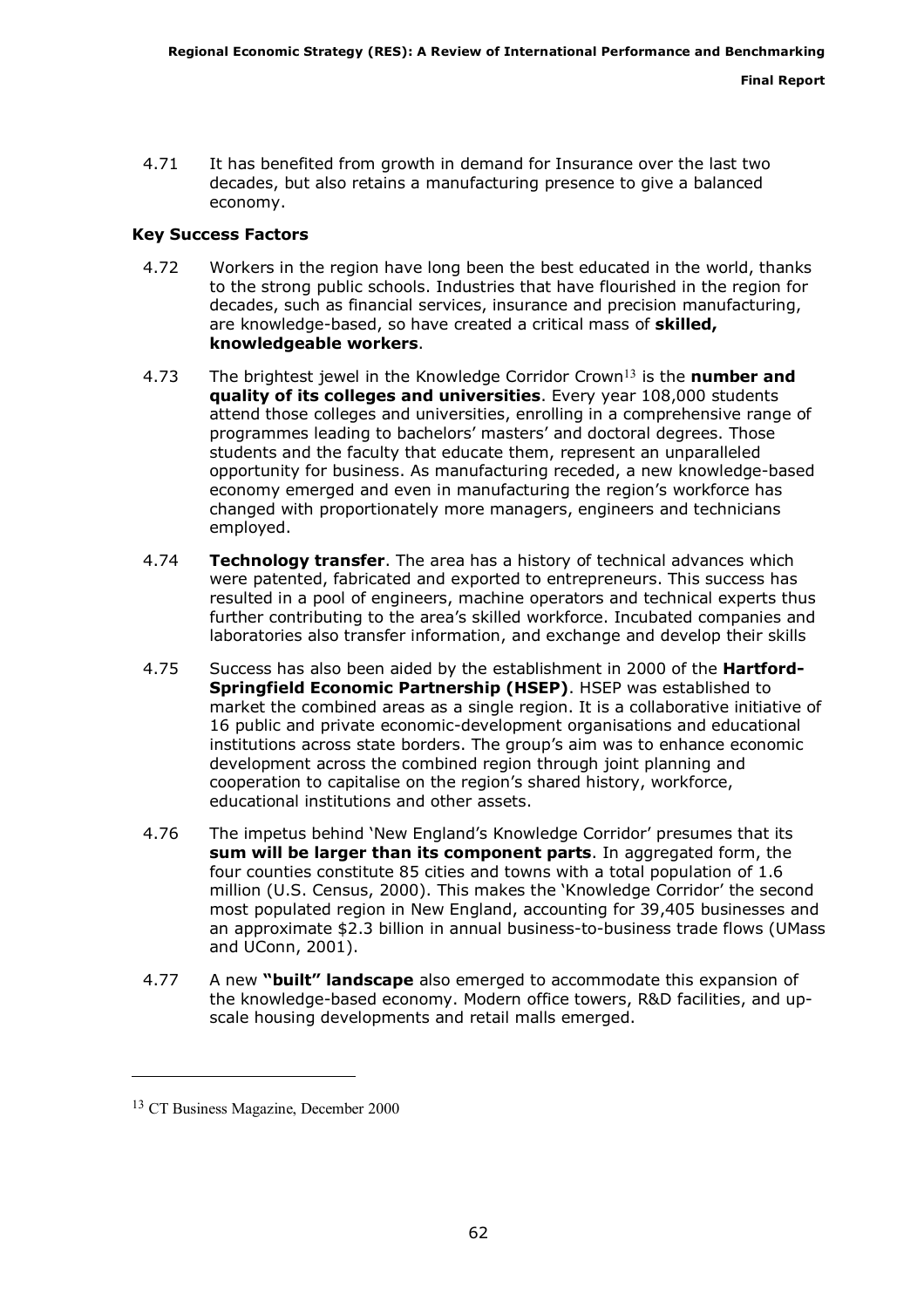4.71 It has benefited from growth in demand for Insurance over the last two decades, but also retains a manufacturing presence to give a balanced economy.

### Key Success Factors

4.72 Workers in the region have long been the best educated in the world, thanks to the strong public schools. Industries that have flourished in the region for decades, such as financial services, insurance and precision manufacturing, are knowledge-based, so have created a critical mass of **skilled, knowledgeable workers**.

4.73 The brightest jewel in the Knowledge Corridor Crown[13] is the **number and quality of its colleges and universities**. Every year 108,000 students attend those colleges and universities, enrolling in a comprehensive range of programmes leading to bachelors' masters' and doctoral degrees. Those students and the faculty that educate them, represent an unparalleled opportunity for business. As manufacturing receded, a new knowledge-based economy emerged and even in manufacturing the region's workforce has changed with proportionately more managers, engineers and technicians employed.

4.74 **Technology transfer**. The area has a history of technical advances which were patented, fabricated and exported to entrepreneurs. This success has resulted in a pool of engineers, machine operators and technical experts thus further contributing to the area's skilled workforce. Incubated companies and laboratories also transfer information, and exchange and develop their skills

4.75 Success has also been aided by the establishment in 2000 of the **Hartford-Springfield Economic Partnership (HSEP)**. HSEP was established to market the combined areas as a single region. It is a collaborative initiative of 16 public and private economic-development organisations and educational institutions across state borders. The group's aim was to enhance economic development across the combined region through joint planning and cooperation to capitalise on the region's shared history, workforce, educational institutions and other assets.

4.76 The impetus behind 'New England's Knowledge Corridor' presumes that its **sum will be larger than its component parts**. In aggregated form, the four counties constitute 85 cities and towns with a total population of 1.6 million (U.S. Census, 2000). This makes the 'Knowledge Corridor' the second most populated region in New England, accounting for 39,405 businesses and an approximate $2.3 billion in annual business-to-business trade flows (UMass and UConn, 2001).

4.77 A new **"built" landscape** also emerged to accommodate this expansion of the knowledge-based economy. Modern office towers, R&D facilities, and up-scale housing developments and retail malls emerged.

---

[13] CT Business Magazine, December 2000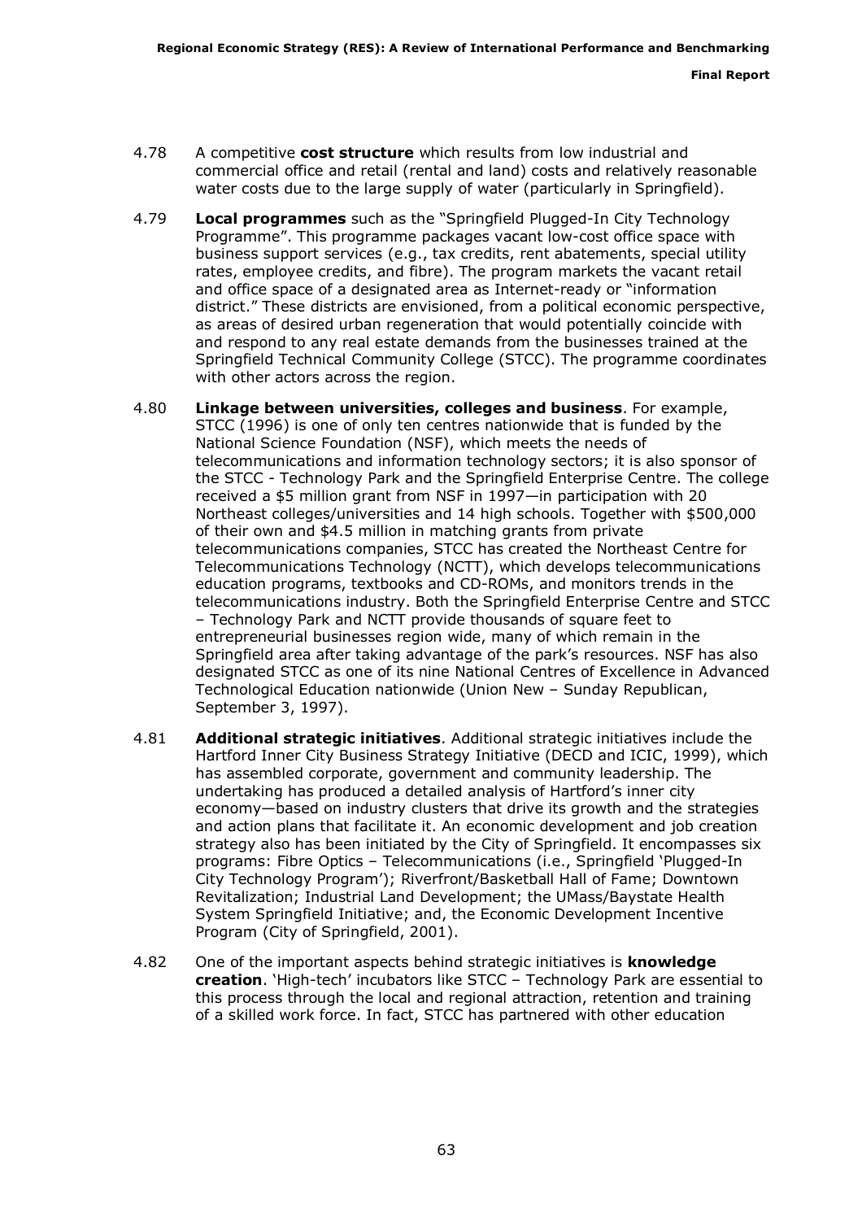4.78 A competitive **cost structure** which results from low industrial and commercial office and retail (rental and land) costs and relatively reasonable water costs due to the large supply of water (particularly in Springfield).

4.79 **Local programmes** such as the "Springfield Plugged-In City Technology Programme". This programme packages vacant low-cost office space with business support services (e.g., tax credits, rent abatements, special utility rates, employee credits, and fibre). The program markets the vacant retail and office space of a designated area as Internet-ready or "information district." These districts are envisioned, from a political economic perspective, as areas of desired urban regeneration that would potentially coincide with and respond to any real estate demands from the businesses trained at the Springfield Technical Community College (STCC). The programme coordinates with other actors across the region.

4.80 **Linkage between universities, colleges and business**. For example, STCC (1996) is one of only ten centres nationwide that is funded by the National Science Foundation (NSF), which meets the needs of telecommunications and information technology sectors; it is also sponsor of the STCC - Technology Park and the Springfield Enterprise Centre. The college received a $5 million grant from NSF in 1997—in participation with 20 Northeast colleges/universities and 14 high schools. Together with $500,000 of their own and $4.5 million in matching grants from private telecommunications companies, STCC has created the Northeast Centre for Telecommunications Technology (NCTT), which develops telecommunications education programs, textbooks and CD-ROMs, and monitors trends in the telecommunications industry. Both the Springfield Enterprise Centre and STCC – Technology Park and NCTT provide thousands of square feet to entrepreneurial businesses region wide, many of which remain in the Springfield area after taking advantage of the park's resources. NSF has also designated STCC as one of its nine National Centres of Excellence in Advanced Technological Education nationwide (Union New – Sunday Republican, September 3, 1997).

4.81 **Additional strategic initiatives**. Additional strategic initiatives include the Hartford Inner City Business Strategy Initiative (DECD and ICIC, 1999), which has assembled corporate, government and community leadership. The undertaking has produced a detailed analysis of Hartford's inner city economy—based on industry clusters that drive its growth and the strategies and action plans that facilitate it. An economic development and job creation strategy also has been initiated by the City of Springfield. It encompasses six programs: Fibre Optics – Telecommunications (i.e., Springfield 'Plugged-In City Technology Program'); Riverfront/Basketball Hall of Fame; Downtown Revitalization; Industrial Land Development; the UMass/Baystate Health System Springfield Initiative; and, the Economic Development Incentive Program (City of Springfield, 2001).

4.82 One of the important aspects behind strategic initiatives is **knowledge creation**. 'High-tech' incubators like STCC – Technology Park are essential to this process through the local and regional attraction, retention and training of a skilled work force. In fact, STCC has partnered with other education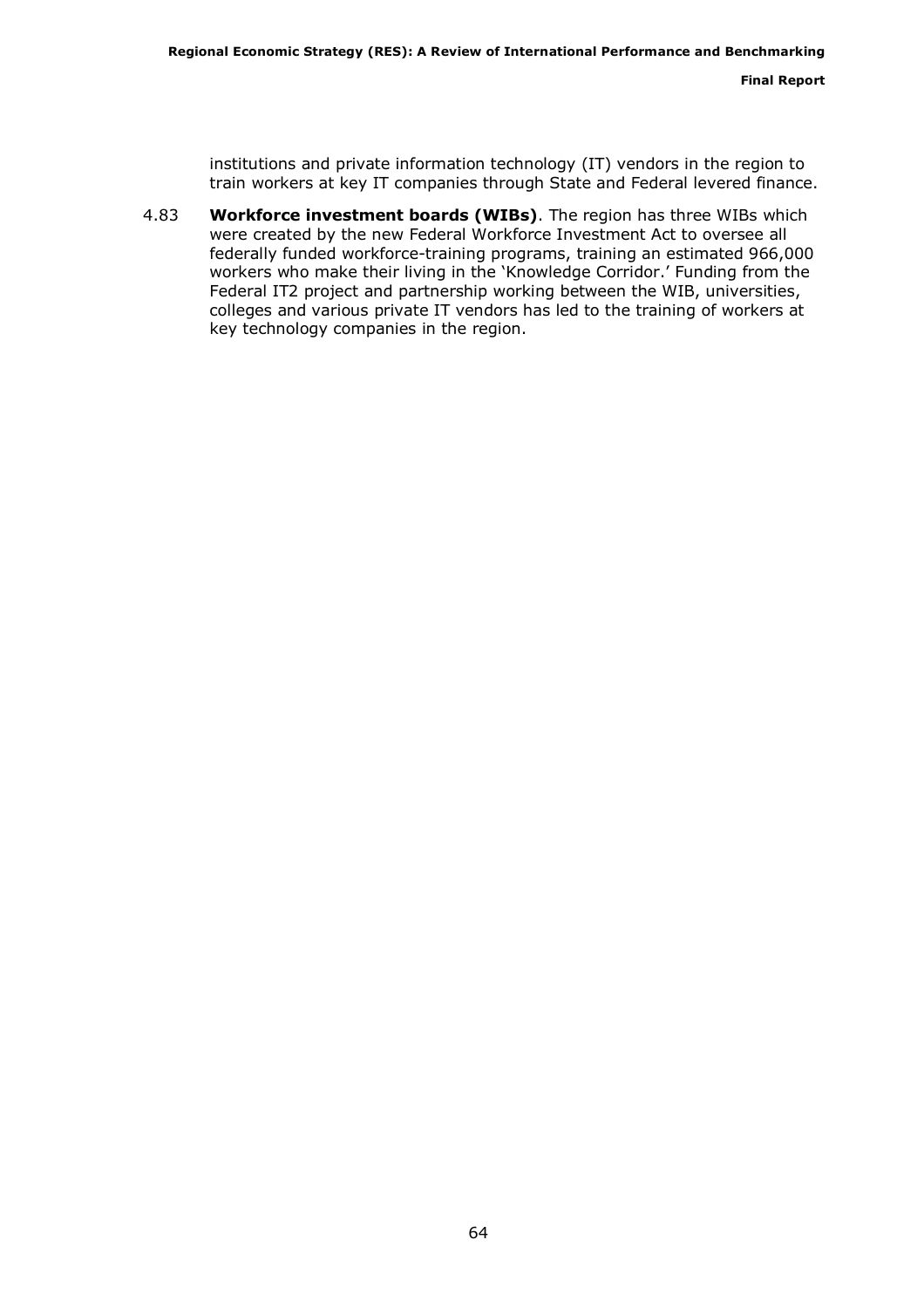institutions and private information technology (IT) vendors in the region to train workers at key IT companies through State and Federal levered finance.

4.83 **Workforce investment boards (WIBs)**. The region has three WIBs which were created by the new Federal Workforce Investment Act to oversee all federally funded workforce-training programs, training an estimated 966,000 workers who make their living in the 'Knowledge Corridor.' Funding from the Federal IT2 project and partnership working between the WIB, universities, colleges and various private IT vendors has led to the training of workers at key technology companies in the region.